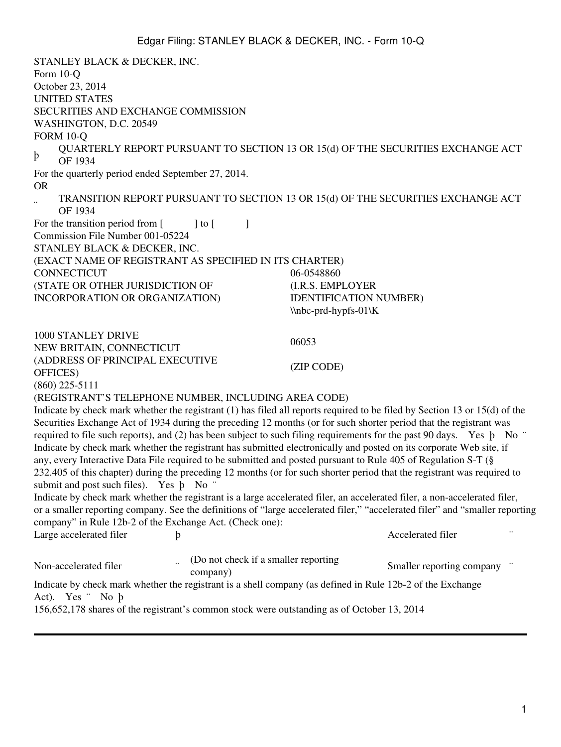STANLEY BLACK & DECKER, INC.
Form 10-Q
October 23, 2014

UNITED STATES
SECURITIES AND EXCHANGE COMMISSION
WASHINGTON, D.C. 20549

FORM 10-Q

þ QUARTERLY REPORT PURSUANT TO SECTION 13 OR 15(d) OF THE SECURITIES EXCHANGE ACT OF 1934

For the quarterly period ended September 27, 2014.

OR

¨ TRANSITION REPORT PURSUANT TO SECTION 13 OR 15(d) OF THE SECURITIES EXCHANGE ACT OF 1934

For the transition period from [ ] to [ ]

Commission File Number 001-05224

STANLEY BLACK & DECKER, INC.
(EXACT NAME OF REGISTRANT AS SPECIFIED IN ITS CHARTER)

| | |
|---|---|
| CONNECTICUT | 06-0548860 |
| (STATE OR OTHER JURISDICTION OF INCORPORATION OR ORGANIZATION) | (I.R.S. EMPLOYER IDENTIFICATION NUMBER) |
| | \\nbc-prd-hypfs-01\K |
| 1000 STANLEY DRIVE NEW BRITAIN, CONNECTICUT | 06053 |
| (ADDRESS OF PRINCIPAL EXECUTIVE OFFICES) | (ZIP CODE) |

(860) 225-5111
(REGISTRANT'S TELEPHONE NUMBER, INCLUDING AREA CODE)

Indicate by check mark whether the registrant (1) has filed all reports required to be filed by Section 13 or 15(d) of the Securities Exchange Act of 1934 during the preceding 12 months (or for such shorter period that the registrant was required to file such reports), and (2) has been subject to such filing requirements for the past 90 days. Yes þ No ¨

Indicate by check mark whether the registrant has submitted electronically and posted on its corporate Web site, if any, every Interactive Data File required to be submitted and posted pursuant to Rule 405 of Regulation S-T (§ 232.405 of this chapter) during the preceding 12 months (or for such shorter period that the registrant was required to submit and post such files). Yes þ No ¨

Indicate by check mark whether the registrant is a large accelerated filer, an accelerated filer, a non-accelerated filer, or a smaller reporting company. See the definitions of "large accelerated filer," "accelerated filer" and "smaller reporting company" in Rule 12b-2 of the Exchange Act. (Check one):

| | | | | |
|---|---|---|---|---|
| Large accelerated filer | þ | | Accelerated filer | ¨ |
| Non-accelerated filer | ¨ | (Do not check if a smaller reporting company) | Smaller reporting company | ¨ |

Indicate by check mark whether the registrant is a shell company (as defined in Rule 12b-2 of the Exchange Act). Yes ¨ No þ

156,652,178 shares of the registrant's common stock were outstanding as of October 13, 2014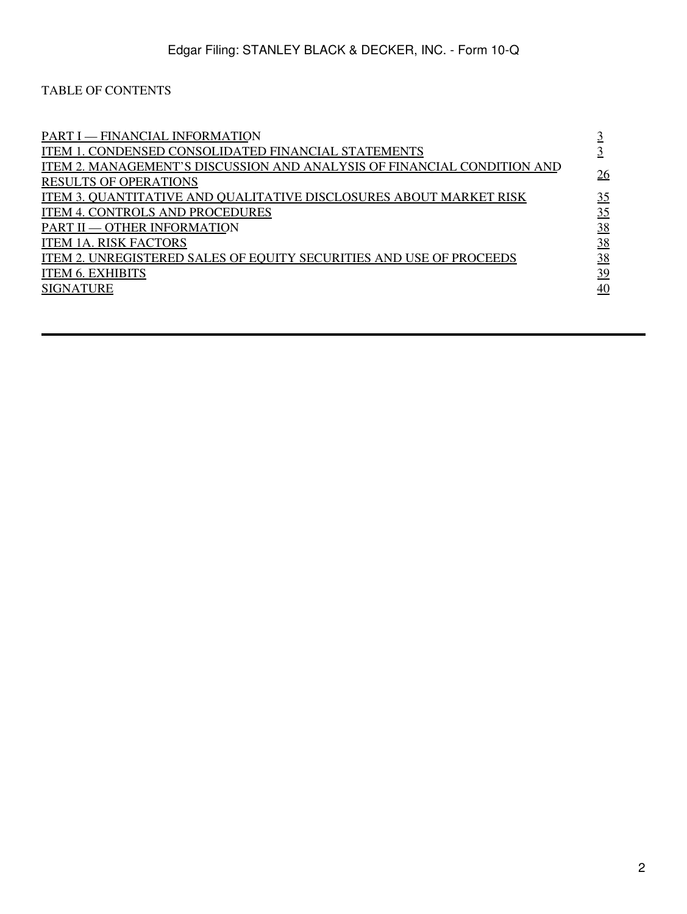TABLE OF CONTENTS

| | |
|---|---|
| PART I — FINANCIAL INFORMATION | 3 |
| ITEM 1. CONDENSED CONSOLIDATED FINANCIAL STATEMENTS | 3 |
| ITEM 2. MANAGEMENT'S DISCUSSION AND ANALYSIS OF FINANCIAL CONDITION AND RESULTS OF OPERATIONS | 26 |
| ITEM 3. QUANTITATIVE AND QUALITATIVE DISCLOSURES ABOUT MARKET RISK | 35 |
| ITEM 4. CONTROLS AND PROCEDURES | 35 |
| PART II — OTHER INFORMATION | 38 |
| ITEM 1A. RISK FACTORS | 38 |
| ITEM 2. UNREGISTERED SALES OF EQUITY SECURITIES AND USE OF PROCEEDS | 38 |
| ITEM 6. EXHIBITS | 39 |
| SIGNATURE | 40 |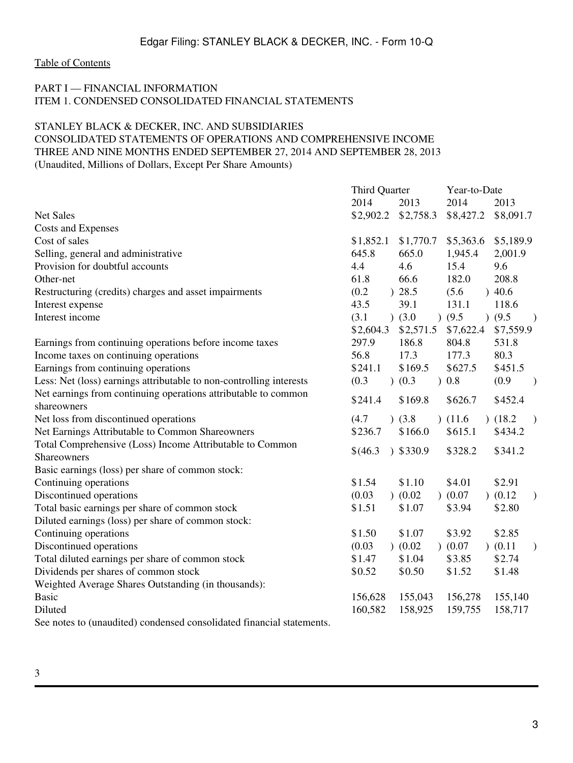Table of Contents

PART I — FINANCIAL INFORMATION
ITEM 1. CONDENSED CONSOLIDATED FINANCIAL STATEMENTS

STANLEY BLACK & DECKER, INC. AND SUBSIDIARIES
CONSOLIDATED STATEMENTS OF OPERATIONS AND COMPREHENSIVE INCOME
THREE AND NINE MONTHS ENDED SEPTEMBER 27, 2014 AND SEPTEMBER 28, 2013
(Unaudited, Millions of Dollars, Except Per Share Amounts)

| | Third Quarter | | Year-to-Date | |
|---|---|---|---|---|
| | 2014 | 2013 | 2014 | 2013 |
| Net Sales | $2,902.2 | $2,758.3 | $8,427.2 | $8,091.7 |
| Costs and Expenses | | | | |
| Cost of sales | $1,852.1 | $1,770.7 | $5,363.6 | $5,189.9 |
| Selling, general and administrative | 645.8 | 665.0 | 1,945.4 | 2,001.9 |
| Provision for doubtful accounts | 4.4 | 4.6 | 15.4 | 9.6 |
| Other-net | 61.8 | 66.6 | 182.0 | 208.8 |
| Restructuring (credits) charges and asset impairments | (0.2) | 28.5 | (5.6) | 40.6 |
| Interest expense | 43.5 | 39.1 | 131.1 | 118.6 |
| Interest income | (3.1) | (3.0) | (9.5) | (9.5) |
| | $2,604.3 | $2,571.5 | $7,622.4 | $7,559.9 |
| Earnings from continuing operations before income taxes | 297.9 | 186.8 | 804.8 | 531.8 |
| Income taxes on continuing operations | 56.8 | 17.3 | 177.3 | 80.3 |
| Earnings from continuing operations | $241.1 | $169.5 | $627.5 | $451.5 |
| Less: Net (loss) earnings attributable to non-controlling interests | (0.3) | (0.3) | 0.8 | (0.9) |
| Net earnings from continuing operations attributable to common shareowners | $241.4 | $169.8 | $626.7 | $452.4 |
| Net loss from discontinued operations | (4.7) | (3.8) | (11.6) | (18.2) |
| Net Earnings Attributable to Common Shareowners | $236.7 | $166.0 | $615.1 | $434.2 |
| Total Comprehensive (Loss) Income Attributable to Common Shareowners | $(46.3) | $330.9 | $328.2 | $341.2 |
| Basic earnings (loss) per share of common stock: | | | | |
| Continuing operations | $1.54 | $1.10 | $4.01 | $2.91 |
| Discontinued operations | (0.03) | (0.02) | (0.07) | (0.12) |
| Total basic earnings per share of common stock | $1.51 | $1.07 | $3.94 | $2.80 |
| Diluted earnings (loss) per share of common stock: | | | | |
| Continuing operations | $1.50 | $1.07 | $3.92 | $2.85 |
| Discontinued operations | (0.03) | (0.02) | (0.07) | (0.11) |
| Total diluted earnings per share of common stock | $1.47 | $1.04 | $3.85 | $2.74 |
| Dividends per shares of common stock | $0.52 | $0.50 | $1.52 | $1.48 |
| Weighted Average Shares Outstanding (in thousands): | | | | |
| Basic | 156,628 | 155,043 | 156,278 | 155,140 |
| Diluted | 160,582 | 158,925 | 159,755 | 158,717 |

See notes to (unaudited) condensed consolidated financial statements.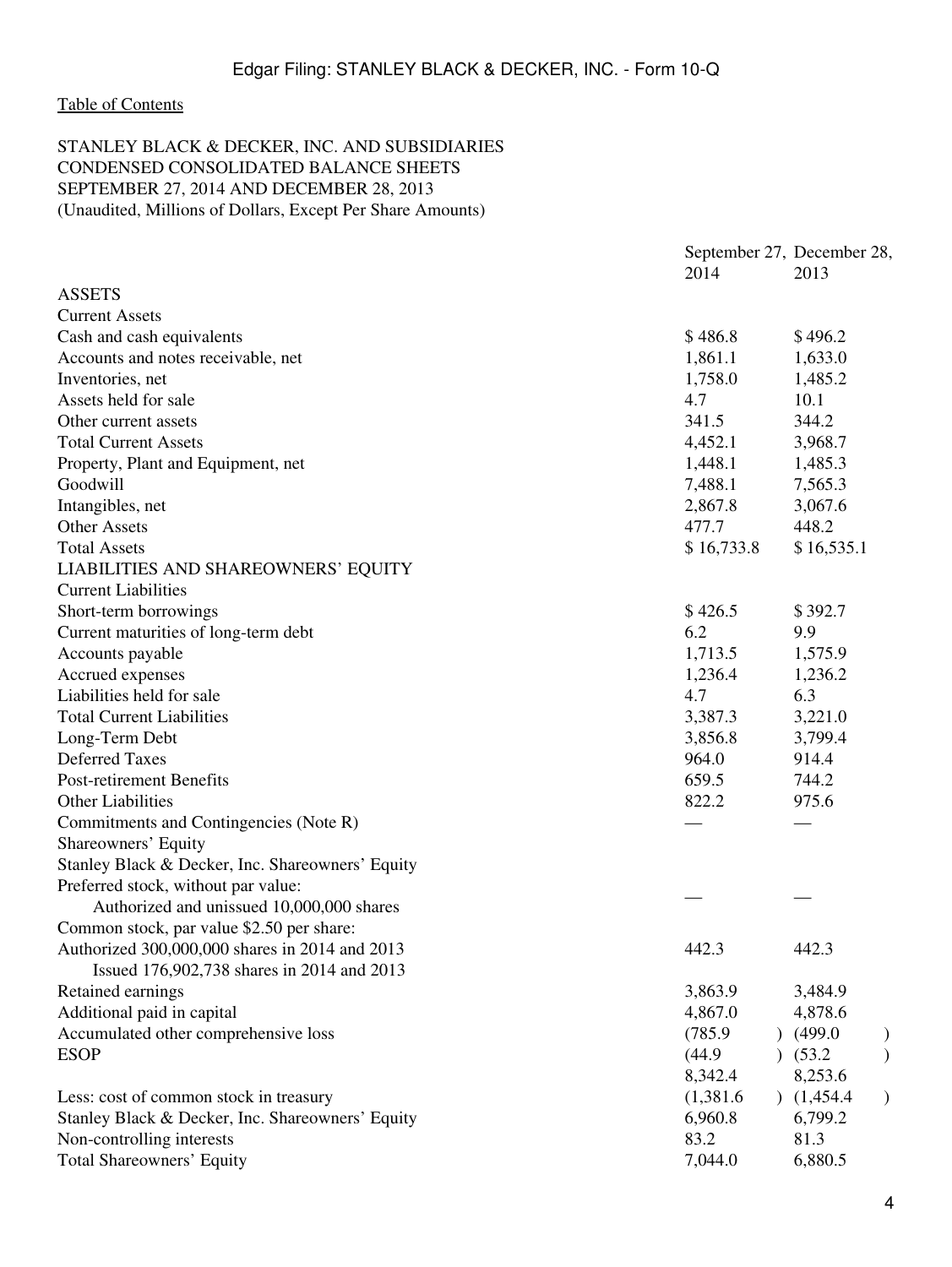Table of Contents

STANLEY BLACK & DECKER, INC. AND SUBSIDIARIES
CONDENSED CONSOLIDATED BALANCE SHEETS
SEPTEMBER 27, 2014 AND DECEMBER 28, 2013
(Unaudited, Millions of Dollars, Except Per Share Amounts)

| | September 27, 2014 | December 28, 2013 |
|---|---|---|
| ASSETS | | |
| Current Assets | | |
| Cash and cash equivalents | $ 486.8 | $ 496.2 |
| Accounts and notes receivable, net | 1,861.1 | 1,633.0 |
| Inventories, net | 1,758.0 | 1,485.2 |
| Assets held for sale | 4.7 | 10.1 |
| Other current assets | 341.5 | 344.2 |
| Total Current Assets | 4,452.1 | 3,968.7 |
| Property, Plant and Equipment, net | 1,448.1 | 1,485.3 |
| Goodwill | 7,488.1 | 7,565.3 |
| Intangibles, net | 2,867.8 | 3,067.6 |
| Other Assets | 477.7 | 448.2 |
| Total Assets | $ 16,733.8 | $ 16,535.1 |
| LIABILITIES AND SHAREOWNERS' EQUITY | | |
| Current Liabilities | | |
| Short-term borrowings | $ 426.5 | $ 392.7 |
| Current maturities of long-term debt | 6.2 | 9.9 |
| Accounts payable | 1,713.5 | 1,575.9 |
| Accrued expenses | 1,236.4 | 1,236.2 |
| Liabilities held for sale | 4.7 | 6.3 |
| Total Current Liabilities | 3,387.3 | 3,221.0 |
| Long-Term Debt | 3,856.8 | 3,799.4 |
| Deferred Taxes | 964.0 | 914.4 |
| Post-retirement Benefits | 659.5 | 744.2 |
| Other Liabilities | 822.2 | 975.6 |
| Commitments and Contingencies (Note R) | — | — |
| Shareowners' Equity | | |
| Stanley Black & Decker, Inc. Shareowners' Equity | | |
| Preferred stock, without par value: Authorized and unissued 10,000,000 shares | — | — |
| Common stock, par value $2.50 per share: Authorized 300,000,000 shares in 2014 and 2013 Issued 176,902,738 shares in 2014 and 2013 | 442.3 | 442.3 |
| Retained earnings | 3,863.9 | 3,484.9 |
| Additional paid in capital | 4,867.0 | 4,878.6 |
| Accumulated other comprehensive loss | (785.9) | (499.0) |
| ESOP | (44.9) | (53.2) |
| | 8,342.4 | 8,253.6 |
| Less: cost of common stock in treasury | (1,381.6) | (1,454.4) |
| Stanley Black & Decker, Inc. Shareowners' Equity | 6,960.8 | 6,799.2 |
| Non-controlling interests | 83.2 | 81.3 |
| Total Shareowners' Equity | 7,044.0 | 6,880.5 |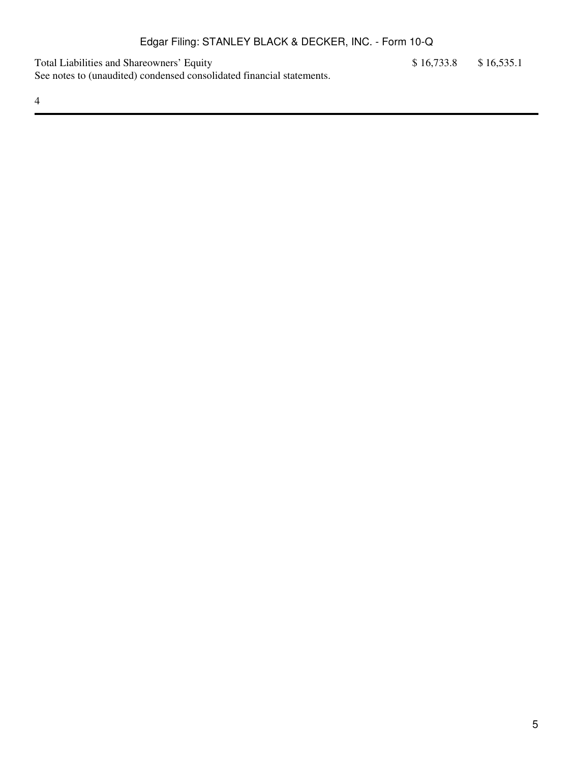| | | |
|---|---|---|
| Total Liabilities and Shareowners' Equity | $ 16,733.8 | $ 16,535.1 |

See notes to (unaudited) condensed consolidated financial statements.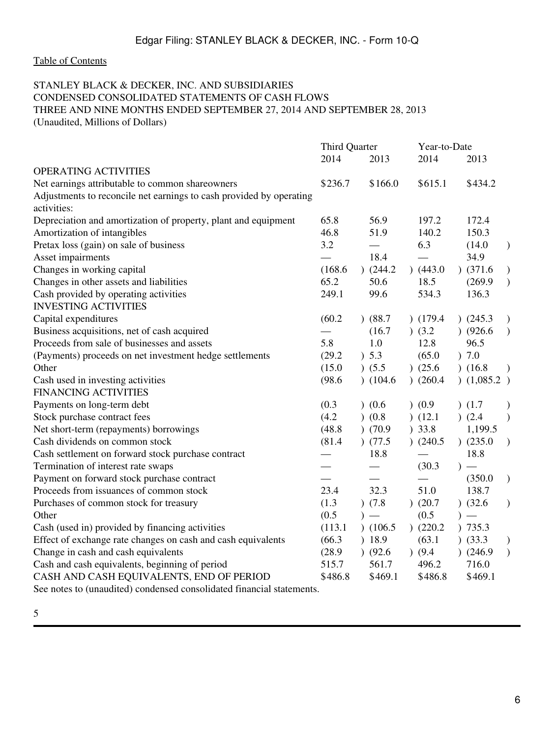[Table of Contents](#)

STANLEY BLACK & DECKER, INC. AND SUBSIDIARIES
CONDENSED CONSOLIDATED STATEMENTS OF CASH FLOWS
THREE AND NINE MONTHS ENDED SEPTEMBER 27, 2014 AND SEPTEMBER 28, 2013
(Unaudited, Millions of Dollars)

| | Third Quarter | | Year-to-Date | |
|---|---|---|---|---|
| | 2014 | 2013 | 2014 | 2013 |
| OPERATING ACTIVITIES | | | | |
| Net earnings attributable to common shareowners | $236.7 | $166.0 | $615.1 | $434.2 |
| Adjustments to reconcile net earnings to cash provided by operating activities: | | | | |
| Depreciation and amortization of property, plant and equipment | 65.8 | 56.9 | 197.2 | 172.4 |
| Amortization of intangibles | 46.8 | 51.9 | 140.2 | 150.3 |
| Pretax loss (gain) on sale of business | 3.2 | — | 6.3 | (14.0) |
| Asset impairments | — | 18.4 | — | 34.9 |
| Changes in working capital | (168.6) | (244.2) | (443.0) | (371.6) |
| Changes in other assets and liabilities | 65.2 | 50.6 | 18.5 | (269.9) |
| Cash provided by operating activities | 249.1 | 99.6 | 534.3 | 136.3 |
| INVESTING ACTIVITIES | | | | |
| Capital expenditures | (60.2) | (88.7) | (179.4) | (245.3) |
| Business acquisitions, net of cash acquired | — | (16.7) | (3.2) | (926.6) |
| Proceeds from sale of businesses and assets | 5.8 | 1.0 | 12.8 | 96.5 |
| (Payments) proceeds on net investment hedge settlements | (29.2) | 5.3 | (65.0) | 7.0 |
| Other | (15.0) | (5.5) | (25.6) | (16.8) |
| Cash used in investing activities | (98.6) | (104.6) | (260.4) | (1,085.2) |
| FINANCING ACTIVITIES | | | | |
| Payments on long-term debt | (0.3) | (0.6) | (0.9) | (1.7) |
| Stock purchase contract fees | (4.2) | (0.8) | (12.1) | (2.4) |
| Net short-term (repayments) borrowings | (48.8) | (70.9) | 33.8 | 1,199.5 |
| Cash dividends on common stock | (81.4) | (77.5) | (240.5) | (235.0) |
| Cash settlement on forward stock purchase contract | — | 18.8 | — | 18.8 |
| Termination of interest rate swaps | — | — | (30.3) | — |
| Payment on forward stock purchase contract | — | — | — | (350.0) |
| Proceeds from issuances of common stock | 23.4 | 32.3 | 51.0 | 138.7 |
| Purchases of common stock for treasury | (1.3) | (7.8) | (20.7) | (32.6) |
| Other | (0.5) | — | (0.5) | — |
| Cash (used in) provided by financing activities | (113.1) | (106.5) | (220.2) | 735.3 |
| Effect of exchange rate changes on cash and cash equivalents | (66.3) | 18.9 | (63.1) | (33.3) |
| Change in cash and cash equivalents | (28.9) | (92.6) | (9.4) | (246.9) |
| Cash and cash equivalents, beginning of period | 515.7 | 561.7 | 496.2 | 716.0 |
| CASH AND CASH EQUIVALENTS, END OF PERIOD | $486.8 | $469.1 | $486.8 | $469.1 |

See notes to (unaudited) condensed consolidated financial statements.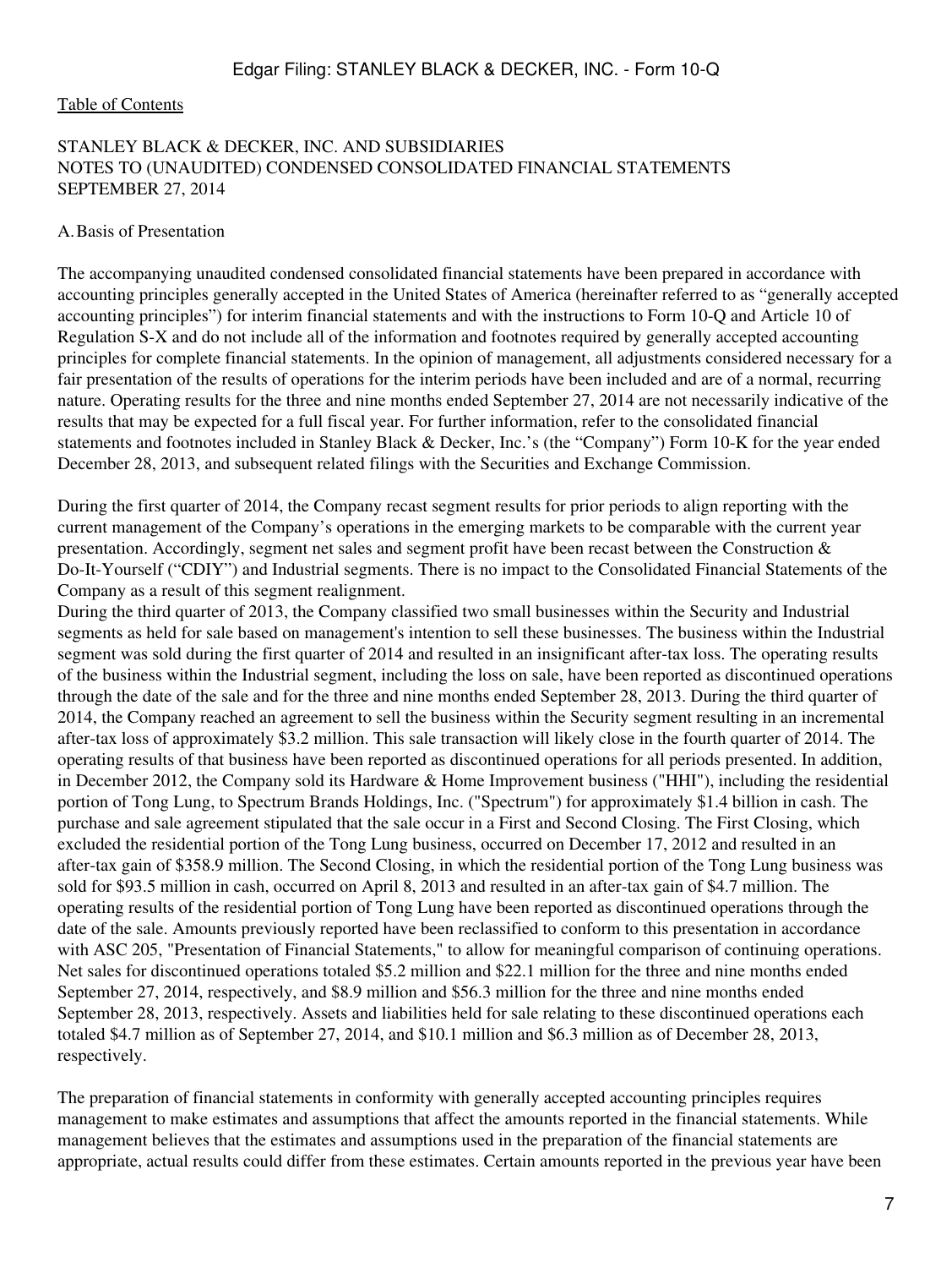STANLEY BLACK & DECKER, INC. AND SUBSIDIARIES
NOTES TO (UNAUDITED) CONDENSED CONSOLIDATED FINANCIAL STATEMENTS
SEPTEMBER 27, 2014

A. Basis of Presentation

The accompanying unaudited condensed consolidated financial statements have been prepared in accordance with accounting principles generally accepted in the United States of America (hereinafter referred to as "generally accepted accounting principles") for interim financial statements and with the instructions to Form 10-Q and Article 10 of Regulation S-X and do not include all of the information and footnotes required by generally accepted accounting principles for complete financial statements. In the opinion of management, all adjustments considered necessary for a fair presentation of the results of operations for the interim periods have been included and are of a normal, recurring nature. Operating results for the three and nine months ended September 27, 2014 are not necessarily indicative of the results that may be expected for a full fiscal year. For further information, refer to the consolidated financial statements and footnotes included in Stanley Black & Decker, Inc.'s (the "Company") Form 10-K for the year ended December 28, 2013, and subsequent related filings with the Securities and Exchange Commission.

During the first quarter of 2014, the Company recast segment results for prior periods to align reporting with the current management of the Company's operations in the emerging markets to be comparable with the current year presentation. Accordingly, segment net sales and segment profit have been recast between the Construction & Do-It-Yourself ("CDIY") and Industrial segments. There is no impact to the Consolidated Financial Statements of the Company as a result of this segment realignment.

During the third quarter of 2013, the Company classified two small businesses within the Security and Industrial segments as held for sale based on management's intention to sell these businesses. The business within the Industrial segment was sold during the first quarter of 2014 and resulted in an insignificant after-tax loss. The operating results of the business within the Industrial segment, including the loss on sale, have been reported as discontinued operations through the date of the sale and for the three and nine months ended September 28, 2013. During the third quarter of 2014, the Company reached an agreement to sell the business within the Security segment resulting in an incremental after-tax loss of approximately $3.2 million. This sale transaction will likely close in the fourth quarter of 2014. The operating results of that business have been reported as discontinued operations for all periods presented. In addition, in December 2012, the Company sold its Hardware & Home Improvement business ("HHI"), including the residential portion of Tong Lung, to Spectrum Brands Holdings, Inc. ("Spectrum") for approximately $1.4 billion in cash. The purchase and sale agreement stipulated that the sale occur in a First and Second Closing. The First Closing, which excluded the residential portion of the Tong Lung business, occurred on December 17, 2012 and resulted in an after-tax gain of $358.9 million. The Second Closing, in which the residential portion of the Tong Lung business was sold for $93.5 million in cash, occurred on April 8, 2013 and resulted in an after-tax gain of $4.7 million. The operating results of the residential portion of Tong Lung have been reported as discontinued operations through the date of the sale. Amounts previously reported have been reclassified to conform to this presentation in accordance with ASC 205, "Presentation of Financial Statements," to allow for meaningful comparison of continuing operations. Net sales for discontinued operations totaled $5.2 million and $22.1 million for the three and nine months ended September 27, 2014, respectively, and $8.9 million and $56.3 million for the three and nine months ended September 28, 2013, respectively. Assets and liabilities held for sale relating to these discontinued operations each totaled $4.7 million as of September 27, 2014, and $10.1 million and $6.3 million as of December 28, 2013, respectively.

The preparation of financial statements in conformity with generally accepted accounting principles requires management to make estimates and assumptions that affect the amounts reported in the financial statements. While management believes that the estimates and assumptions used in the preparation of the financial statements are appropriate, actual results could differ from these estimates. Certain amounts reported in the previous year have been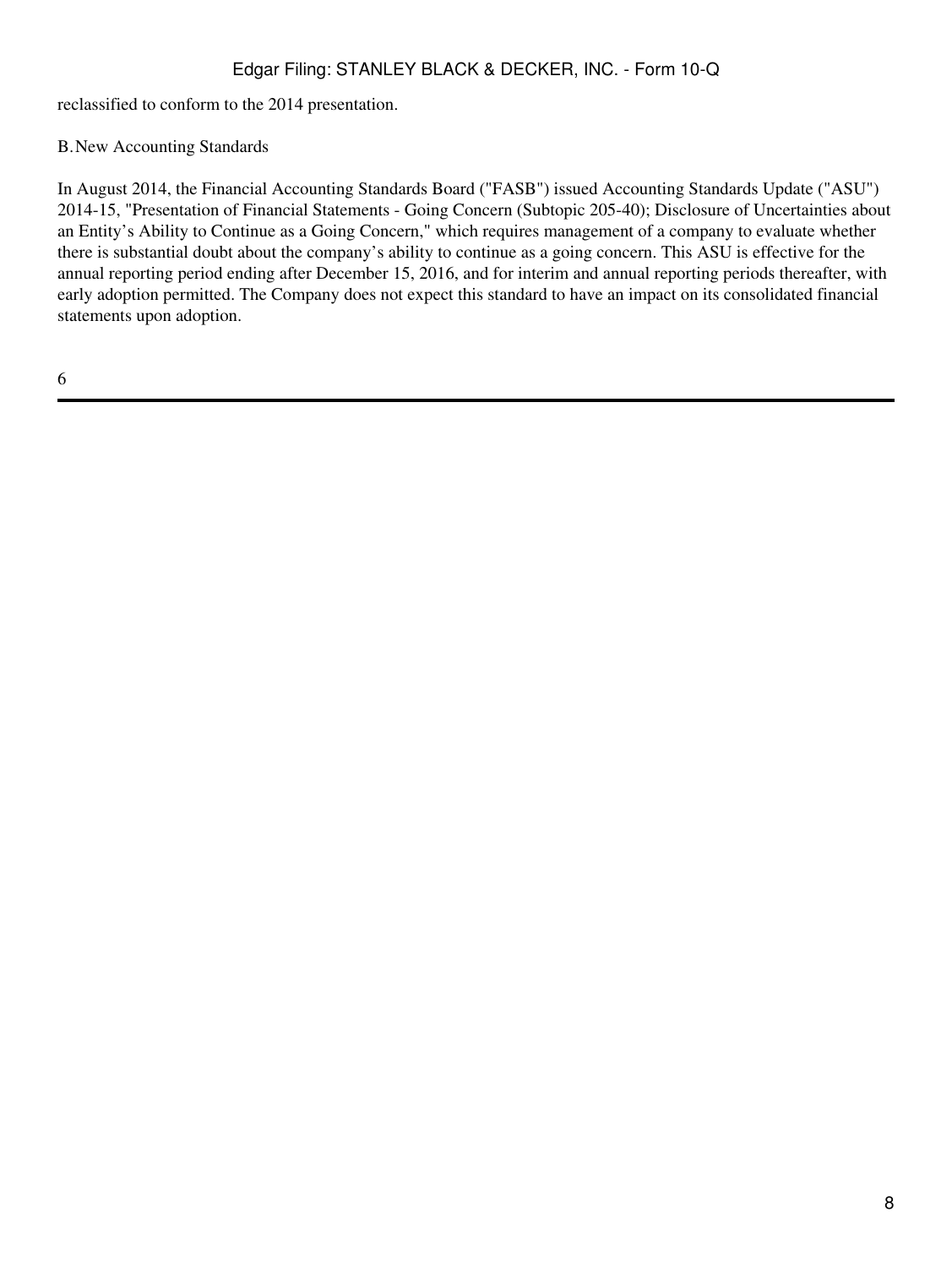reclassified to conform to the 2014 presentation.

B. New Accounting Standards

In August 2014, the Financial Accounting Standards Board ("FASB") issued Accounting Standards Update ("ASU") 2014-15, "Presentation of Financial Statements - Going Concern (Subtopic 205-40); Disclosure of Uncertainties about an Entity's Ability to Continue as a Going Concern," which requires management of a company to evaluate whether there is substantial doubt about the company's ability to continue as a going concern. This ASU is effective for the annual reporting period ending after December 15, 2016, and for interim and annual reporting periods thereafter, with early adoption permitted. The Company does not expect this standard to have an impact on its consolidated financial statements upon adoption.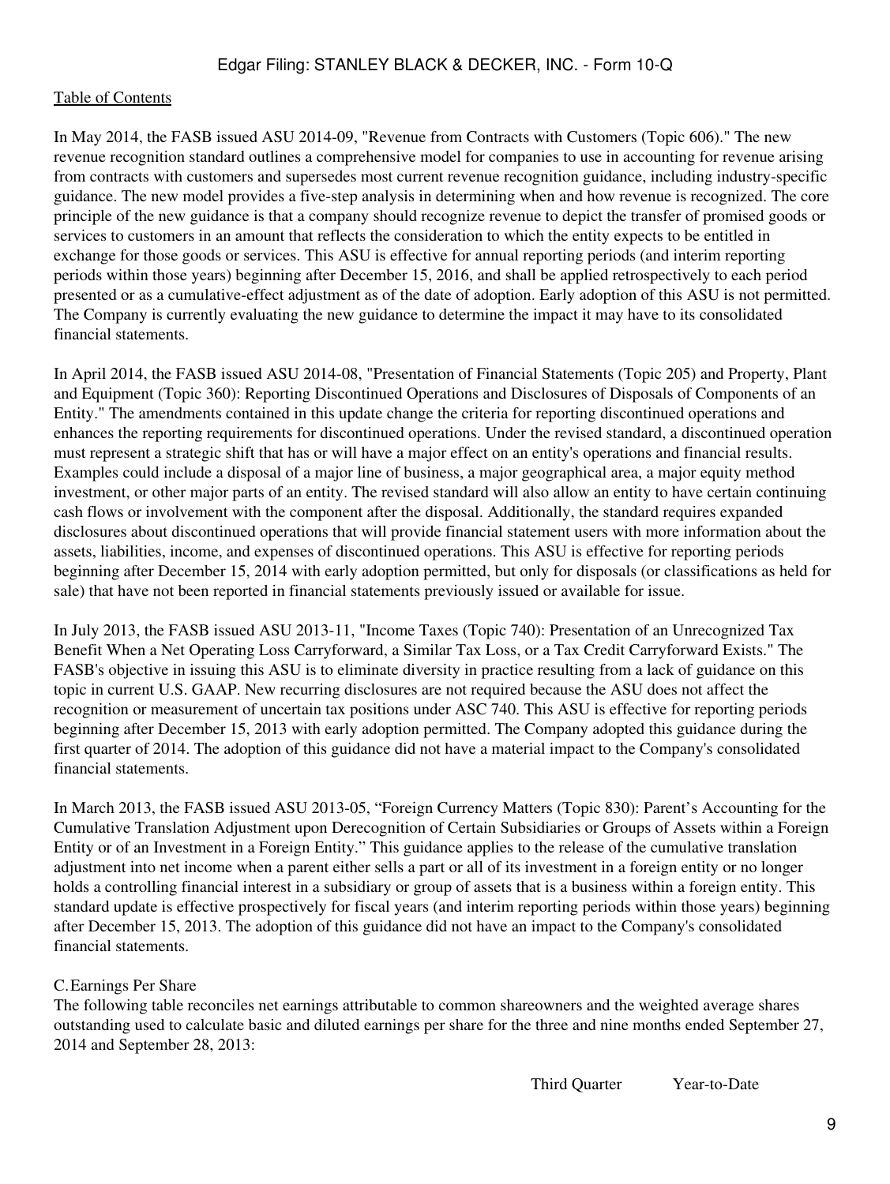In May 2014, the FASB issued ASU 2014-09, "Revenue from Contracts with Customers (Topic 606)." The new revenue recognition standard outlines a comprehensive model for companies to use in accounting for revenue arising from contracts with customers and supersedes most current revenue recognition guidance, including industry-specific guidance. The new model provides a five-step analysis in determining when and how revenue is recognized. The core principle of the new guidance is that a company should recognize revenue to depict the transfer of promised goods or services to customers in an amount that reflects the consideration to which the entity expects to be entitled in exchange for those goods or services. This ASU is effective for annual reporting periods (and interim reporting periods within those years) beginning after December 15, 2016, and shall be applied retrospectively to each period presented or as a cumulative-effect adjustment as of the date of adoption. Early adoption of this ASU is not permitted. The Company is currently evaluating the new guidance to determine the impact it may have to its consolidated financial statements.

In April 2014, the FASB issued ASU 2014-08, "Presentation of Financial Statements (Topic 205) and Property, Plant and Equipment (Topic 360): Reporting Discontinued Operations and Disclosures of Disposals of Components of an Entity." The amendments contained in this update change the criteria for reporting discontinued operations and enhances the reporting requirements for discontinued operations. Under the revised standard, a discontinued operation must represent a strategic shift that has or will have a major effect on an entity's operations and financial results. Examples could include a disposal of a major line of business, a major geographical area, a major equity method investment, or other major parts of an entity. The revised standard will also allow an entity to have certain continuing cash flows or involvement with the component after the disposal. Additionally, the standard requires expanded disclosures about discontinued operations that will provide financial statement users with more information about the assets, liabilities, income, and expenses of discontinued operations. This ASU is effective for reporting periods beginning after December 15, 2014 with early adoption permitted, but only for disposals (or classifications as held for sale) that have not been reported in financial statements previously issued or available for issue.

In July 2013, the FASB issued ASU 2013-11, "Income Taxes (Topic 740): Presentation of an Unrecognized Tax Benefit When a Net Operating Loss Carryforward, a Similar Tax Loss, or a Tax Credit Carryforward Exists." The FASB's objective in issuing this ASU is to eliminate diversity in practice resulting from a lack of guidance on this topic in current U.S. GAAP. New recurring disclosures are not required because the ASU does not affect the recognition or measurement of uncertain tax positions under ASC 740. This ASU is effective for reporting periods beginning after December 15, 2013 with early adoption permitted. The Company adopted this guidance during the first quarter of 2014. The adoption of this guidance did not have a material impact to the Company's consolidated financial statements.

In March 2013, the FASB issued ASU 2013-05, "Foreign Currency Matters (Topic 830): Parent's Accounting for the Cumulative Translation Adjustment upon Derecognition of Certain Subsidiaries or Groups of Assets within a Foreign Entity or of an Investment in a Foreign Entity." This guidance applies to the release of the cumulative translation adjustment into net income when a parent either sells a part or all of its investment in a foreign entity or no longer holds a controlling financial interest in a subsidiary or group of assets that is a business within a foreign entity. This standard update is effective prospectively for fiscal years (and interim reporting periods within those years) beginning after December 15, 2013. The adoption of this guidance did not have an impact to the Company's consolidated financial statements.

C. Earnings Per Share

The following table reconciles net earnings attributable to common shareowners and the weighted average shares outstanding used to calculate basic and diluted earnings per share for the three and nine months ended September 27, 2014 and September 28, 2013:

| | Third Quarter | Year-to-Date |
|---|---|---|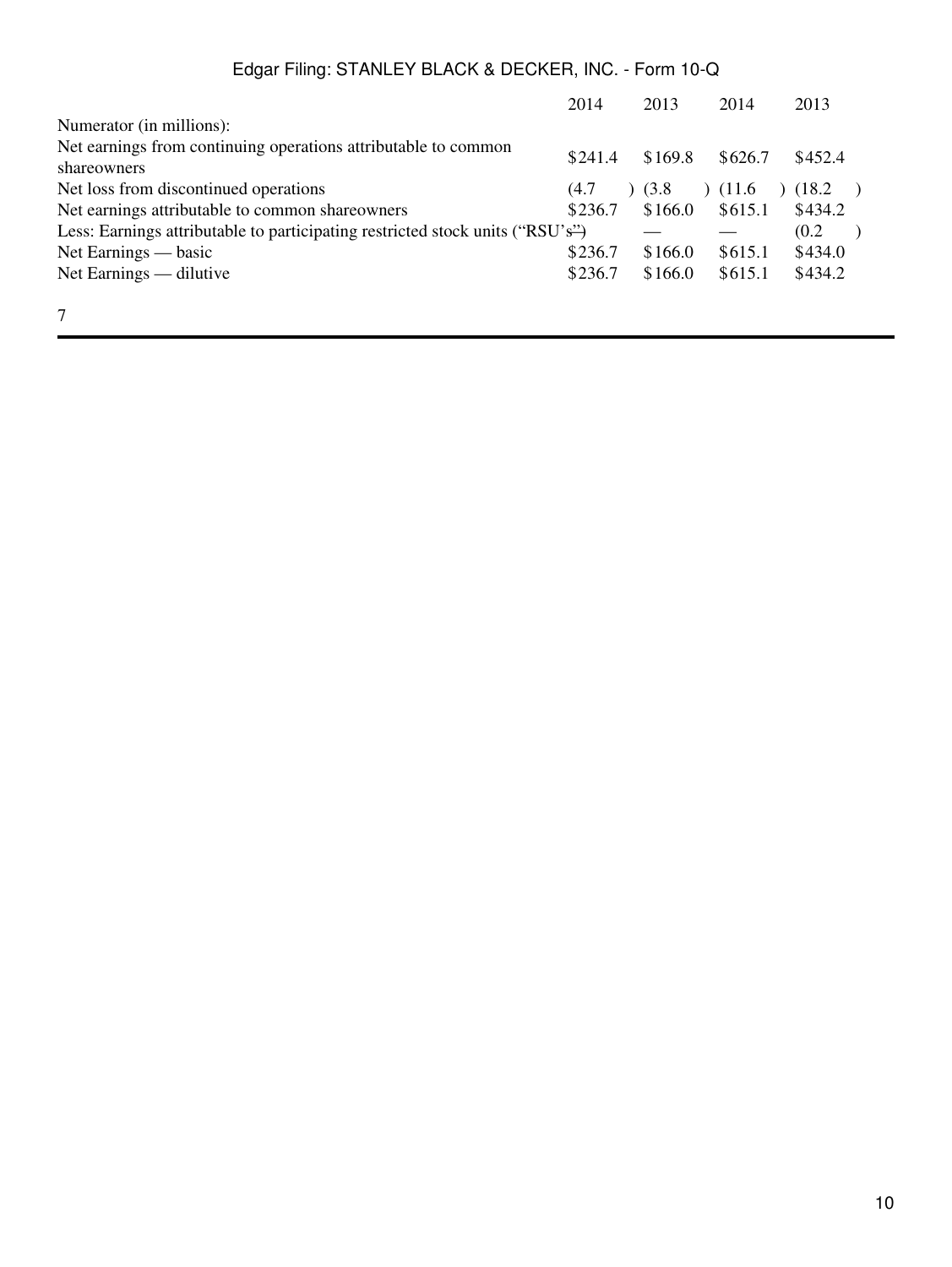| | 2014 | 2013 | 2014 | 2013 |
|---|---|---|---|---|
| Numerator (in millions): | | | | |
| Net earnings from continuing operations attributable to common shareowners | $241.4 | $169.8 | $626.7 | $452.4 |
| Net loss from discontinued operations | (4.7) | (3.8) | (11.6) | (18.2) |
| Net earnings attributable to common shareowners | $236.7 | $166.0 | $615.1 | $434.2 |
| Less: Earnings attributable to participating restricted stock units ("RSU's") | — | — | — | (0.2) |
| Net Earnings — basic | $236.7 | $166.0 | $615.1 | $434.0 |
| Net Earnings — dilutive | $236.7 | $166.0 | $615.1 | $434.2 |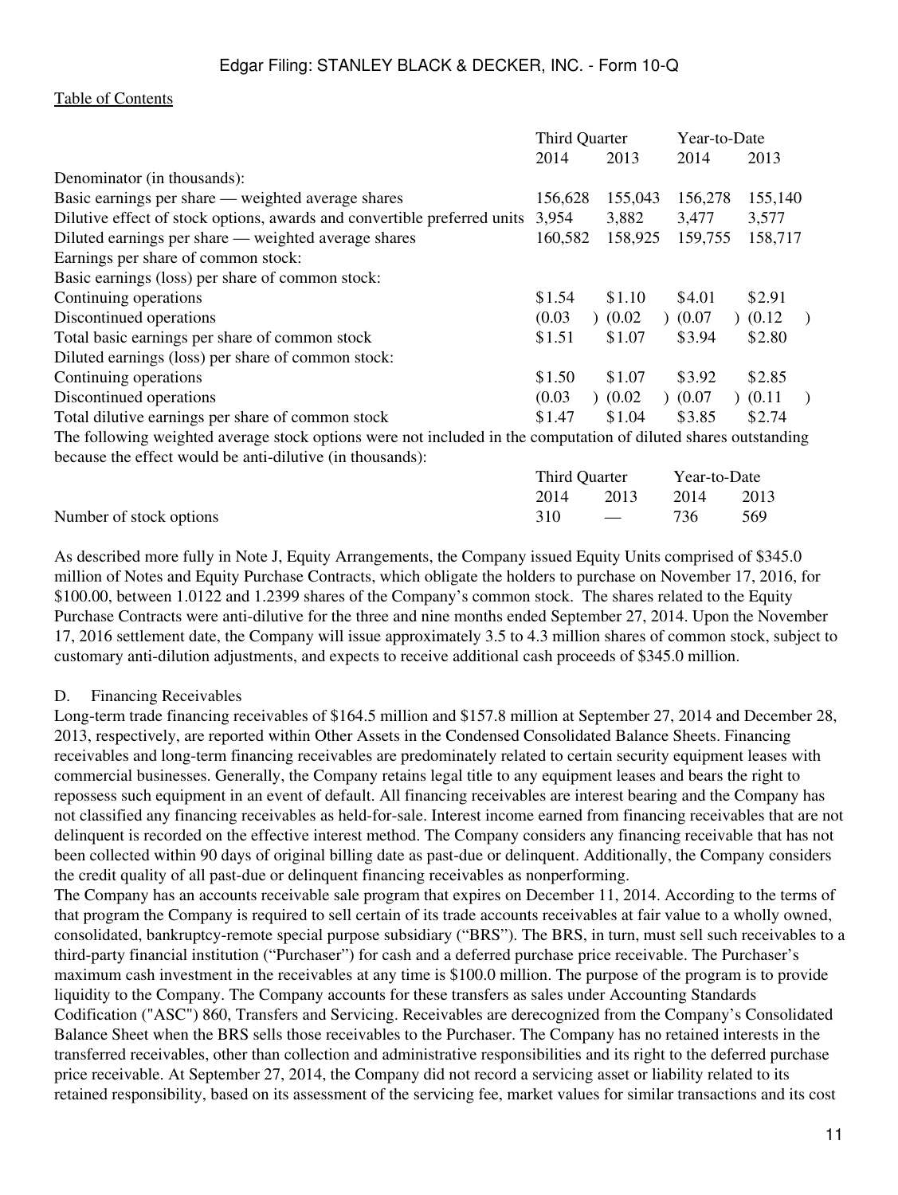|  | Third Quarter |  | Year-to-Date |  |
| --- | --- | --- | --- | --- |
|  | 2014 | 2013 | 2014 | 2013 |
| Denominator (in thousands): |  |  |  |  |
| Basic earnings per share — weighted average shares | 156,628 | 155,043 | 156,278 | 155,140 |
| Dilutive effect of stock options, awards and convertible preferred units | 3,954 | 3,882 | 3,477 | 3,577 |
| Diluted earnings per share — weighted average shares | 160,582 | 158,925 | 159,755 | 158,717 |
| Earnings per share of common stock: |  |  |  |  |
| Basic earnings (loss) per share of common stock: |  |  |  |  |
| Continuing operations | $1.54 | $1.10 | $4.01 | $2.91 |
| Discontinued operations | (0.03) | (0.02) | (0.07) | (0.12) |
| Total basic earnings per share of common stock | $1.51 | $1.07 | $3.94 | $2.80 |
| Diluted earnings (loss) per share of common stock: |  |  |  |  |
| Continuing operations | $1.50 | $1.07 | $3.92 | $2.85 |
| Discontinued operations | (0.03) | (0.02) | (0.07) | (0.11) |
| Total dilutive earnings per share of common stock | $1.47 | $1.04 | $3.85 | $2.74 |

The following weighted average stock options were not included in the computation of diluted shares outstanding because the effect would be anti-dilutive (in thousands):

|  | Third Quarter |  | Year-to-Date |  |
| --- | --- | --- | --- | --- |
|  | 2014 | 2013 | 2014 | 2013 |
| Number of stock options | 310 | — | 736 | 569 |

As described more fully in Note J, Equity Arrangements, the Company issued Equity Units comprised of $345.0 million of Notes and Equity Purchase Contracts, which obligate the holders to purchase on November 17, 2016, for $100.00, between 1.0122 and 1.2399 shares of the Company's common stock. The shares related to the Equity Purchase Contracts were anti-dilutive for the three and nine months ended September 27, 2014. Upon the November 17, 2016 settlement date, the Company will issue approximately 3.5 to 4.3 million shares of common stock, subject to customary anti-dilution adjustments, and expects to receive additional cash proceeds of $345.0 million.

## D. Financing Receivables

Long-term trade financing receivables of $164.5 million and $157.8 million at September 27, 2014 and December 28, 2013, respectively, are reported within Other Assets in the Condensed Consolidated Balance Sheets. Financing receivables and long-term financing receivables are predominately related to certain security equipment leases with commercial businesses. Generally, the Company retains legal title to any equipment leases and bears the right to repossess such equipment in an event of default. All financing receivables are interest bearing and the Company has not classified any financing receivables as held-for-sale. Interest income earned from financing receivables that are not delinquent is recorded on the effective interest method. The Company considers any financing receivable that has not been collected within 90 days of original billing date as past-due or delinquent. Additionally, the Company considers the credit quality of all past-due or delinquent financing receivables as nonperforming.

The Company has an accounts receivable sale program that expires on December 11, 2014. According to the terms of that program the Company is required to sell certain of its trade accounts receivables at fair value to a wholly owned, consolidated, bankruptcy-remote special purpose subsidiary ("BRS"). The BRS, in turn, must sell such receivables to a third-party financial institution ("Purchaser") for cash and a deferred purchase price receivable. The Purchaser's maximum cash investment in the receivables at any time is $100.0 million. The purpose of the program is to provide liquidity to the Company. The Company accounts for these transfers as sales under Accounting Standards Codification ("ASC") 860, Transfers and Servicing. Receivables are derecognized from the Company's Consolidated Balance Sheet when the BRS sells those receivables to the Purchaser. The Company has no retained interests in the transferred receivables, other than collection and administrative responsibilities and its right to the deferred purchase price receivable. At September 27, 2014, the Company did not record a servicing asset or liability related to its retained responsibility, based on its assessment of the servicing fee, market values for similar transactions and its cost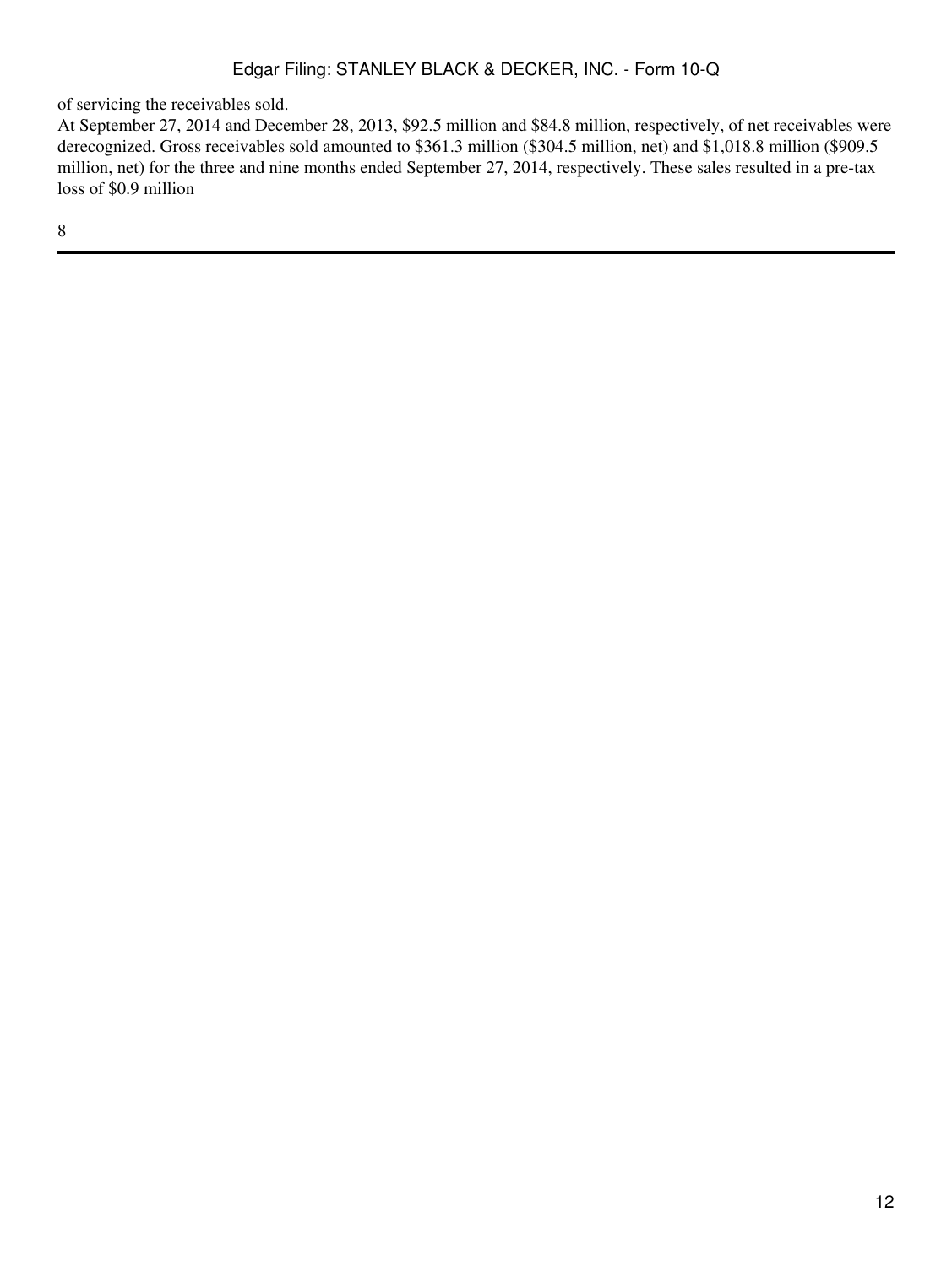of servicing the receivables sold.

At September 27, 2014 and December 28, 2013, $92.5 million and $84.8 million, respectively, of net receivables were derecognized. Gross receivables sold amounted to $361.3 million ($304.5 million, net) and $1,018.8 million ($909.5 million, net) for the three and nine months ended September 27, 2014, respectively. These sales resulted in a pre-tax loss of $0.9 million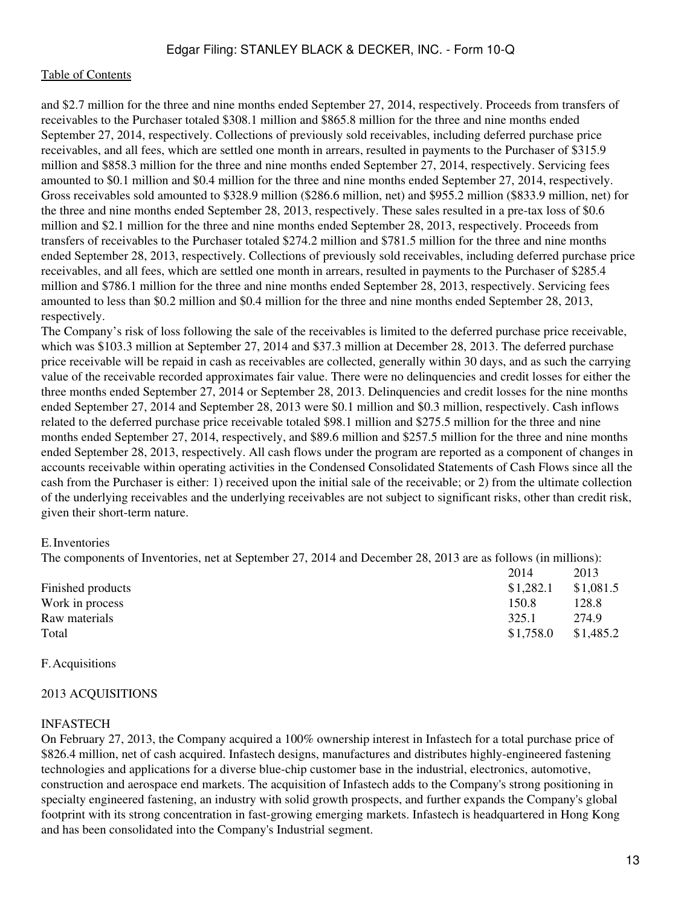and $2.7 million for the three and nine months ended September 27, 2014, respectively. Proceeds from transfers of receivables to the Purchaser totaled $308.1 million and $865.8 million for the three and nine months ended September 27, 2014, respectively. Collections of previously sold receivables, including deferred purchase price receivables, and all fees, which are settled one month in arrears, resulted in payments to the Purchaser of $315.9 million and $858.3 million for the three and nine months ended September 27, 2014, respectively. Servicing fees amounted to $0.1 million and $0.4 million for the three and nine months ended September 27, 2014, respectively. Gross receivables sold amounted to $328.9 million ($286.6 million, net) and $955.2 million ($833.9 million, net) for the three and nine months ended September 28, 2013, respectively. These sales resulted in a pre-tax loss of $0.6 million and $2.1 million for the three and nine months ended September 28, 2013, respectively. Proceeds from transfers of receivables to the Purchaser totaled $274.2 million and $781.5 million for the three and nine months ended September 28, 2013, respectively. Collections of previously sold receivables, including deferred purchase price receivables, and all fees, which are settled one month in arrears, resulted in payments to the Purchaser of $285.4 million and $786.1 million for the three and nine months ended September 28, 2013, respectively. Servicing fees amounted to less than $0.2 million and $0.4 million for the three and nine months ended September 28, 2013, respectively.

The Company's risk of loss following the sale of the receivables is limited to the deferred purchase price receivable, which was $103.3 million at September 27, 2014 and $37.3 million at December 28, 2013. The deferred purchase price receivable will be repaid in cash as receivables are collected, generally within 30 days, and as such the carrying value of the receivable recorded approximates fair value. There were no delinquencies and credit losses for either the three months ended September 27, 2014 or September 28, 2013. Delinquencies and credit losses for the nine months ended September 27, 2014 and September 28, 2013 were $0.1 million and $0.3 million, respectively. Cash inflows related to the deferred purchase price receivable totaled $98.1 million and $275.5 million for the three and nine months ended September 27, 2014, respectively, and $89.6 million and $257.5 million for the three and nine months ended September 28, 2013, respectively. All cash flows under the program are reported as a component of changes in accounts receivable within operating activities in the Condensed Consolidated Statements of Cash Flows since all the cash from the Purchaser is either: 1) received upon the initial sale of the receivable; or 2) from the ultimate collection of the underlying receivables and the underlying receivables are not subject to significant risks, other than credit risk, given their short-term nature.

## E. Inventories

The components of Inventories, net at September 27, 2014 and December 28, 2013 are as follows (in millions):

| | 2014 | 2013 |
|---|---|---|
| Finished products | $1,282.1 | $1,081.5 |
| Work in process | 150.8 | 128.8 |
| Raw materials | 325.1 | 274.9 |
| Total | $1,758.0 | $1,485.2 |

## F. Acquisitions

### 2013 ACQUISITIONS

### INFASTECH

On February 27, 2013, the Company acquired a 100% ownership interest in Infastech for a total purchase price of $826.4 million, net of cash acquired. Infastech designs, manufactures and distributes highly-engineered fastening technologies and applications for a diverse blue-chip customer base in the industrial, electronics, automotive, construction and aerospace end markets. The acquisition of Infastech adds to the Company's strong positioning in specialty engineered fastening, an industry with solid growth prospects, and further expands the Company's global footprint with its strong concentration in fast-growing emerging markets. Infastech is headquartered in Hong Kong and has been consolidated into the Company's Industrial segment.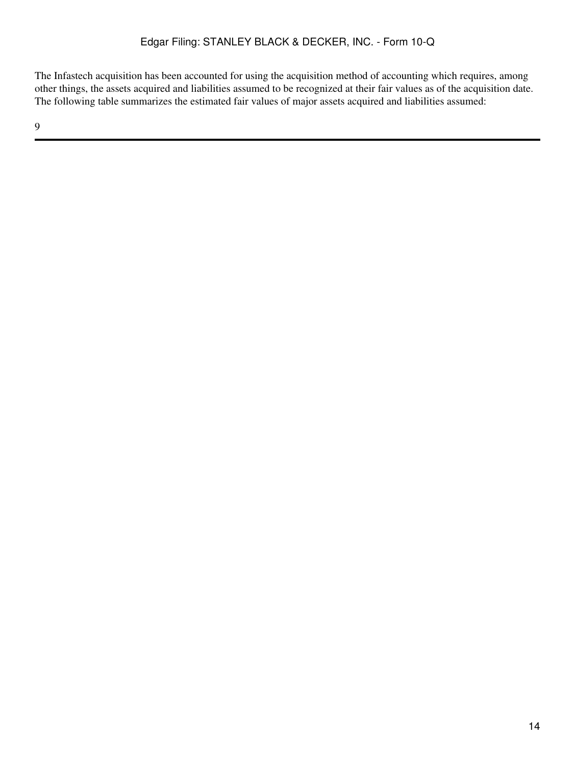The Infastech acquisition has been accounted for using the acquisition method of accounting which requires, among other things, the assets acquired and liabilities assumed to be recognized at their fair values as of the acquisition date. The following table summarizes the estimated fair values of major assets acquired and liabilities assumed: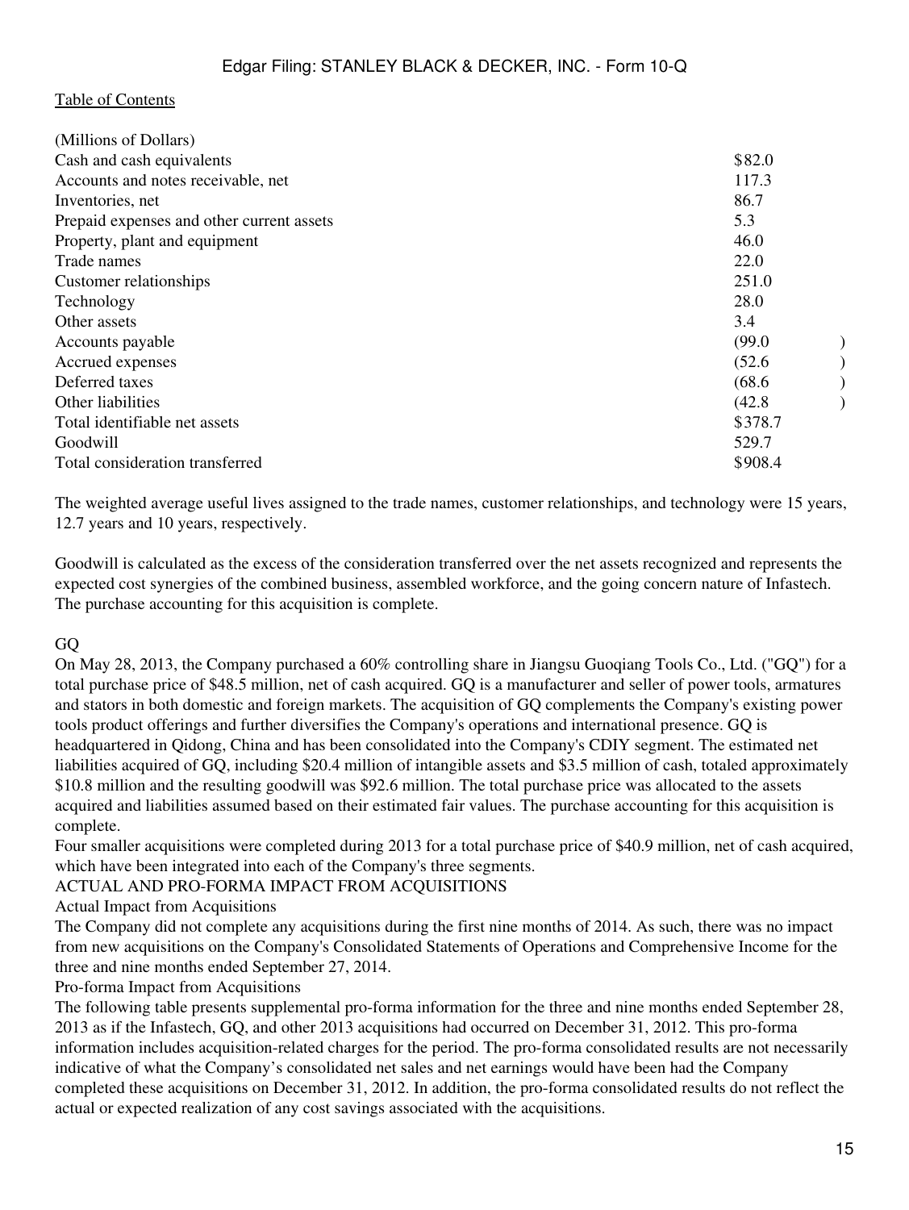| (Millions of Dollars) | |
|---|---|
| Cash and cash equivalents | $82.0 |
| Accounts and notes receivable, net | 117.3 |
| Inventories, net | 86.7 |
| Prepaid expenses and other current assets | 5.3 |
| Property, plant and equipment | 46.0 |
| Trade names | 22.0 |
| Customer relationships | 251.0 |
| Technology | 28.0 |
| Other assets | 3.4 |
| Accounts payable | (99.0 ) |
| Accrued expenses | (52.6 ) |
| Deferred taxes | (68.6 ) |
| Other liabilities | (42.8 ) |
| Total identifiable net assets | $378.7 |
| Goodwill | 529.7 |
| Total consideration transferred | $908.4 |

The weighted average useful lives assigned to the trade names, customer relationships, and technology were 15 years, 12.7 years and 10 years, respectively.

Goodwill is calculated as the excess of the consideration transferred over the net assets recognized and represents the expected cost synergies of the combined business, assembled workforce, and the going concern nature of Infastech. The purchase accounting for this acquisition is complete.

GQ

On May 28, 2013, the Company purchased a 60% controlling share in Jiangsu Guoqiang Tools Co., Ltd. ("GQ") for a total purchase price of $48.5 million, net of cash acquired. GQ is a manufacturer and seller of power tools, armatures and stators in both domestic and foreign markets. The acquisition of GQ complements the Company's existing power tools product offerings and further diversifies the Company's operations and international presence. GQ is headquartered in Qidong, China and has been consolidated into the Company's CDIY segment. The estimated net liabilities acquired of GQ, including $20.4 million of intangible assets and $3.5 million of cash, totaled approximately $10.8 million and the resulting goodwill was $92.6 million. The total purchase price was allocated to the assets acquired and liabilities assumed based on their estimated fair values. The purchase accounting for this acquisition is complete.

Four smaller acquisitions were completed during 2013 for a total purchase price of $40.9 million, net of cash acquired, which have been integrated into each of the Company's three segments.

ACTUAL AND PRO-FORMA IMPACT FROM ACQUISITIONS

Actual Impact from Acquisitions

The Company did not complete any acquisitions during the first nine months of 2014. As such, there was no impact from new acquisitions on the Company's Consolidated Statements of Operations and Comprehensive Income for the three and nine months ended September 27, 2014.

Pro-forma Impact from Acquisitions

The following table presents supplemental pro-forma information for the three and nine months ended September 28, 2013 as if the Infastech, GQ, and other 2013 acquisitions had occurred on December 31, 2012. This pro-forma information includes acquisition-related charges for the period. The pro-forma consolidated results are not necessarily indicative of what the Company's consolidated net sales and net earnings would have been had the Company completed these acquisitions on December 31, 2012. In addition, the pro-forma consolidated results do not reflect the actual or expected realization of any cost savings associated with the acquisitions.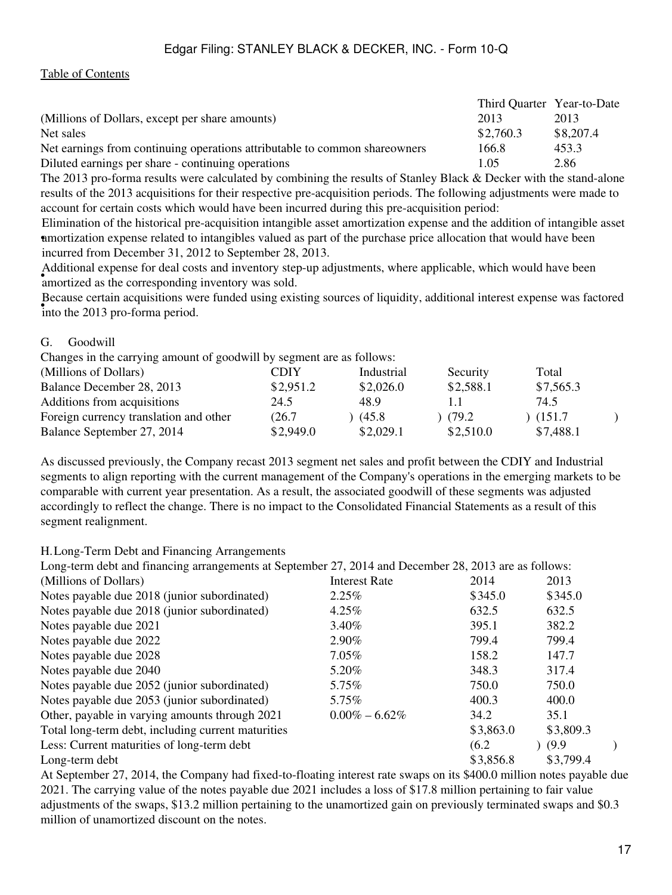| (Millions of Dollars, except per share amounts) | Third Quarter 2013 | Year-to-Date 2013 |
|---|---|---|
| Net sales | $2,760.3 | $8,207.4 |
| Net earnings from continuing operations attributable to common shareowners | 166.8 | 453.3 |
| Diluted earnings per share - continuing operations | 1.05 | 2.86 |

The 2013 pro-forma results were calculated by combining the results of Stanley Black & Decker with the stand-alone results of the 2013 acquisitions for their respective pre-acquisition periods. The following adjustments were made to account for certain costs which would have been incurred during this pre-acquisition period:

- Elimination of the historical pre-acquisition intangible asset amortization expense and the addition of intangible asset amortization expense related to intangibles valued as part of the purchase price allocation that would have been incurred from December 31, 2012 to September 28, 2013.
- Additional expense for deal costs and inventory step-up adjustments, where applicable, which would have been amortized as the corresponding inventory was sold.
- Because certain acquisitions were funded using existing sources of liquidity, additional interest expense was factored into the 2013 pro-forma period.

## G. Goodwill

Changes in the carrying amount of goodwill by segment are as follows:

| (Millions of Dollars) | CDIY | Industrial | Security | Total |
|---|---|---|---|---|
| Balance December 28, 2013 | $2,951.2 | $2,026.0 | $2,588.1 | $7,565.3 |
| Additions from acquisitions | 24.5 | 48.9 | 1.1 | 74.5 |
| Foreign currency translation and other | (26.7) | (45.8) | (79.2) | (151.7) |
| Balance September 27, 2014 | $2,949.0 | $2,029.1 | $2,510.0 | $7,488.1 |

As discussed previously, the Company recast 2013 segment net sales and profit between the CDIY and Industrial segments to align reporting with the current management of the Company's operations in the emerging markets to be comparable with current year presentation. As a result, the associated goodwill of these segments was adjusted accordingly to reflect the change. There is no impact to the Consolidated Financial Statements as a result of this segment realignment.

## H. Long-Term Debt and Financing Arrangements

Long-term debt and financing arrangements at September 27, 2014 and December 28, 2013 are as follows:

| (Millions of Dollars) | Interest Rate | 2014 | 2013 |
|---|---|---|---|
| Notes payable due 2018 (junior subordinated) | 2.25% | $345.0 | $345.0 |
| Notes payable due 2018 (junior subordinated) | 4.25% | 632.5 | 632.5 |
| Notes payable due 2021 | 3.40% | 395.1 | 382.2 |
| Notes payable due 2022 | 2.90% | 799.4 | 799.4 |
| Notes payable due 2028 | 7.05% | 158.2 | 147.7 |
| Notes payable due 2040 | 5.20% | 348.3 | 317.4 |
| Notes payable due 2052 (junior subordinated) | 5.75% | 750.0 | 750.0 |
| Notes payable due 2053 (junior subordinated) | 5.75% | 400.3 | 400.0 |
| Other, payable in varying amounts through 2021 | 0.00% – 6.62% | 34.2 | 35.1 |
| Total long-term debt, including current maturities | | $3,863.0 | $3,809.3 |
| Less: Current maturities of long-term debt | | (6.2) | (9.9) |
| Long-term debt | | $3,856.8 | $3,799.4 |

At September 27, 2014, the Company had fixed-to-floating interest rate swaps on its $400.0 million notes payable due 2021. The carrying value of the notes payable due 2021 includes a loss of $17.8 million pertaining to fair value adjustments of the swaps, $13.2 million pertaining to the unamortized gain on previously terminated swaps and $0.3 million of unamortized discount on the notes.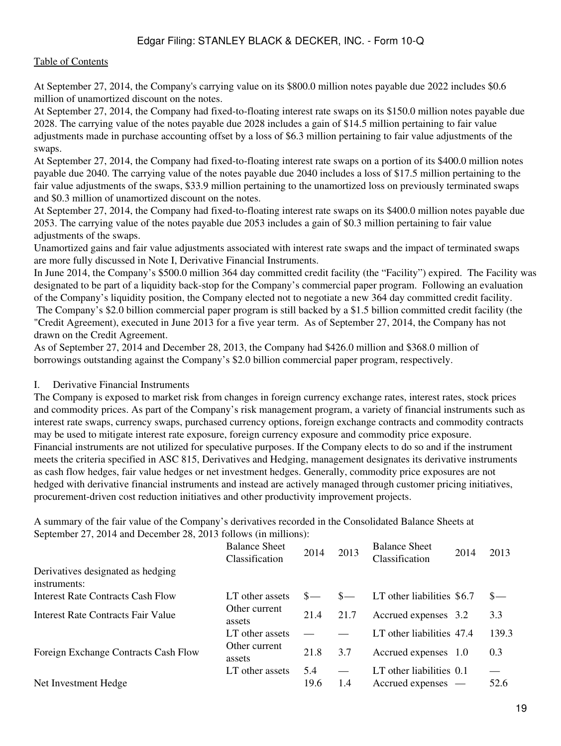At September 27, 2014, the Company's carrying value on its $800.0 million notes payable due 2022 includes $0.6 million of unamortized discount on the notes.

At September 27, 2014, the Company had fixed-to-floating interest rate swaps on its $150.0 million notes payable due 2028. The carrying value of the notes payable due 2028 includes a gain of $14.5 million pertaining to fair value adjustments made in purchase accounting offset by a loss of $6.3 million pertaining to fair value adjustments of the swaps.

At September 27, 2014, the Company had fixed-to-floating interest rate swaps on a portion of its $400.0 million notes payable due 2040. The carrying value of the notes payable due 2040 includes a loss of $17.5 million pertaining to the fair value adjustments of the swaps, $33.9 million pertaining to the unamortized loss on previously terminated swaps and $0.3 million of unamortized discount on the notes.

At September 27, 2014, the Company had fixed-to-floating interest rate swaps on its $400.0 million notes payable due 2053. The carrying value of the notes payable due 2053 includes a gain of $0.3 million pertaining to fair value adjustments of the swaps.

Unamortized gains and fair value adjustments associated with interest rate swaps and the impact of terminated swaps are more fully discussed in Note I, Derivative Financial Instruments.

In June 2014, the Company's $500.0 million 364 day committed credit facility (the "Facility") expired. The Facility was designated to be part of a liquidity back-stop for the Company's commercial paper program. Following an evaluation of the Company's liquidity position, the Company elected not to negotiate a new 364 day committed credit facility. The Company's $2.0 billion commercial paper program is still backed by a $1.5 billion committed credit facility (the "Credit Agreement), executed in June 2013 for a five year term. As of September 27, 2014, the Company has not drawn on the Credit Agreement.

As of September 27, 2014 and December 28, 2013, the Company had $426.0 million and $368.0 million of borrowings outstanding against the Company's $2.0 billion commercial paper program, respectively.

## I. Derivative Financial Instruments

The Company is exposed to market risk from changes in foreign currency exchange rates, interest rates, stock prices and commodity prices. As part of the Company's risk management program, a variety of financial instruments such as interest rate swaps, currency swaps, purchased currency options, foreign exchange contracts and commodity contracts may be used to mitigate interest rate exposure, foreign currency exposure and commodity price exposure.

Financial instruments are not utilized for speculative purposes. If the Company elects to do so and if the instrument meets the criteria specified in ASC 815, Derivatives and Hedging, management designates its derivative instruments as cash flow hedges, fair value hedges or net investment hedges. Generally, commodity price exposures are not hedged with derivative financial instruments and instead are actively managed through customer pricing initiatives, procurement-driven cost reduction initiatives and other productivity improvement projects.

A summary of the fair value of the Company's derivatives recorded in the Consolidated Balance Sheets at September 27, 2014 and December 28, 2013 follows (in millions):

| | Balance Sheet Classification | 2014 | 2013 | Balance Sheet Classification | 2014 | 2013 |
|---|---|---|---|---|---|---|
| Derivatives designated as hedging instruments: | | | | | | |
| Interest Rate Contracts Cash Flow | LT other assets | $— | $— | LT other liabilities | $6.7 | $— |
| Interest Rate Contracts Fair Value | Other current assets | 21.4 | 21.7 | Accrued expenses | 3.2 | 3.3 |
| | LT other assets | — | — | LT other liabilities | 47.4 | 139.3 |
| Foreign Exchange Contracts Cash Flow | Other current assets | 21.8 | 3.7 | Accrued expenses | 1.0 | 0.3 |
| | LT other assets | 5.4 | — | LT other liabilities | 0.1 | — |
| Net Investment Hedge | | 19.6 | 1.4 | Accrued expenses | — | 52.6 |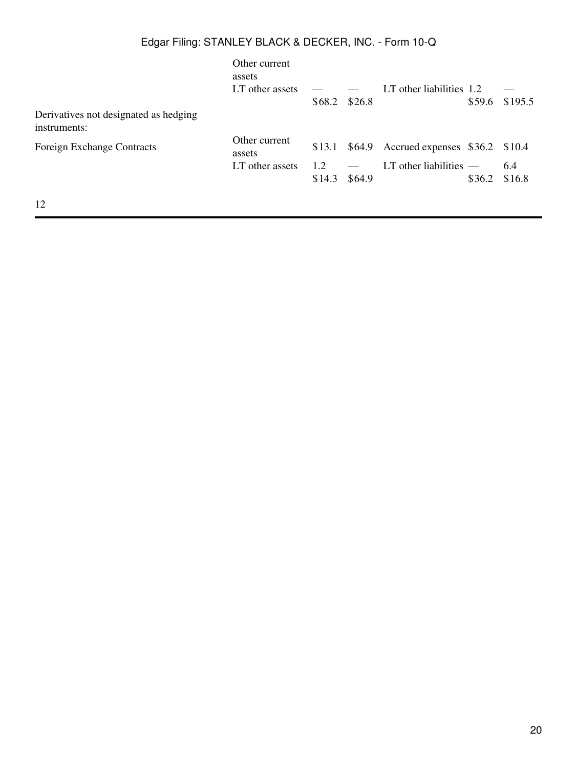| | | | | | | |
|---|---|---|---|---|---|---|
| | Other current assets | | | | | |
| | LT other assets | — | — | LT other liabilities | 1.2 | — |
| | | $68.2 | $26.8 | | $59.6 | $195.5 |
| Derivatives not designated as hedging instruments: | | | | | | |
| Foreign Exchange Contracts | Other current assets | $13.1 | $64.9 | Accrued expenses | $36.2 | $10.4 |
| | LT other assets | 1.2 | — | LT other liabilities | — | 6.4 |
| | | $14.3 | $64.9 | | $36.2 | $16.8 |

12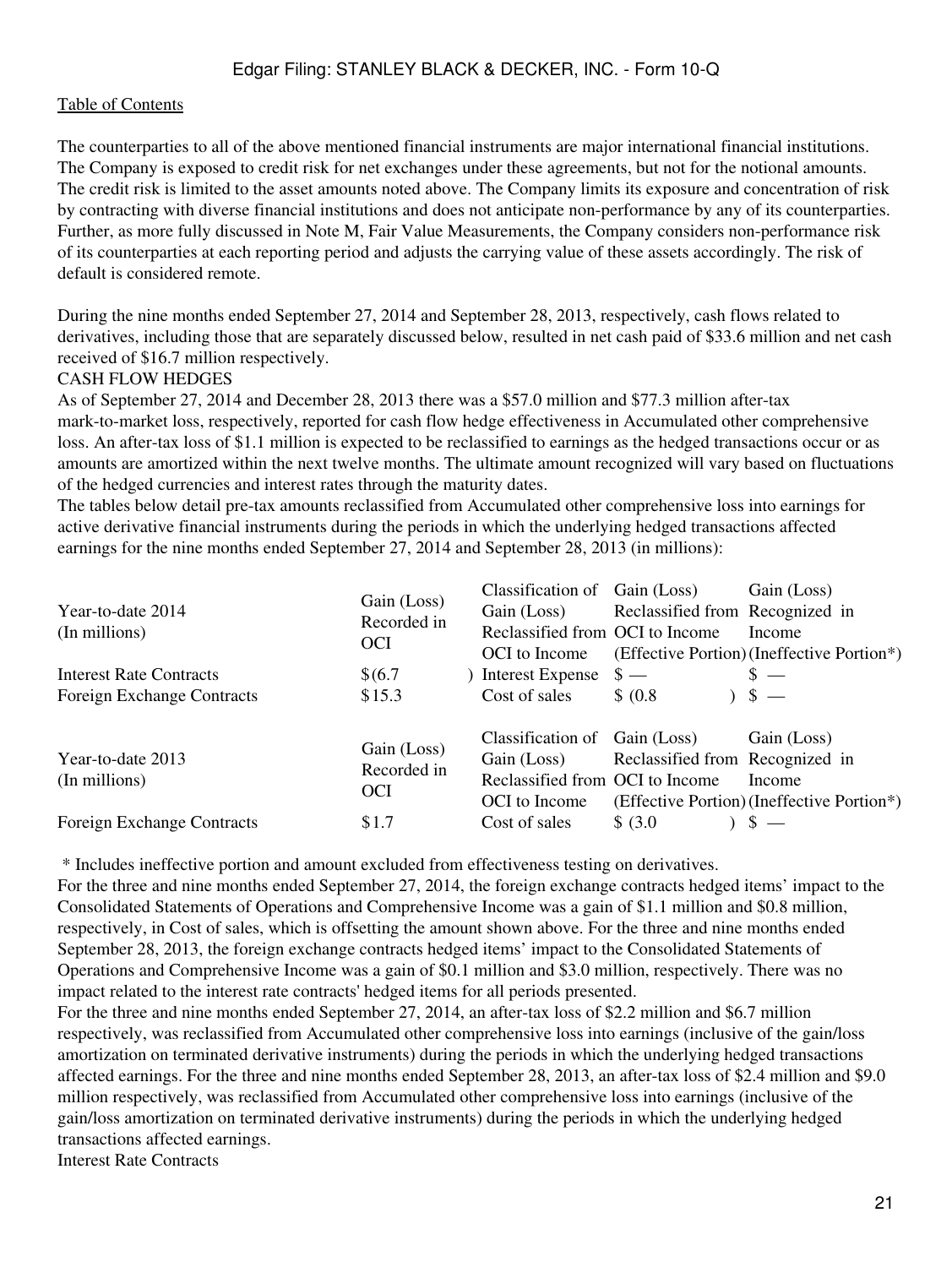[Table of Contents](#)

The counterparties to all of the above mentioned financial instruments are major international financial institutions. The Company is exposed to credit risk for net exchanges under these agreements, but not for the notional amounts. The credit risk is limited to the asset amounts noted above. The Company limits its exposure and concentration of risk by contracting with diverse financial institutions and does not anticipate non-performance by any of its counterparties. Further, as more fully discussed in Note M, Fair Value Measurements, the Company considers non-performance risk of its counterparties at each reporting period and adjusts the carrying value of these assets accordingly. The risk of default is considered remote.

During the nine months ended September 27, 2014 and September 28, 2013, respectively, cash flows related to derivatives, including those that are separately discussed below, resulted in net cash paid of $33.6 million and net cash received of $16.7 million respectively.

CASH FLOW HEDGES

As of September 27, 2014 and December 28, 2013 there was a $57.0 million and $77.3 million after-tax mark-to-market loss, respectively, reported for cash flow hedge effectiveness in Accumulated other comprehensive loss. An after-tax loss of $1.1 million is expected to be reclassified to earnings as the hedged transactions occur or as amounts are amortized within the next twelve months. The ultimate amount recognized will vary based on fluctuations of the hedged currencies and interest rates through the maturity dates.

The tables below detail pre-tax amounts reclassified from Accumulated other comprehensive loss into earnings for active derivative financial instruments during the periods in which the underlying hedged transactions affected earnings for the nine months ended September 27, 2014 and September 28, 2013 (in millions):

| Year-to-date 2014 (In millions) | Gain (Loss) Recorded in OCI | Classification of Gain (Loss) Reclassified from OCI to Income | Gain (Loss) Reclassified from OCI to Income (Effective Portion) | Gain (Loss) Recognized in Income (Ineffective Portion*) |
|---|---|---|---|---|
| Interest Rate Contracts | $(6.7) | Interest Expense | $ — | $ — |
| Foreign Exchange Contracts | $15.3 | Cost of sales | $ (0.8) | $ — |

| Year-to-date 2013 (In millions) | Gain (Loss) Recorded in OCI | Classification of Gain (Loss) Reclassified from OCI to Income | Gain (Loss) Reclassified from OCI to Income (Effective Portion) | Gain (Loss) Recognized in Income (Ineffective Portion*) |
|---|---|---|---|---|
| Foreign Exchange Contracts | $1.7 | Cost of sales | $ (3.0) | $ — |

\* Includes ineffective portion and amount excluded from effectiveness testing on derivatives.

For the three and nine months ended September 27, 2014, the foreign exchange contracts hedged items' impact to the Consolidated Statements of Operations and Comprehensive Income was a gain of $1.1 million and $0.8 million, respectively, in Cost of sales, which is offsetting the amount shown above. For the three and nine months ended September 28, 2013, the foreign exchange contracts hedged items' impact to the Consolidated Statements of Operations and Comprehensive Income was a gain of $0.1 million and $3.0 million, respectively. There was no impact related to the interest rate contracts' hedged items for all periods presented.

For the three and nine months ended September 27, 2014, an after-tax loss of $2.2 million and $6.7 million respectively, was reclassified from Accumulated other comprehensive loss into earnings (inclusive of the gain/loss amortization on terminated derivative instruments) during the periods in which the underlying hedged transactions affected earnings. For the three and nine months ended September 28, 2013, an after-tax loss of $2.4 million and $9.0 million respectively, was reclassified from Accumulated other comprehensive loss into earnings (inclusive of the gain/loss amortization on terminated derivative instruments) during the periods in which the underlying hedged transactions affected earnings.

Interest Rate Contracts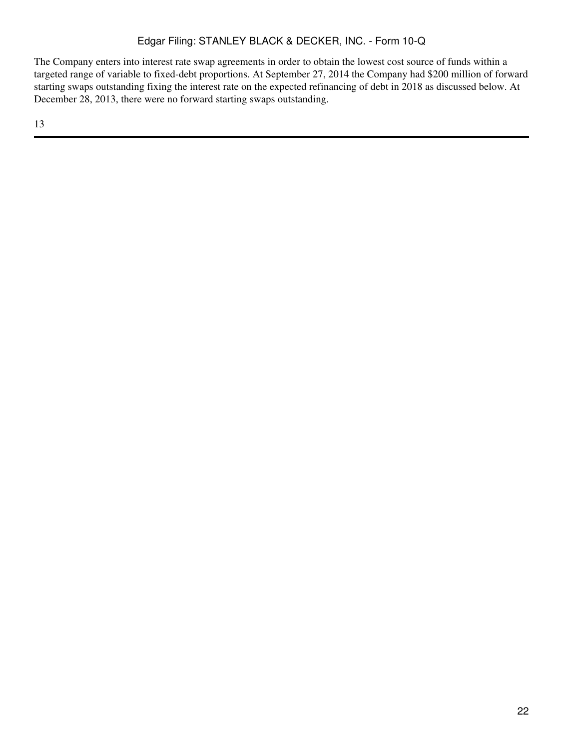The Company enters into interest rate swap agreements in order to obtain the lowest cost source of funds within a targeted range of variable to fixed-debt proportions. At September 27, 2014 the Company had $200 million of forward starting swaps outstanding fixing the interest rate on the expected refinancing of debt in 2018 as discussed below. At December 28, 2013, there were no forward starting swaps outstanding.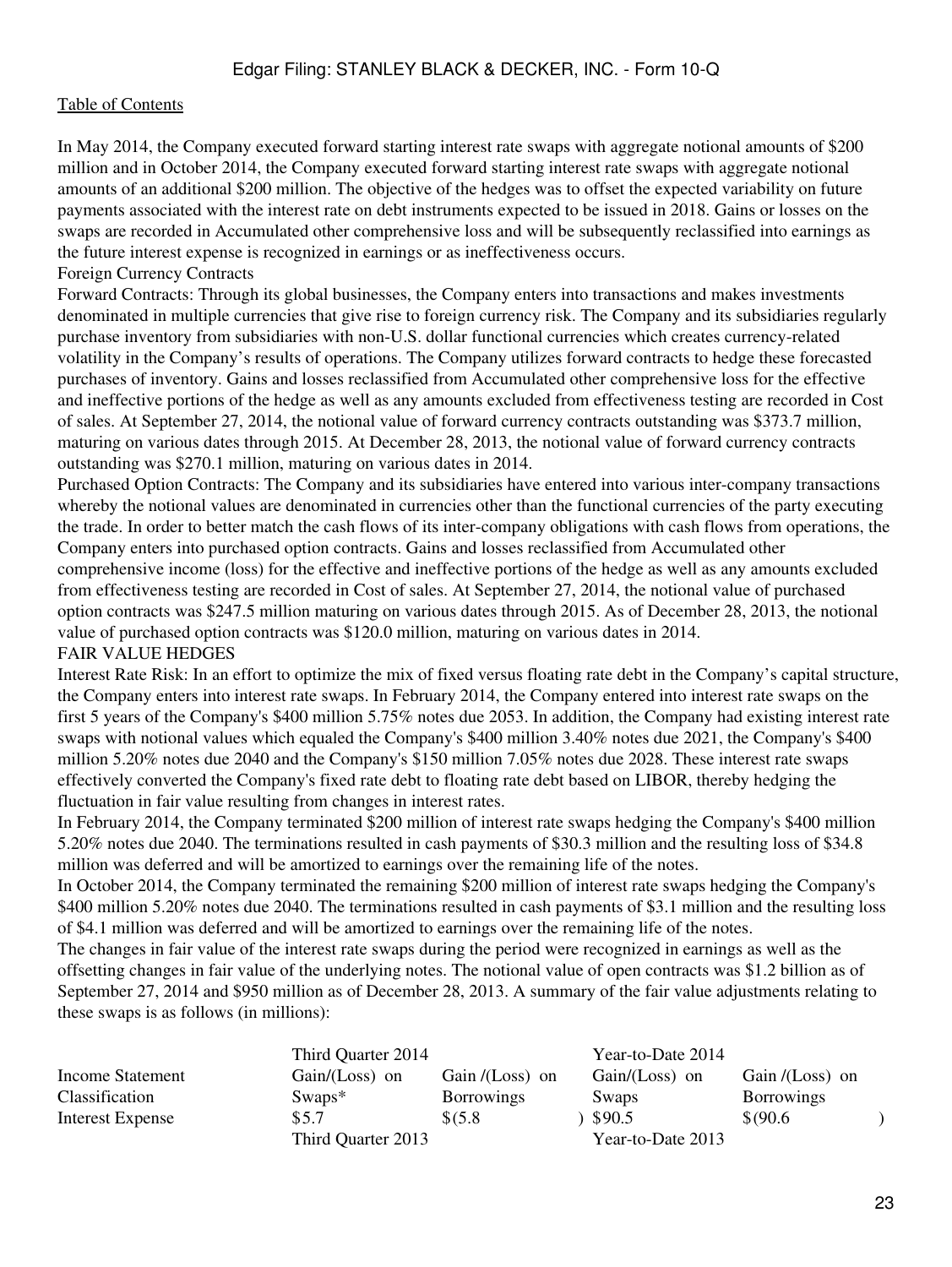In May 2014, the Company executed forward starting interest rate swaps with aggregate notional amounts of $200 million and in October 2014, the Company executed forward starting interest rate swaps with aggregate notional amounts of an additional $200 million. The objective of the hedges was to offset the expected variability on future payments associated with the interest rate on debt instruments expected to be issued in 2018. Gains or losses on the swaps are recorded in Accumulated other comprehensive loss and will be subsequently reclassified into earnings as the future interest expense is recognized in earnings or as ineffectiveness occurs.

Foreign Currency Contracts

Forward Contracts: Through its global businesses, the Company enters into transactions and makes investments denominated in multiple currencies that give rise to foreign currency risk. The Company and its subsidiaries regularly purchase inventory from subsidiaries with non-U.S. dollar functional currencies which creates currency-related volatility in the Company's results of operations. The Company utilizes forward contracts to hedge these forecasted purchases of inventory. Gains and losses reclassified from Accumulated other comprehensive loss for the effective and ineffective portions of the hedge as well as any amounts excluded from effectiveness testing are recorded in Cost of sales. At September 27, 2014, the notional value of forward currency contracts outstanding was $373.7 million, maturing on various dates through 2015. At December 28, 2013, the notional value of forward currency contracts outstanding was $270.1 million, maturing on various dates in 2014.

Purchased Option Contracts: The Company and its subsidiaries have entered into various inter-company transactions whereby the notional values are denominated in currencies other than the functional currencies of the party executing the trade. In order to better match the cash flows of its inter-company obligations with cash flows from operations, the Company enters into purchased option contracts. Gains and losses reclassified from Accumulated other comprehensive income (loss) for the effective and ineffective portions of the hedge as well as any amounts excluded from effectiveness testing are recorded in Cost of sales. At September 27, 2014, the notional value of purchased option contracts was $247.5 million maturing on various dates through 2015. As of December 28, 2013, the notional value of purchased option contracts was $120.0 million, maturing on various dates in 2014.

FAIR VALUE HEDGES

Interest Rate Risk: In an effort to optimize the mix of fixed versus floating rate debt in the Company's capital structure, the Company enters into interest rate swaps. In February 2014, the Company entered into interest rate swaps on the first 5 years of the Company's $400 million 5.75% notes due 2053. In addition, the Company had existing interest rate swaps with notional values which equaled the Company's $400 million 3.40% notes due 2021, the Company's $400 million 5.20% notes due 2040 and the Company's $150 million 7.05% notes due 2028. These interest rate swaps effectively converted the Company's fixed rate debt to floating rate debt based on LIBOR, thereby hedging the fluctuation in fair value resulting from changes in interest rates.

In February 2014, the Company terminated $200 million of interest rate swaps hedging the Company's $400 million 5.20% notes due 2040. The terminations resulted in cash payments of $30.3 million and the resulting loss of $34.8 million was deferred and will be amortized to earnings over the remaining life of the notes.

In October 2014, the Company terminated the remaining $200 million of interest rate swaps hedging the Company's $400 million 5.20% notes due 2040. The terminations resulted in cash payments of $3.1 million and the resulting loss of $4.1 million was deferred and will be amortized to earnings over the remaining life of the notes.

The changes in fair value of the interest rate swaps during the period were recognized in earnings as well as the offsetting changes in fair value of the underlying notes. The notional value of open contracts was $1.2 billion as of September 27, 2014 and $950 million as of December 28, 2013. A summary of the fair value adjustments relating to these swaps is as follows (in millions):

| | Third Quarter 2014 | | Year-to-Date 2014 | |
|---|---|---|---|---|
| Income Statement Classification | Gain/(Loss) on Swaps* | Gain /(Loss) on Borrowings | Gain/(Loss) on Swaps | Gain /(Loss) on Borrowings |
| Interest Expense | $5.7 | $(5.8) | $90.5 | $(90.6) |
| | Third Quarter 2013 | | Year-to-Date 2013 | |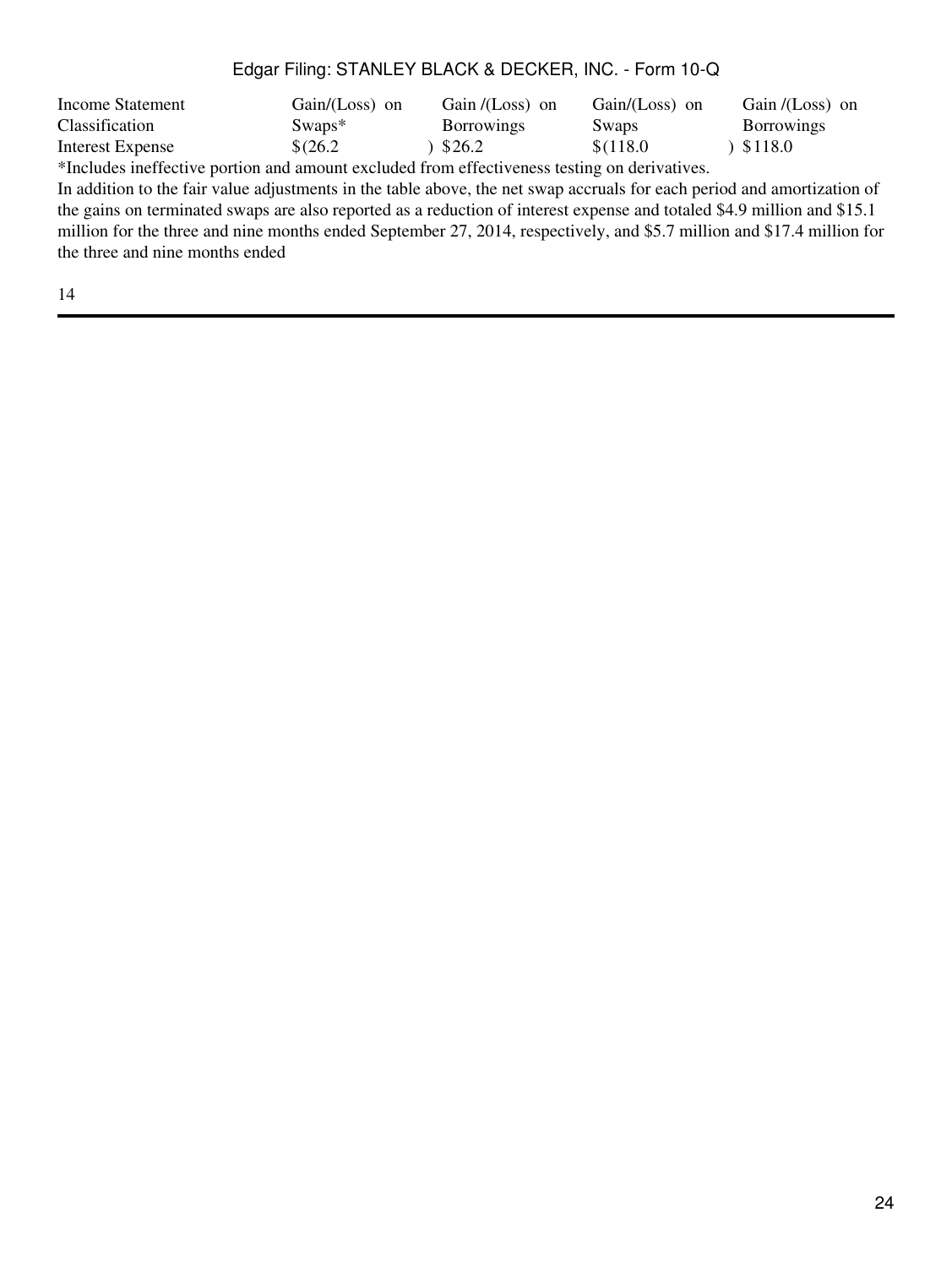| Income Statement Classification | Gain/(Loss) on Swaps* | Gain /(Loss) on Borrowings | Gain/(Loss) on Swaps | Gain /(Loss) on Borrowings |
| --- | --- | --- | --- | --- |
| Interest Expense | $(26.2) | $26.2 | $(118.0) | $118.0 |

*Includes ineffective portion and amount excluded from effectiveness testing on derivatives.

In addition to the fair value adjustments in the table above, the net swap accruals for each period and amortization of the gains on terminated swaps are also reported as a reduction of interest expense and totaled $4.9 million and $15.1 million for the three and nine months ended September 27, 2014, respectively, and $5.7 million and $17.4 million for the three and nine months ended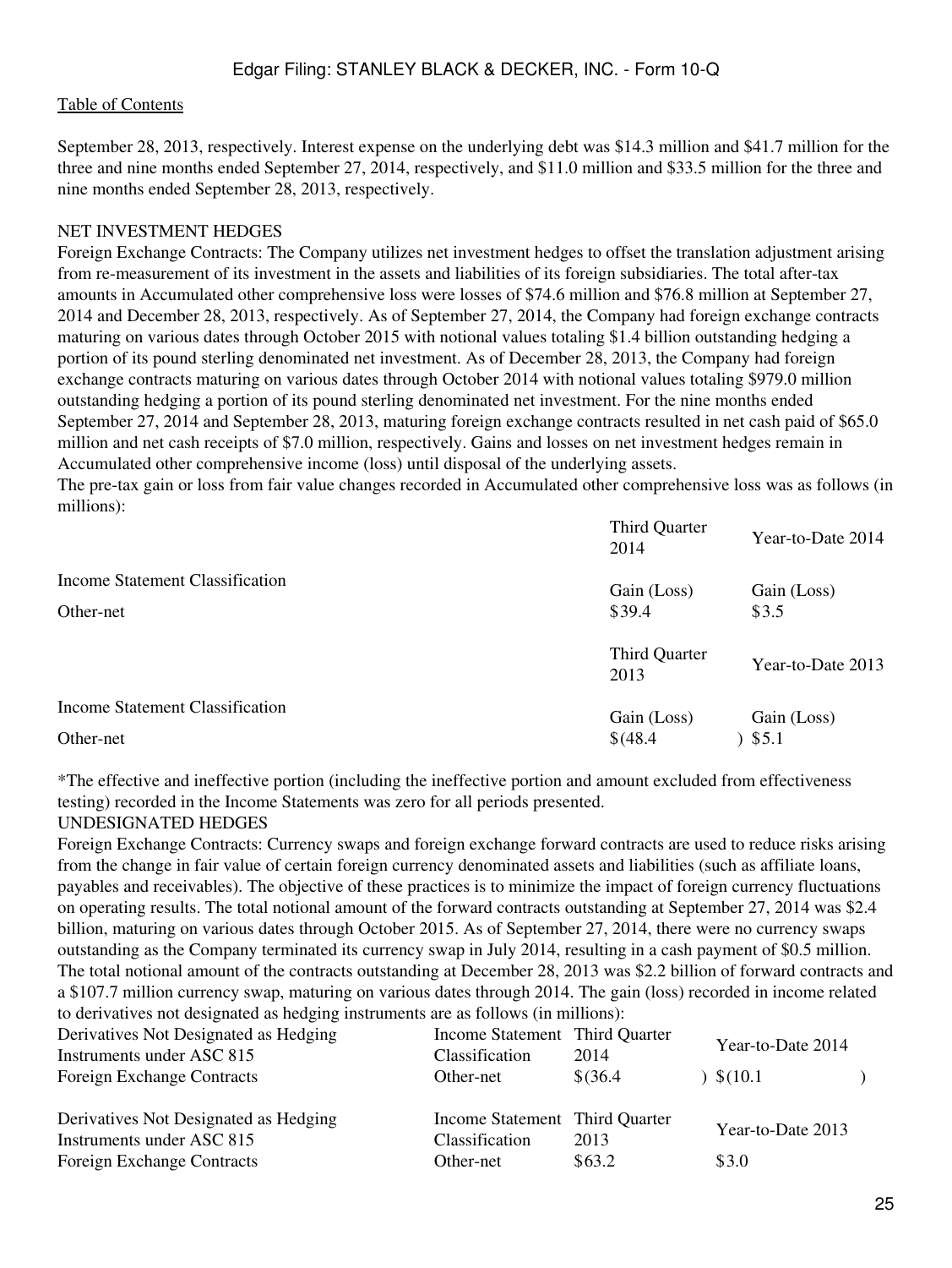September 28, 2013, respectively. Interest expense on the underlying debt was $14.3 million and $41.7 million for the three and nine months ended September 27, 2014, respectively, and $11.0 million and $33.5 million for the three and nine months ended September 28, 2013, respectively.

NET INVESTMENT HEDGES

Foreign Exchange Contracts: The Company utilizes net investment hedges to offset the translation adjustment arising from re-measurement of its investment in the assets and liabilities of its foreign subsidiaries. The total after-tax amounts in Accumulated other comprehensive loss were losses of $74.6 million and $76.8 million at September 27, 2014 and December 28, 2013, respectively. As of September 27, 2014, the Company had foreign exchange contracts maturing on various dates through October 2015 with notional values totaling $1.4 billion outstanding hedging a portion of its pound sterling denominated net investment. As of December 28, 2013, the Company had foreign exchange contracts maturing on various dates through October 2014 with notional values totaling $979.0 million outstanding hedging a portion of its pound sterling denominated net investment. For the nine months ended September 27, 2014 and September 28, 2013, maturing foreign exchange contracts resulted in net cash paid of $65.0 million and net cash receipts of $7.0 million, respectively. Gains and losses on net investment hedges remain in Accumulated other comprehensive income (loss) until disposal of the underlying assets.

The pre-tax gain or loss from fair value changes recorded in Accumulated other comprehensive loss was as follows (in millions):

| | Third Quarter 2014 | Year-to-Date 2014 |
|---|---|---|
| Income Statement Classification | Gain (Loss) | Gain (Loss) |
| Other-net | $39.4 | $3.5 |

| | Third Quarter 2013 | Year-to-Date 2013 |
|---|---|---|
| Income Statement Classification | Gain (Loss) | Gain (Loss) |
| Other-net | $(48.4) | $5.1 |

*The effective and ineffective portion (including the ineffective portion and amount excluded from effectiveness testing) recorded in the Income Statements was zero for all periods presented.

UNDESIGNATED HEDGES

Foreign Exchange Contracts: Currency swaps and foreign exchange forward contracts are used to reduce risks arising from the change in fair value of certain foreign currency denominated assets and liabilities (such as affiliate loans, payables and receivables). The objective of these practices is to minimize the impact of foreign currency fluctuations on operating results. The total notional amount of the forward contracts outstanding at September 27, 2014 was $2.4 billion, maturing on various dates through October 2015. As of September 27, 2014, there were no currency swaps outstanding as the Company terminated its currency swap in July 2014, resulting in a cash payment of $0.5 million. The total notional amount of the contracts outstanding at December 28, 2013 was $2.2 billion of forward contracts and a $107.7 million currency swap, maturing on various dates through 2014. The gain (loss) recorded in income related to derivatives not designated as hedging instruments are as follows (in millions):

| Derivatives Not Designated as Hedging Instruments under ASC 815 | Income Statement Classification | Third Quarter 2014 | Year-to-Date 2014 |
|---|---|---|---|
| Foreign Exchange Contracts | Other-net | $(36.4) | $(10.1) |

| Derivatives Not Designated as Hedging Instruments under ASC 815 | Income Statement Classification | Third Quarter 2013 | Year-to-Date 2013 |
|---|---|---|---|
| Foreign Exchange Contracts | Other-net | $63.2 | $3.0 |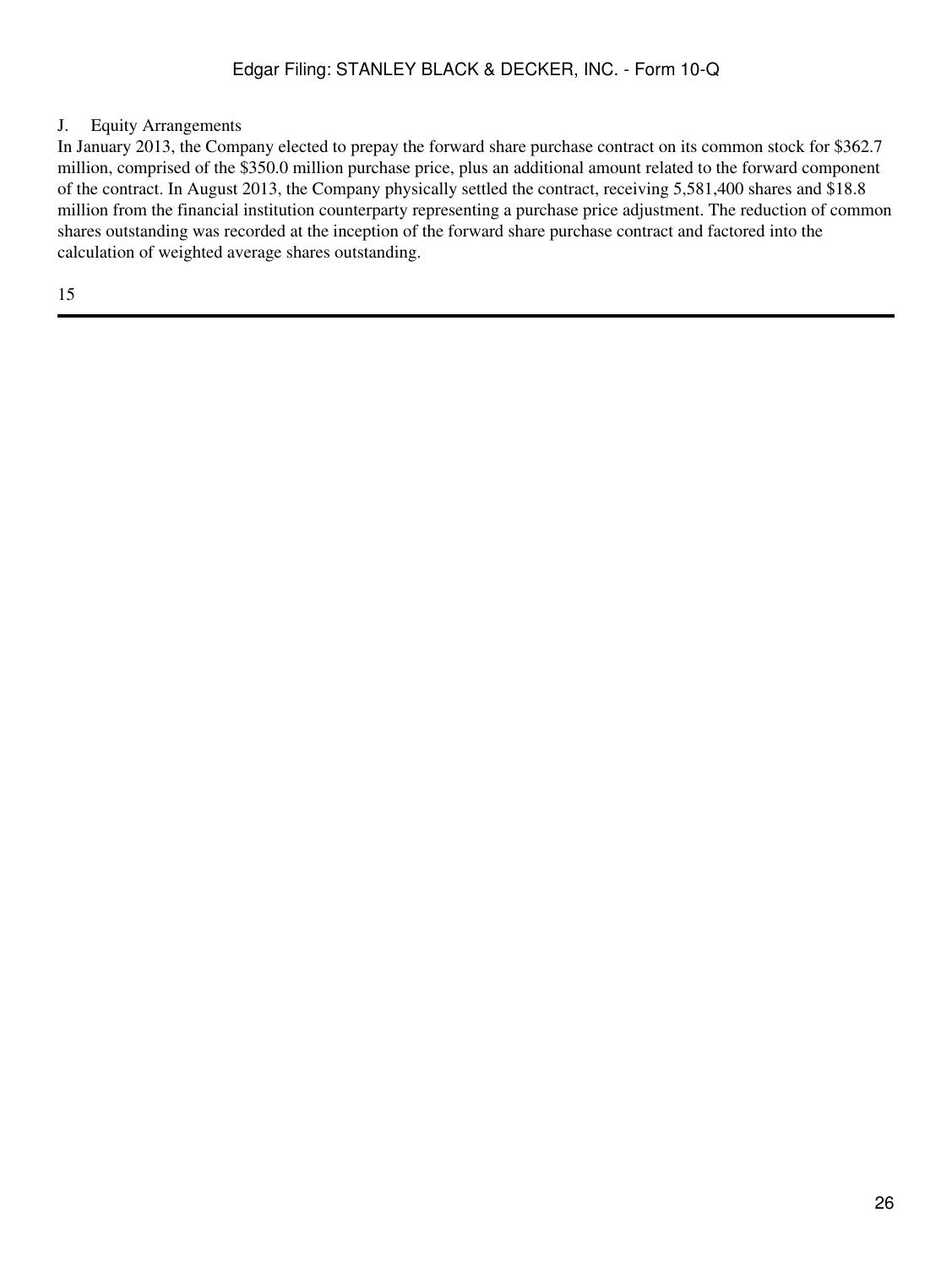## J. Equity Arrangements

In January 2013, the Company elected to prepay the forward share purchase contract on its common stock for $362.7 million, comprised of the $350.0 million purchase price, plus an additional amount related to the forward component of the contract. In August 2013, the Company physically settled the contract, receiving 5,581,400 shares and $18.8 million from the financial institution counterparty representing a purchase price adjustment. The reduction of common shares outstanding was recorded at the inception of the forward share purchase contract and factored into the calculation of weighted average shares outstanding.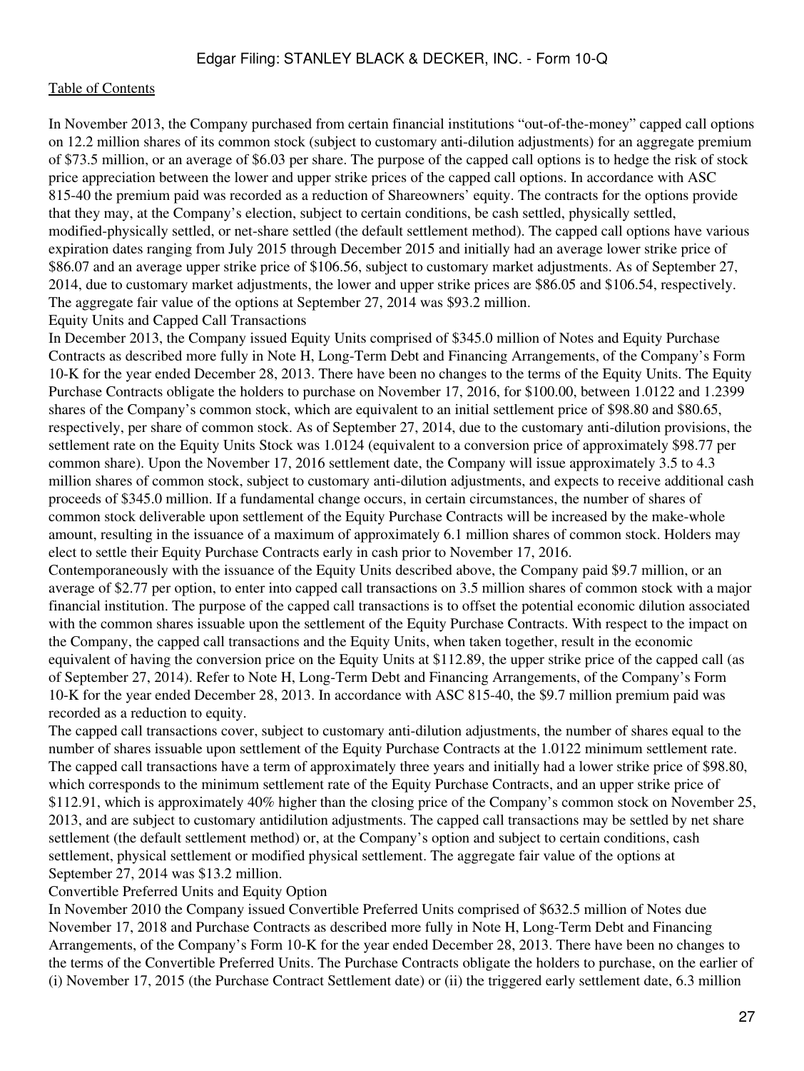In November 2013, the Company purchased from certain financial institutions “out-of-the-money” capped call options on 12.2 million shares of its common stock (subject to customary anti-dilution adjustments) for an aggregate premium of $73.5 million, or an average of $6.03 per share. The purpose of the capped call options is to hedge the risk of stock price appreciation between the lower and upper strike prices of the capped call options. In accordance with ASC 815-40 the premium paid was recorded as a reduction of Shareowners’ equity. The contracts for the options provide that they may, at the Company’s election, subject to certain conditions, be cash settled, physically settled, modified-physically settled, or net-share settled (the default settlement method). The capped call options have various expiration dates ranging from July 2015 through December 2015 and initially had an average lower strike price of $86.07 and an average upper strike price of $106.56, subject to customary market adjustments. As of September 27, 2014, due to customary market adjustments, the lower and upper strike prices are $86.05 and $106.54, respectively. The aggregate fair value of the options at September 27, 2014 was $93.2 million.

### Equity Units and Capped Call Transactions

In December 2013, the Company issued Equity Units comprised of $345.0 million of Notes and Equity Purchase Contracts as described more fully in Note H, Long-Term Debt and Financing Arrangements, of the Company’s Form 10-K for the year ended December 28, 2013. There have been no changes to the terms of the Equity Units. The Equity Purchase Contracts obligate the holders to purchase on November 17, 2016, for $100.00, between 1.0122 and 1.2399 shares of the Company’s common stock, which are equivalent to an initial settlement price of $98.80 and $80.65, respectively, per share of common stock. As of September 27, 2014, due to the customary anti-dilution provisions, the settlement rate on the Equity Units Stock was 1.0124 (equivalent to a conversion price of approximately $98.77 per common share). Upon the November 17, 2016 settlement date, the Company will issue approximately 3.5 to 4.3 million shares of common stock, subject to customary anti-dilution adjustments, and expects to receive additional cash proceeds of $345.0 million. If a fundamental change occurs, in certain circumstances, the number of shares of common stock deliverable upon settlement of the Equity Purchase Contracts will be increased by the make-whole amount, resulting in the issuance of a maximum of approximately 6.1 million shares of common stock. Holders may elect to settle their Equity Purchase Contracts early in cash prior to November 17, 2016.

Contemporaneously with the issuance of the Equity Units described above, the Company paid $9.7 million, or an average of $2.77 per option, to enter into capped call transactions on 3.5 million shares of common stock with a major financial institution. The purpose of the capped call transactions is to offset the potential economic dilution associated with the common shares issuable upon the settlement of the Equity Purchase Contracts. With respect to the impact on the Company, the capped call transactions and the Equity Units, when taken together, result in the economic equivalent of having the conversion price on the Equity Units at $112.89, the upper strike price of the capped call (as of September 27, 2014). Refer to Note H, Long-Term Debt and Financing Arrangements, of the Company’s Form 10-K for the year ended December 28, 2013. In accordance with ASC 815-40, the $9.7 million premium paid was recorded as a reduction to equity.

The capped call transactions cover, subject to customary anti-dilution adjustments, the number of shares equal to the number of shares issuable upon settlement of the Equity Purchase Contracts at the 1.0122 minimum settlement rate. The capped call transactions have a term of approximately three years and initially had a lower strike price of $98.80, which corresponds to the minimum settlement rate of the Equity Purchase Contracts, and an upper strike price of $112.91, which is approximately 40% higher than the closing price of the Company’s common stock on November 25, 2013, and are subject to customary antidilution adjustments. The capped call transactions may be settled by net share settlement (the default settlement method) or, at the Company’s option and subject to certain conditions, cash settlement, physical settlement or modified physical settlement. The aggregate fair value of the options at September 27, 2014 was $13.2 million.

### Convertible Preferred Units and Equity Option

In November 2010 the Company issued Convertible Preferred Units comprised of $632.5 million of Notes due November 17, 2018 and Purchase Contracts as described more fully in Note H, Long-Term Debt and Financing Arrangements, of the Company’s Form 10-K for the year ended December 28, 2013. There have been no changes to the terms of the Convertible Preferred Units. The Purchase Contracts obligate the holders to purchase, on the earlier of (i) November 17, 2015 (the Purchase Contract Settlement date) or (ii) the triggered early settlement date, 6.3 million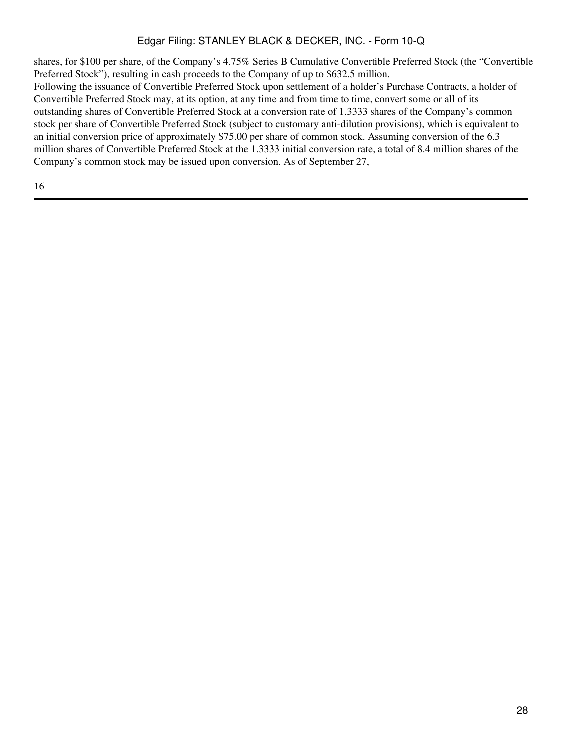shares, for $100 per share, of the Company's 4.75% Series B Cumulative Convertible Preferred Stock (the "Convertible Preferred Stock"), resulting in cash proceeds to the Company of up to $632.5 million.

Following the issuance of Convertible Preferred Stock upon settlement of a holder's Purchase Contracts, a holder of Convertible Preferred Stock may, at its option, at any time and from time to time, convert some or all of its outstanding shares of Convertible Preferred Stock at a conversion rate of 1.3333 shares of the Company's common stock per share of Convertible Preferred Stock (subject to customary anti-dilution provisions), which is equivalent to an initial conversion price of approximately $75.00 per share of common stock. Assuming conversion of the 6.3 million shares of Convertible Preferred Stock at the 1.3333 initial conversion rate, a total of 8.4 million shares of the Company's common stock may be issued upon conversion. As of September 27,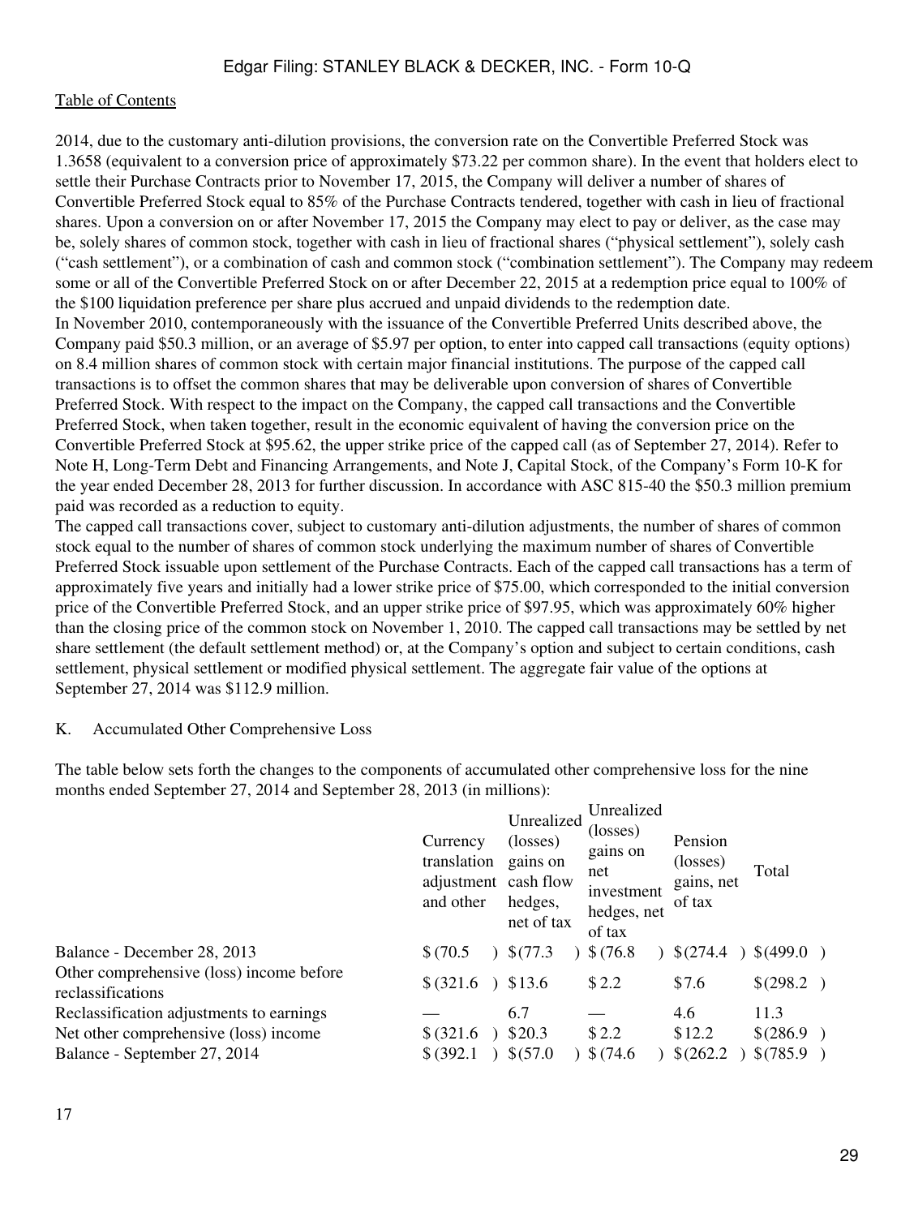2014, due to the customary anti-dilution provisions, the conversion rate on the Convertible Preferred Stock was 1.3658 (equivalent to a conversion price of approximately $73.22 per common share). In the event that holders elect to settle their Purchase Contracts prior to November 17, 2015, the Company will deliver a number of shares of Convertible Preferred Stock equal to 85% of the Purchase Contracts tendered, together with cash in lieu of fractional shares. Upon a conversion on or after November 17, 2015 the Company may elect to pay or deliver, as the case may be, solely shares of common stock, together with cash in lieu of fractional shares ("physical settlement"), solely cash ("cash settlement"), or a combination of cash and common stock ("combination settlement"). The Company may redeem some or all of the Convertible Preferred Stock on or after December 22, 2015 at a redemption price equal to 100% of the $100 liquidation preference per share plus accrued and unpaid dividends to the redemption date.

In November 2010, contemporaneously with the issuance of the Convertible Preferred Units described above, the Company paid $50.3 million, or an average of $5.97 per option, to enter into capped call transactions (equity options) on 8.4 million shares of common stock with certain major financial institutions. The purpose of the capped call transactions is to offset the common shares that may be deliverable upon conversion of shares of Convertible Preferred Stock. With respect to the impact on the Company, the capped call transactions and the Convertible Preferred Stock, when taken together, result in the economic equivalent of having the conversion price on the Convertible Preferred Stock at $95.62, the upper strike price of the capped call (as of September 27, 2014). Refer to Note H, Long-Term Debt and Financing Arrangements, and Note J, Capital Stock, of the Company's Form 10-K for the year ended December 28, 2013 for further discussion. In accordance with ASC 815-40 the $50.3 million premium paid was recorded as a reduction to equity.

The capped call transactions cover, subject to customary anti-dilution adjustments, the number of shares of common stock equal to the number of shares of common stock underlying the maximum number of shares of Convertible Preferred Stock issuable upon settlement of the Purchase Contracts. Each of the capped call transactions has a term of approximately five years and initially had a lower strike price of $75.00, which corresponded to the initial conversion price of the Convertible Preferred Stock, and an upper strike price of $97.95, which was approximately 60% higher than the closing price of the common stock on November 1, 2010. The capped call transactions may be settled by net share settlement (the default settlement method) or, at the Company's option and subject to certain conditions, cash settlement, physical settlement or modified physical settlement. The aggregate fair value of the options at September 27, 2014 was $112.9 million.

K. Accumulated Other Comprehensive Loss

The table below sets forth the changes to the components of accumulated other comprehensive loss for the nine months ended September 27, 2014 and September 28, 2013 (in millions):

| | Currency translation adjustment and other | Unrealized (losses) gains on cash flow hedges, net of tax | Unrealized (losses) gains on net investment hedges, net of tax | Pension (losses) gains, net of tax | Total |
|---|---|---|---|---|---|
| Balance - December 28, 2013 | $(70.5) | $(77.3) | $(76.8) | $(274.4) | $(499.0) |
| Other comprehensive (loss) income before reclassifications | $(321.6) | $13.6 | $2.2 | $7.6 | $(298.2) |
| Reclassification adjustments to earnings | — | 6.7 | — | 4.6 | 11.3 |
| Net other comprehensive (loss) income | $(321.6) | $20.3 | $2.2 | $12.2 | $(286.9) |
| Balance - September 27, 2014 | $(392.1) | $(57.0) | $(74.6) | $(262.2) | $(785.9) |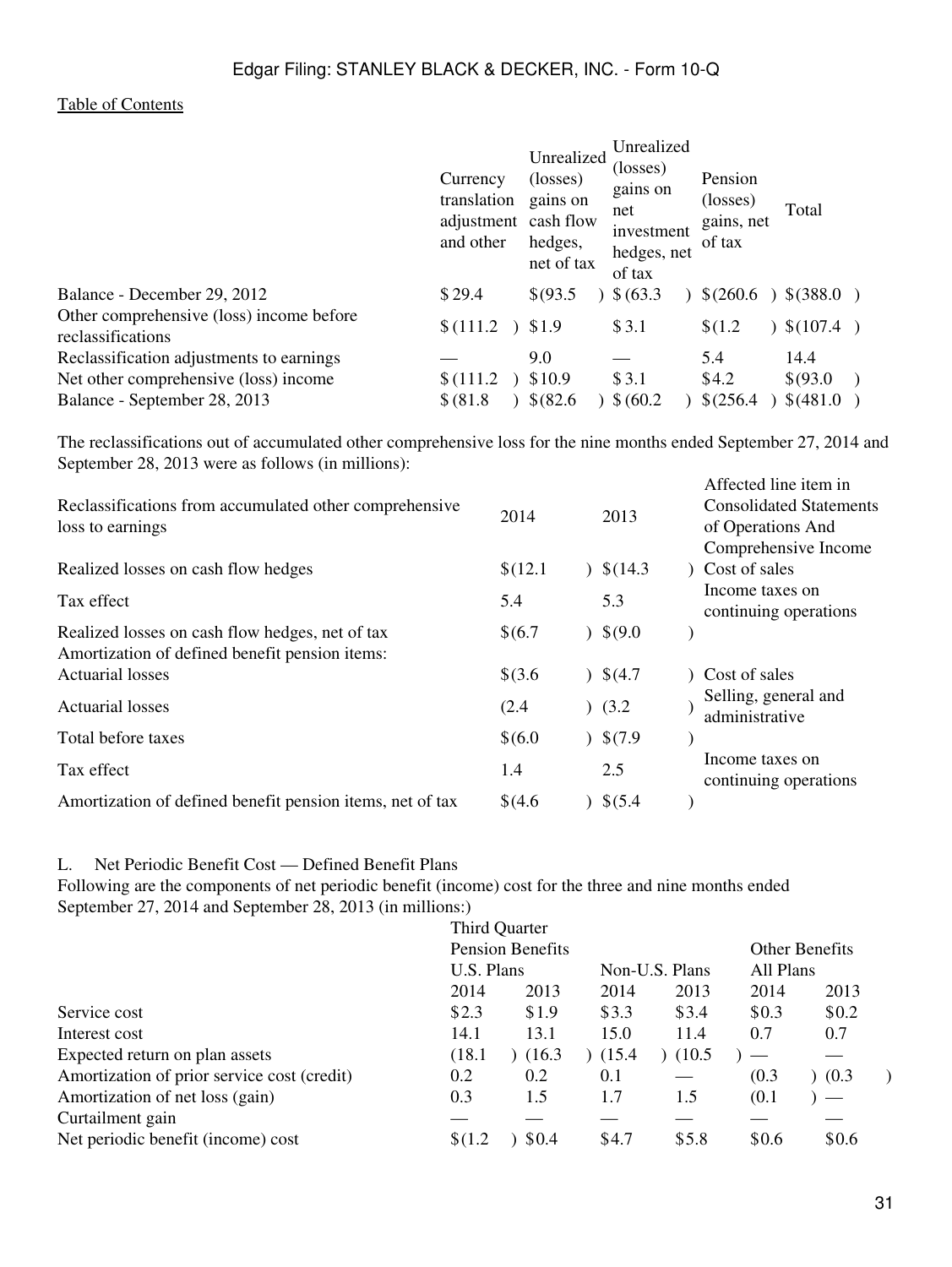|  | Currency translation adjustment and other | Unrealized (losses) gains on cash flow hedges, net of tax | Unrealized (losses) gains on net investment hedges, net of tax | Pension (losses) gains, net of tax | Total |
|---|---|---|---|---|---|
| Balance - December 29, 2012 | $ 29.4 | $(93.5) | $ (63.3) | $(260.6) | $(388.0) |
| Other comprehensive (loss) income before reclassifications | $ (111.2) | $1.9 | $ 3.1 | $(1.2) | $(107.4) |
| Reclassification adjustments to earnings | — | 9.0 | — | 5.4 | 14.4 |
| Net other comprehensive (loss) income | $ (111.2) | $10.9 | $ 3.1 | $4.2 | $(93.0) |
| Balance - September 28, 2013 | $ (81.8) | $(82.6) | $ (60.2) | $(256.4) | $(481.0) |

The reclassifications out of accumulated other comprehensive loss for the nine months ended September 27, 2014 and September 28, 2013 were as follows (in millions):

| Reclassifications from accumulated other comprehensive loss to earnings | 2014 | 2013 | Affected line item in Consolidated Statements of Operations And Comprehensive Income |
|---|---|---|---|
| Realized losses on cash flow hedges | $(12.1) | $(14.3) | Cost of sales |
| Tax effect | 5.4 | 5.3 | Income taxes on continuing operations |
| Realized losses on cash flow hedges, net of tax | $(6.7) | $(9.0) | |
| Amortization of defined benefit pension items: | | | |
| Actuarial losses | $(3.6) | $(4.7) | Cost of sales |
| Actuarial losses | (2.4) | (3.2) | Selling, general and administrative |
| Total before taxes | $(6.0) | $(7.9) | |
| Tax effect | 1.4 | 2.5 | Income taxes on continuing operations |
| Amortization of defined benefit pension items, net of tax | $(4.6) | $(5.4) | |

L. Net Periodic Benefit Cost — Defined Benefit Plans

Following are the components of net periodic benefit (income) cost for the three and nine months ended September 27, 2014 and September 28, 2013 (in millions:)

| | Third Quarter | | | | | |
|---|---|---|---|---|---|---|
| | Pension Benefits | | | | Other Benefits | |
| | U.S. Plans | | Non-U.S. Plans | | All Plans | |
| | 2014 | 2013 | 2014 | 2013 | 2014 | 2013 |
| Service cost | $2.3 | $1.9 | $3.3 | $3.4 | $0.3 | $0.2 |
| Interest cost | 14.1 | 13.1 | 15.0 | 11.4 | 0.7 | 0.7 |
| Expected return on plan assets | (18.1) | (16.3) | (15.4) | (10.5) | — | — |
| Amortization of prior service cost (credit) | 0.2 | 0.2 | 0.1 | — | (0.3) | (0.3) |
| Amortization of net loss (gain) | 0.3 | 1.5 | 1.7 | 1.5 | (0.1) | — |
| Curtailment gain | — | — | — | — | — | — |
| Net periodic benefit (income) cost | $(1.2) | $0.4 | $4.7 | $5.8 | $0.6 | $0.6 |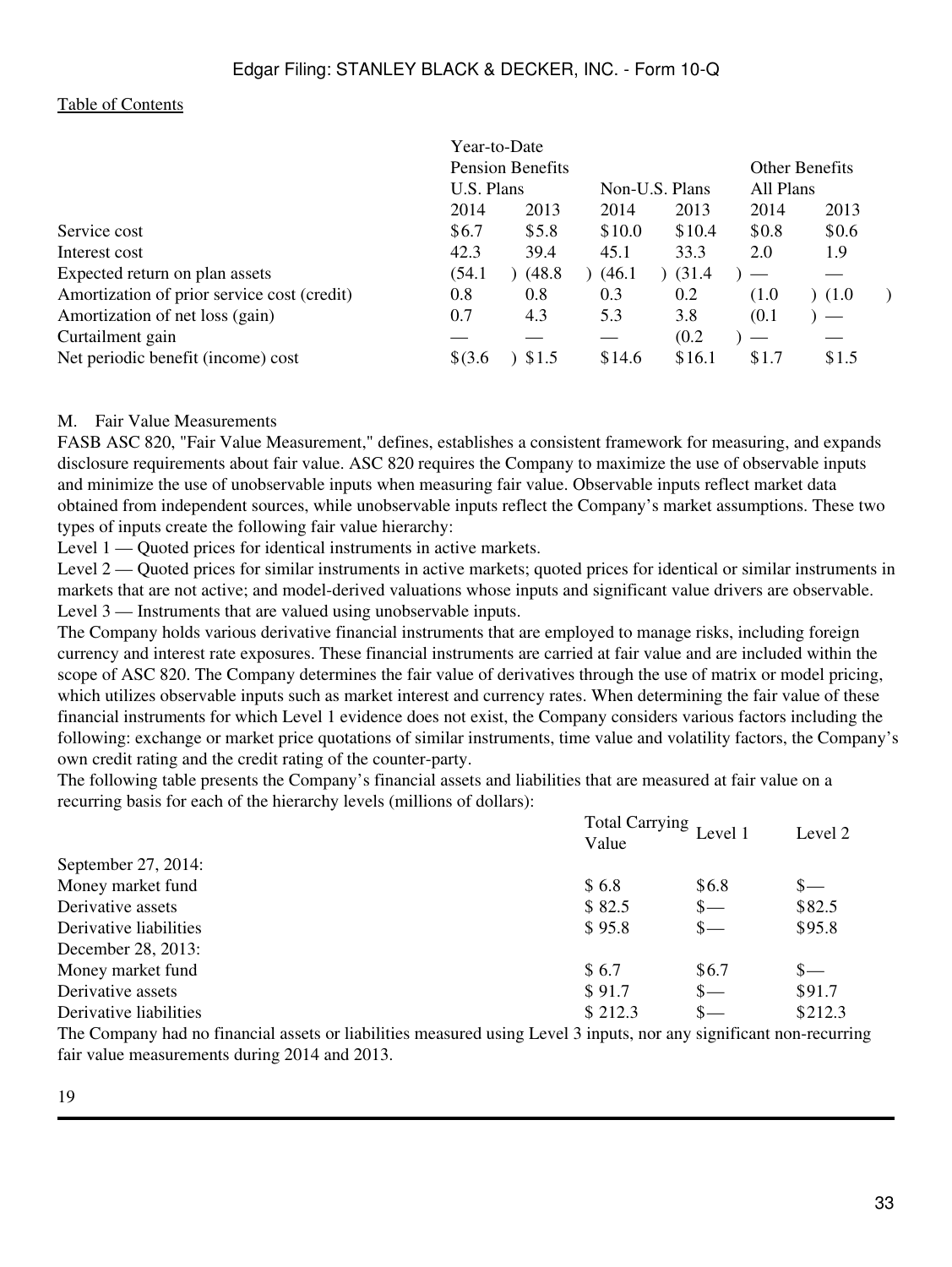|  | Year-to-Date |  |  |  |  |  |
|---|---|---|---|---|---|---|
|  | Pension Benefits |  |  |  | Other Benefits |  |
|  | U.S. Plans |  | Non-U.S. Plans |  | All Plans |  |
|  | 2014 | 2013 | 2014 | 2013 | 2014 | 2013 |
| Service cost | $6.7 | $5.8 | $10.0 | $10.4 | $0.8 | $0.6 |
| Interest cost | 42.3 | 39.4 | 45.1 | 33.3 | 2.0 | 1.9 |
| Expected return on plan assets | (54.1) | (48.8) | (46.1) | (31.4) | — | — |
| Amortization of prior service cost (credit) | 0.8 | 0.8 | 0.3 | 0.2 | (1.0) | (1.0) |
| Amortization of net loss (gain) | 0.7 | 4.3 | 5.3 | 3.8 | (0.1) | — |
| Curtailment gain | — | — | — | (0.2) | — | — |
| Net periodic benefit (income) cost | $(3.6) | $1.5 | $14.6 | $16.1 | $1.7 | $1.5 |

M. Fair Value Measurements

FASB ASC 820, "Fair Value Measurement," defines, establishes a consistent framework for measuring, and expands disclosure requirements about fair value. ASC 820 requires the Company to maximize the use of observable inputs and minimize the use of unobservable inputs when measuring fair value. Observable inputs reflect market data obtained from independent sources, while unobservable inputs reflect the Company's market assumptions. These two types of inputs create the following fair value hierarchy:

Level 1 — Quoted prices for identical instruments in active markets.

Level 2 — Quoted prices for similar instruments in active markets; quoted prices for identical or similar instruments in markets that are not active; and model-derived valuations whose inputs and significant value drivers are observable.

Level 3 — Instruments that are valued using unobservable inputs.

The Company holds various derivative financial instruments that are employed to manage risks, including foreign currency and interest rate exposures. These financial instruments are carried at fair value and are included within the scope of ASC 820. The Company determines the fair value of derivatives through the use of matrix or model pricing, which utilizes observable inputs such as market interest and currency rates. When determining the fair value of these financial instruments for which Level 1 evidence does not exist, the Company considers various factors including the following: exchange or market price quotations of similar instruments, time value and volatility factors, the Company's own credit rating and the credit rating of the counter-party.

The following table presents the Company's financial assets and liabilities that are measured at fair value on a recurring basis for each of the hierarchy levels (millions of dollars):

|  | Total Carrying Value | Level 1 | Level 2 |
|---|---|---|---|
| September 27, 2014: |  |  |  |
| Money market fund | $ 6.8 | $6.8 | $— |
| Derivative assets | $ 82.5 | $— | $82.5 |
| Derivative liabilities | $ 95.8 | $— | $95.8 |
| December 28, 2013: |  |  |  |
| Money market fund | $ 6.7 | $6.7 | $— |
| Derivative assets | $ 91.7 | $— | $91.7 |
| Derivative liabilities | $ 212.3 | $— | $212.3 |

The Company had no financial assets or liabilities measured using Level 3 inputs, nor any significant non-recurring fair value measurements during 2014 and 2013.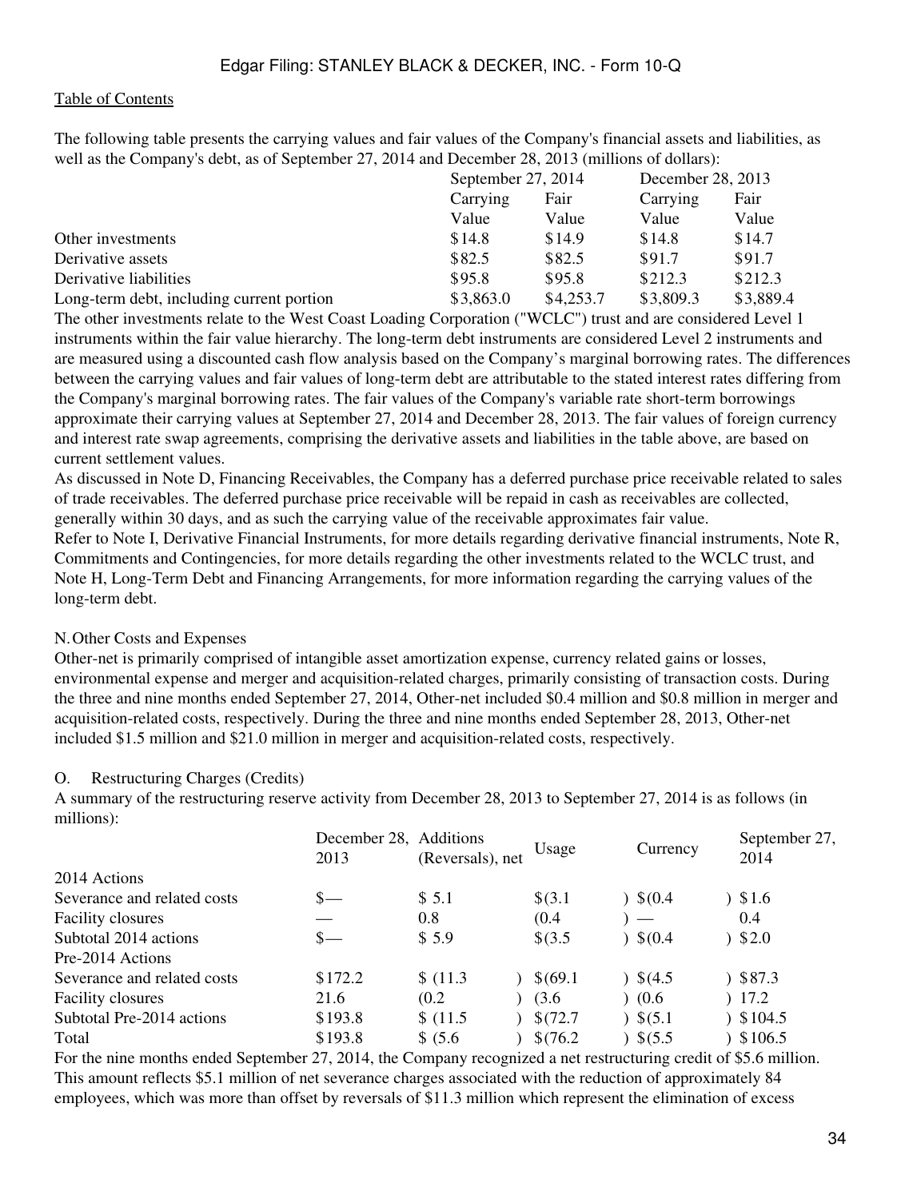[Table of Contents]

The following table presents the carrying values and fair values of the Company's financial assets and liabilities, as well as the Company's debt, as of September 27, 2014 and December 28, 2013 (millions of dollars):

| | September 27, 2014 | | December 28, 2013 | |
|---|---|---|---|---|
| | Carrying Value | Fair Value | Carrying Value | Fair Value |
| Other investments | $14.8 | $14.9 | $14.8 | $14.7 |
| Derivative assets | $82.5 | $82.5 | $91.7 | $91.7 |
| Derivative liabilities | $95.8 | $95.8 | $212.3 | $212.3 |
| Long-term debt, including current portion | $3,863.0 | $4,253.7 | $3,809.3 | $3,889.4 |

The other investments relate to the West Coast Loading Corporation ("WCLC") trust and are considered Level 1 instruments within the fair value hierarchy. The long-term debt instruments are considered Level 2 instruments and are measured using a discounted cash flow analysis based on the Company's marginal borrowing rates. The differences between the carrying values and fair values of long-term debt are attributable to the stated interest rates differing from the Company's marginal borrowing rates. The fair values of the Company's variable rate short-term borrowings approximate their carrying values at September 27, 2014 and December 28, 2013. The fair values of foreign currency and interest rate swap agreements, comprising the derivative assets and liabilities in the table above, are based on current settlement values.

As discussed in Note D, Financing Receivables, the Company has a deferred purchase price receivable related to sales of trade receivables. The deferred purchase price receivable will be repaid in cash as receivables are collected, generally within 30 days, and as such the carrying value of the receivable approximates fair value.

Refer to Note I, Derivative Financial Instruments, for more details regarding derivative financial instruments, Note R, Commitments and Contingencies, for more details regarding the other investments related to the WCLC trust, and Note H, Long-Term Debt and Financing Arrangements, for more information regarding the carrying values of the long-term debt.

## N. Other Costs and Expenses

Other-net is primarily comprised of intangible asset amortization expense, currency related gains or losses, environmental expense and merger and acquisition-related charges, primarily consisting of transaction costs. During the three and nine months ended September 27, 2014, Other-net included $0.4 million and $0.8 million in merger and acquisition-related costs, respectively. During the three and nine months ended September 28, 2013, Other-net included $1.5 million and $21.0 million in merger and acquisition-related costs, respectively.

## O. Restructuring Charges (Credits)

A summary of the restructuring reserve activity from December 28, 2013 to September 27, 2014 is as follows (in millions):

| | December 28, 2013 | Additions (Reversals), net | Usage | Currency | September 27, 2014 |
|---|---|---|---|---|---|
| 2014 Actions | | | | | |
| Severance and related costs | $— | $ 5.1 | $(3.1) | $(0.4) | $1.6 |
| Facility closures | — | 0.8 | (0.4) | — | 0.4 |
| Subtotal 2014 actions | $— | $ 5.9 | $(3.5) | $(0.4) | $2.0 |
| Pre-2014 Actions | | | | | |
| Severance and related costs | $172.2 | $ (11.3) | $(69.1) | $(4.5) | $87.3 |
| Facility closures | 21.6 | (0.2) | (3.6) | (0.6) | 17.2 |
| Subtotal Pre-2014 actions | $193.8 | $ (11.5) | $(72.7) | $(5.1) | $104.5 |
| Total | $193.8 | $ (5.6) | $(76.2) | $(5.5) | $106.5 |

For the nine months ended September 27, 2014, the Company recognized a net restructuring credit of $5.6 million. This amount reflects $5.1 million of net severance charges associated with the reduction of approximately 84 employees, which was more than offset by reversals of $11.3 million which represent the elimination of excess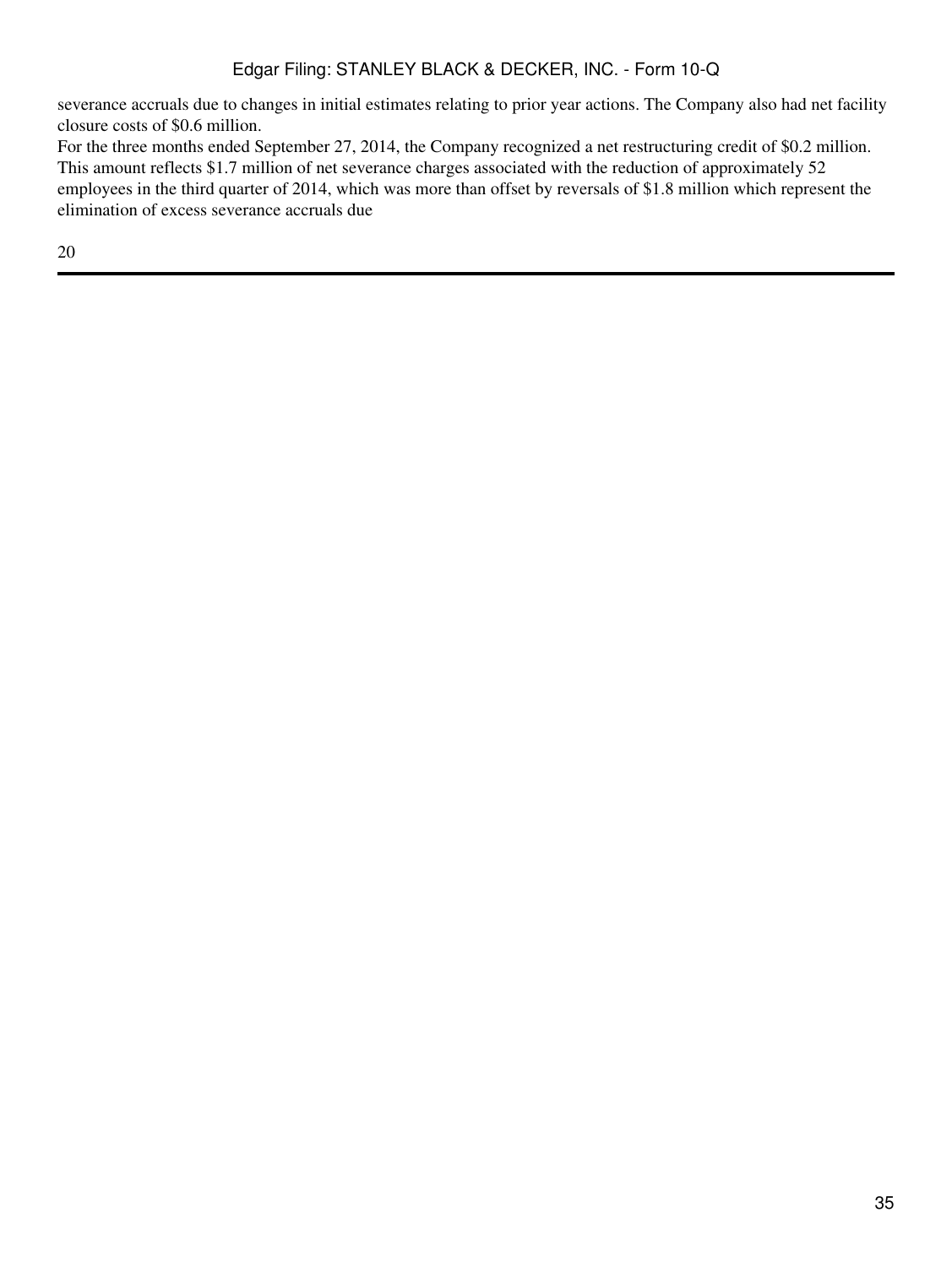severance accruals due to changes in initial estimates relating to prior year actions. The Company also had net facility closure costs of $0.6 million.

For the three months ended September 27, 2014, the Company recognized a net restructuring credit of $0.2 million. This amount reflects $1.7 million of net severance charges associated with the reduction of approximately 52 employees in the third quarter of 2014, which was more than offset by reversals of $1.8 million which represent the elimination of excess severance accruals due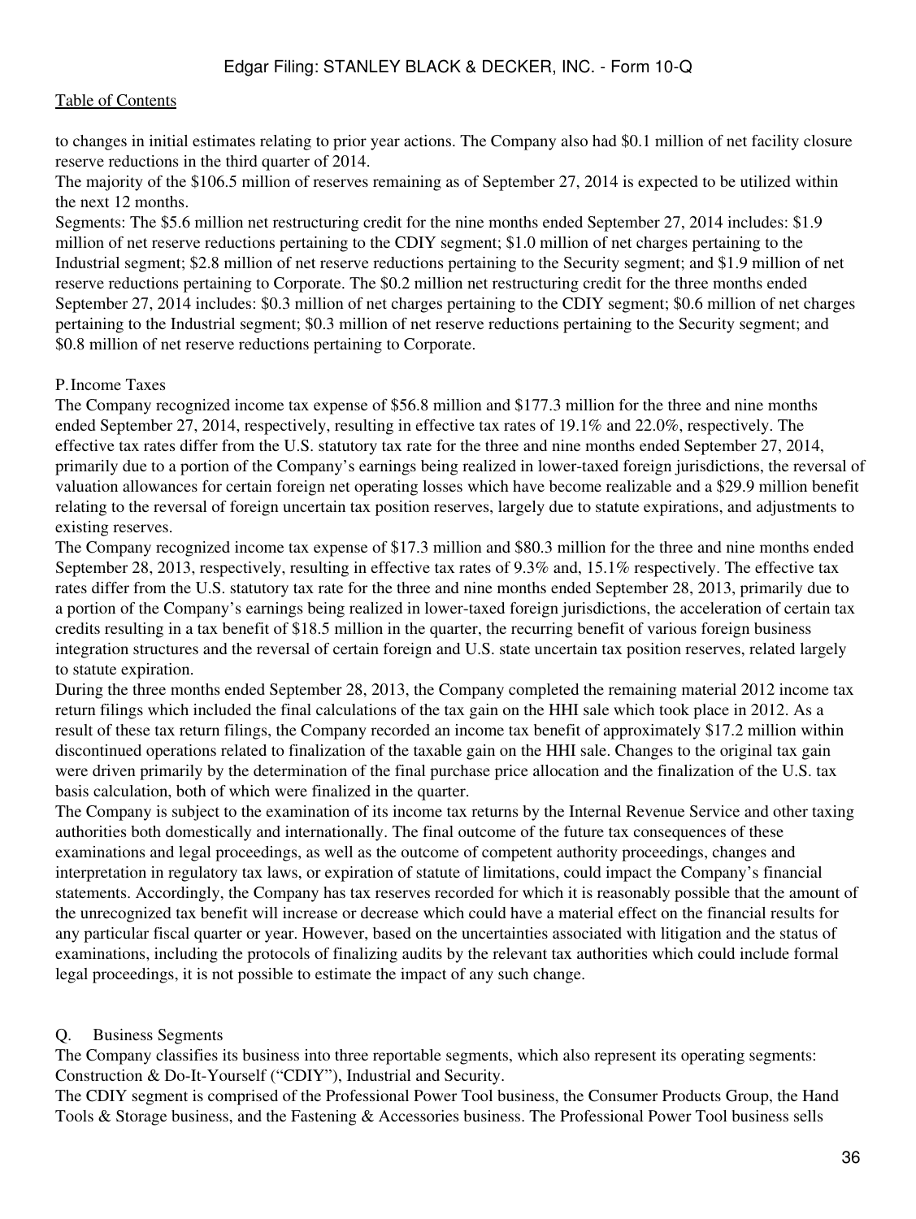to changes in initial estimates relating to prior year actions. The Company also had $0.1 million of net facility closure reserve reductions in the third quarter of 2014.

The majority of the $106.5 million of reserves remaining as of September 27, 2014 is expected to be utilized within the next 12 months.

Segments: The $5.6 million net restructuring credit for the nine months ended September 27, 2014 includes: $1.9 million of net reserve reductions pertaining to the CDIY segment; $1.0 million of net charges pertaining to the Industrial segment; $2.8 million of net reserve reductions pertaining to the Security segment; and $1.9 million of net reserve reductions pertaining to Corporate. The $0.2 million net restructuring credit for the three months ended September 27, 2014 includes: $0.3 million of net charges pertaining to the CDIY segment; $0.6 million of net charges pertaining to the Industrial segment; $0.3 million of net reserve reductions pertaining to the Security segment; and $0.8 million of net reserve reductions pertaining to Corporate.

## P. Income Taxes

The Company recognized income tax expense of $56.8 million and $177.3 million for the three and nine months ended September 27, 2014, respectively, resulting in effective tax rates of 19.1% and 22.0%, respectively. The effective tax rates differ from the U.S. statutory tax rate for the three and nine months ended September 27, 2014, primarily due to a portion of the Company's earnings being realized in lower-taxed foreign jurisdictions, the reversal of valuation allowances for certain foreign net operating losses which have become realizable and a $29.9 million benefit relating to the reversal of foreign uncertain tax position reserves, largely due to statute expirations, and adjustments to existing reserves.

The Company recognized income tax expense of $17.3 million and $80.3 million for the three and nine months ended September 28, 2013, respectively, resulting in effective tax rates of 9.3% and, 15.1% respectively. The effective tax rates differ from the U.S. statutory tax rate for the three and nine months ended September 28, 2013, primarily due to a portion of the Company's earnings being realized in lower-taxed foreign jurisdictions, the acceleration of certain tax credits resulting in a tax benefit of $18.5 million in the quarter, the recurring benefit of various foreign business integration structures and the reversal of certain foreign and U.S. state uncertain tax position reserves, related largely to statute expiration.

During the three months ended September 28, 2013, the Company completed the remaining material 2012 income tax return filings which included the final calculations of the tax gain on the HHI sale which took place in 2012. As a result of these tax return filings, the Company recorded an income tax benefit of approximately $17.2 million within discontinued operations related to finalization of the taxable gain on the HHI sale. Changes to the original tax gain were driven primarily by the determination of the final purchase price allocation and the finalization of the U.S. tax basis calculation, both of which were finalized in the quarter.

The Company is subject to the examination of its income tax returns by the Internal Revenue Service and other taxing authorities both domestically and internationally. The final outcome of the future tax consequences of these examinations and legal proceedings, as well as the outcome of competent authority proceedings, changes and interpretation in regulatory tax laws, or expiration of statute of limitations, could impact the Company's financial statements. Accordingly, the Company has tax reserves recorded for which it is reasonably possible that the amount of the unrecognized tax benefit will increase or decrease which could have a material effect on the financial results for any particular fiscal quarter or year. However, based on the uncertainties associated with litigation and the status of examinations, including the protocols of finalizing audits by the relevant tax authorities which could include formal legal proceedings, it is not possible to estimate the impact of any such change.

## Q. Business Segments

The Company classifies its business into three reportable segments, which also represent its operating segments: Construction & Do-It-Yourself ("CDIY"), Industrial and Security.

The CDIY segment is comprised of the Professional Power Tool business, the Consumer Products Group, the Hand Tools & Storage business, and the Fastening & Accessories business. The Professional Power Tool business sells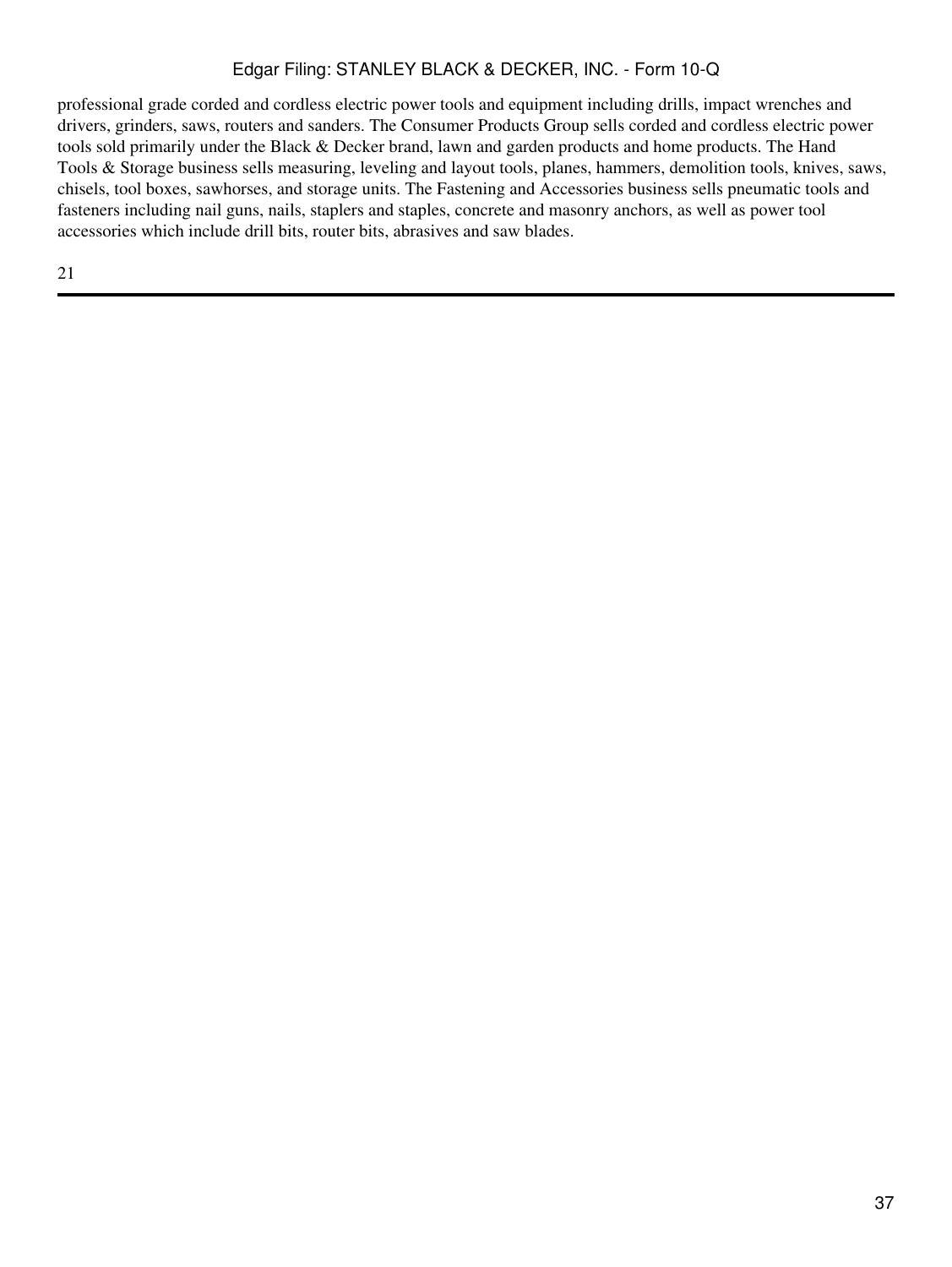professional grade corded and cordless electric power tools and equipment including drills, impact wrenches and drivers, grinders, saws, routers and sanders. The Consumer Products Group sells corded and cordless electric power tools sold primarily under the Black & Decker brand, lawn and garden products and home products. The Hand Tools & Storage business sells measuring, leveling and layout tools, planes, hammers, demolition tools, knives, saws, chisels, tool boxes, sawhorses, and storage units. The Fastening and Accessories business sells pneumatic tools and fasteners including nail guns, nails, staplers and staples, concrete and masonry anchors, as well as power tool accessories which include drill bits, router bits, abrasives and saw blades.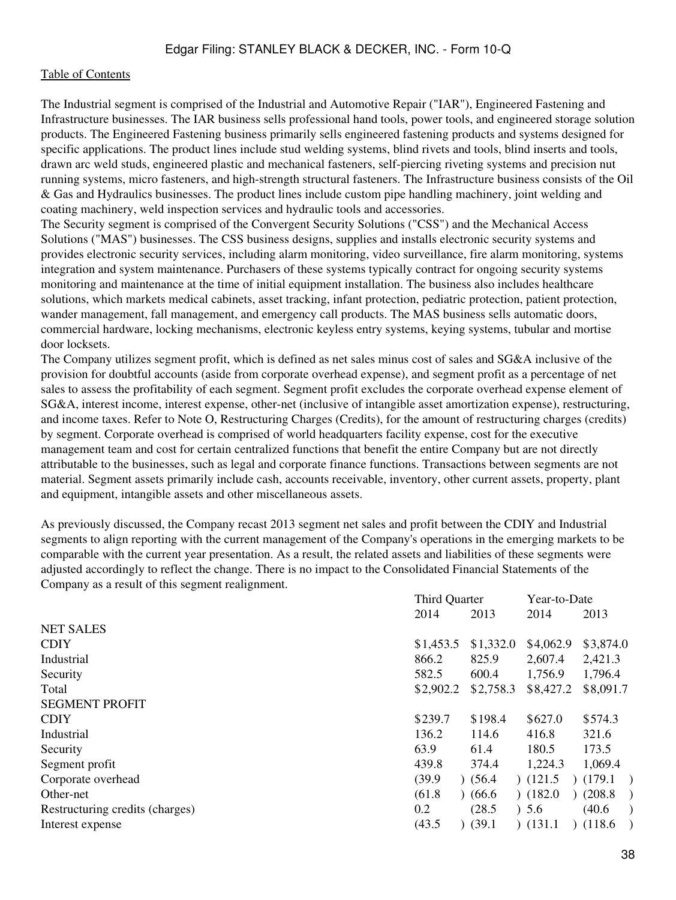The Industrial segment is comprised of the Industrial and Automotive Repair ("IAR"), Engineered Fastening and Infrastructure businesses. The IAR business sells professional hand tools, power tools, and engineered storage solution products. The Engineered Fastening business primarily sells engineered fastening products and systems designed for specific applications. The product lines include stud welding systems, blind rivets and tools, blind inserts and tools, drawn arc weld studs, engineered plastic and mechanical fasteners, self-piercing riveting systems and precision nut running systems, micro fasteners, and high-strength structural fasteners. The Infrastructure business consists of the Oil & Gas and Hydraulics businesses. The product lines include custom pipe handling machinery, joint welding and coating machinery, weld inspection services and hydraulic tools and accessories.

The Security segment is comprised of the Convergent Security Solutions ("CSS") and the Mechanical Access Solutions ("MAS") businesses. The CSS business designs, supplies and installs electronic security systems and provides electronic security services, including alarm monitoring, video surveillance, fire alarm monitoring, systems integration and system maintenance. Purchasers of these systems typically contract for ongoing security systems monitoring and maintenance at the time of initial equipment installation. The business also includes healthcare solutions, which markets medical cabinets, asset tracking, infant protection, pediatric protection, patient protection, wander management, fall management, and emergency call products. The MAS business sells automatic doors, commercial hardware, locking mechanisms, electronic keyless entry systems, keying systems, tubular and mortise door locksets.

The Company utilizes segment profit, which is defined as net sales minus cost of sales and SG&A inclusive of the provision for doubtful accounts (aside from corporate overhead expense), and segment profit as a percentage of net sales to assess the profitability of each segment. Segment profit excludes the corporate overhead expense element of SG&A, interest income, interest expense, other-net (inclusive of intangible asset amortization expense), restructuring, and income taxes. Refer to Note O, Restructuring Charges (Credits), for the amount of restructuring charges (credits) by segment. Corporate overhead is comprised of world headquarters facility expense, cost for the executive management team and cost for certain centralized functions that benefit the entire Company but are not directly attributable to the businesses, such as legal and corporate finance functions. Transactions between segments are not material. Segment assets primarily include cash, accounts receivable, inventory, other current assets, property, plant and equipment, intangible assets and other miscellaneous assets.

As previously discussed, the Company recast 2013 segment net sales and profit between the CDIY and Industrial segments to align reporting with the current management of the Company's operations in the emerging markets to be comparable with the current year presentation. As a result, the related assets and liabilities of these segments were adjusted accordingly to reflect the change. There is no impact to the Consolidated Financial Statements of the Company as a result of this segment realignment.

| | Third Quarter | | Year-to-Date | |
|---|---|---|---|---|
| | 2014 | 2013 | 2014 | 2013 |
| NET SALES | | | | |
| CDIY | $1,453.5 | $1,332.0 | $4,062.9 | $3,874.0 |
| Industrial | 866.2 | 825.9 | 2,607.4 | 2,421.3 |
| Security | 582.5 | 600.4 | 1,756.9 | 1,796.4 |
| Total | $2,902.2 | $2,758.3 | $8,427.2 | $8,091.7 |
| SEGMENT PROFIT | | | | |
| CDIY | $239.7 | $198.4 | $627.0 | $574.3 |
| Industrial | 136.2 | 114.6 | 416.8 | 321.6 |
| Security | 63.9 | 61.4 | 180.5 | 173.5 |
| Segment profit | 439.8 | 374.4 | 1,224.3 | 1,069.4 |
| Corporate overhead | (39.9) | (56.4) | (121.5) | (179.1) |
| Other-net | (61.8) | (66.6) | (182.0) | (208.8) |
| Restructuring credits (charges) | 0.2 | (28.5) | 5.6 | (40.6) |
| Interest expense | (43.5) | (39.1) | (131.1) | (118.6) |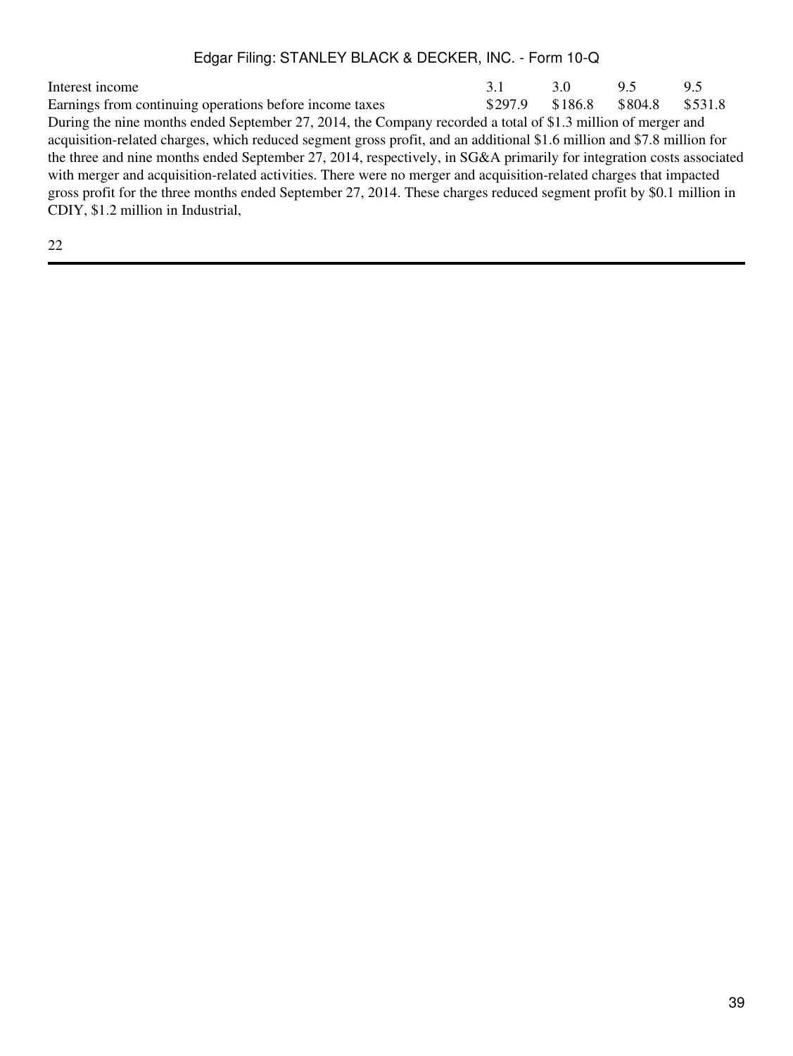| | | | | |
|---|---|---|---|---|
| Interest income | 3.1 | 3.0 | 9.5 | 9.5 |
| Earnings from continuing operations before income taxes | $297.9 | $186.8 | $804.8 | $531.8 |

During the nine months ended September 27, 2014, the Company recorded a total of $1.3 million of merger and acquisition-related charges, which reduced segment gross profit, and an additional $1.6 million and $7.8 million for the three and nine months ended September 27, 2014, respectively, in SG&A primarily for integration costs associated with merger and acquisition-related activities. There were no merger and acquisition-related charges that impacted gross profit for the three months ended September 27, 2014. These charges reduced segment profit by $0.1 million in CDIY, $1.2 million in Industrial,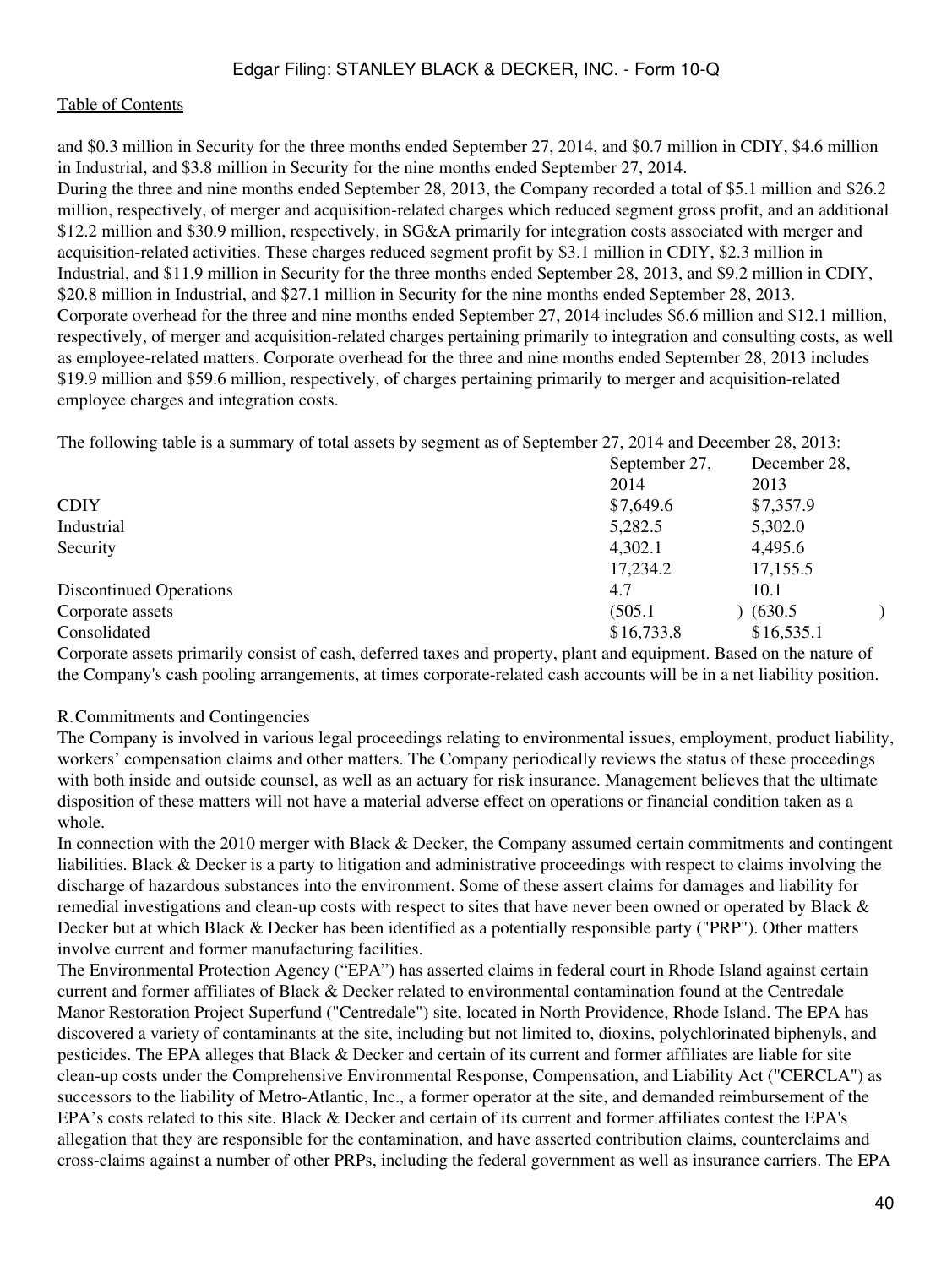and $0.3 million in Security for the three months ended September 27, 2014, and $0.7 million in CDIY, $4.6 million in Industrial, and $3.8 million in Security for the nine months ended September 27, 2014.

During the three and nine months ended September 28, 2013, the Company recorded a total of $5.1 million and $26.2 million, respectively, of merger and acquisition-related charges which reduced segment gross profit, and an additional $12.2 million and $30.9 million, respectively, in SG&A primarily for integration costs associated with merger and acquisition-related activities. These charges reduced segment profit by $3.1 million in CDIY, $2.3 million in Industrial, and $11.9 million in Security for the three months ended September 28, 2013, and $9.2 million in CDIY, $20.8 million in Industrial, and $27.1 million in Security for the nine months ended September 28, 2013.

Corporate overhead for the three and nine months ended September 27, 2014 includes $6.6 million and $12.1 million, respectively, of merger and acquisition-related charges pertaining primarily to integration and consulting costs, as well as employee-related matters. Corporate overhead for the three and nine months ended September 28, 2013 includes $19.9 million and $59.6 million, respectively, of charges pertaining primarily to merger and acquisition-related employee charges and integration costs.

The following table is a summary of total assets by segment as of September 27, 2014 and December 28, 2013:

| | September 27, 2014 | December 28, 2013 |
|---|---|---|
| CDIY | $7,649.6 | $7,357.9 |
| Industrial | 5,282.5 | 5,302.0 |
| Security | 4,302.1 | 4,495.6 |
| | 17,234.2 | 17,155.5 |
| Discontinued Operations | 4.7 | 10.1 |
| Corporate assets | (505.1) | (630.5) |
| Consolidated | $16,733.8 | $16,535.1 |

Corporate assets primarily consist of cash, deferred taxes and property, plant and equipment. Based on the nature of the Company's cash pooling arrangements, at times corporate-related cash accounts will be in a net liability position.

## R. Commitments and Contingencies

The Company is involved in various legal proceedings relating to environmental issues, employment, product liability, workers' compensation claims and other matters. The Company periodically reviews the status of these proceedings with both inside and outside counsel, as well as an actuary for risk insurance. Management believes that the ultimate disposition of these matters will not have a material adverse effect on operations or financial condition taken as a whole.

In connection with the 2010 merger with Black & Decker, the Company assumed certain commitments and contingent liabilities. Black & Decker is a party to litigation and administrative proceedings with respect to claims involving the discharge of hazardous substances into the environment. Some of these assert claims for damages and liability for remedial investigations and clean-up costs with respect to sites that have never been owned or operated by Black & Decker but at which Black & Decker has been identified as a potentially responsible party ("PRP"). Other matters involve current and former manufacturing facilities.

The Environmental Protection Agency ("EPA") has asserted claims in federal court in Rhode Island against certain current and former affiliates of Black & Decker related to environmental contamination found at the Centredale Manor Restoration Project Superfund ("Centredale") site, located in North Providence, Rhode Island. The EPA has discovered a variety of contaminants at the site, including but not limited to, dioxins, polychlorinated biphenyls, and pesticides. The EPA alleges that Black & Decker and certain of its current and former affiliates are liable for site clean-up costs under the Comprehensive Environmental Response, Compensation, and Liability Act ("CERCLA") as successors to the liability of Metro-Atlantic, Inc., a former operator at the site, and demanded reimbursement of the EPA's costs related to this site. Black & Decker and certain of its current and former affiliates contest the EPA's allegation that they are responsible for the contamination, and have asserted contribution claims, counterclaims and cross-claims against a number of other PRPs, including the federal government as well as insurance carriers. The EPA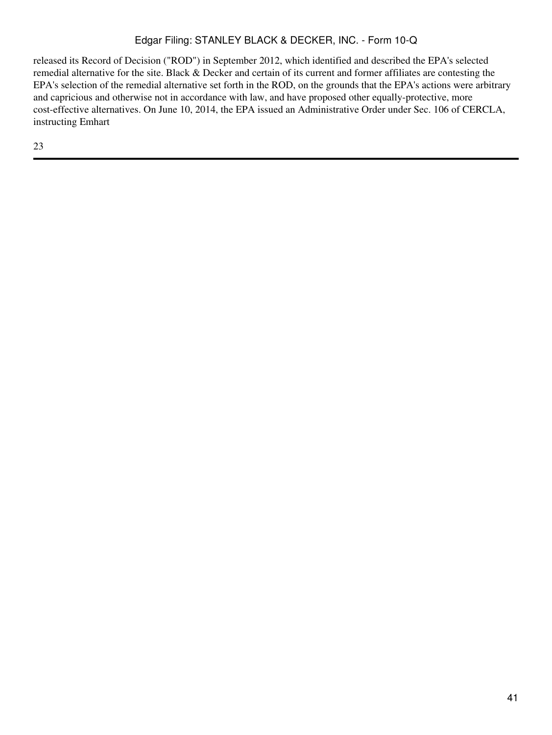released its Record of Decision ("ROD") in September 2012, which identified and described the EPA's selected remedial alternative for the site. Black & Decker and certain of its current and former affiliates are contesting the EPA's selection of the remedial alternative set forth in the ROD, on the grounds that the EPA's actions were arbitrary and capricious and otherwise not in accordance with law, and have proposed other equally-protective, more cost-effective alternatives. On June 10, 2014, the EPA issued an Administrative Order under Sec. 106 of CERCLA, instructing Emhart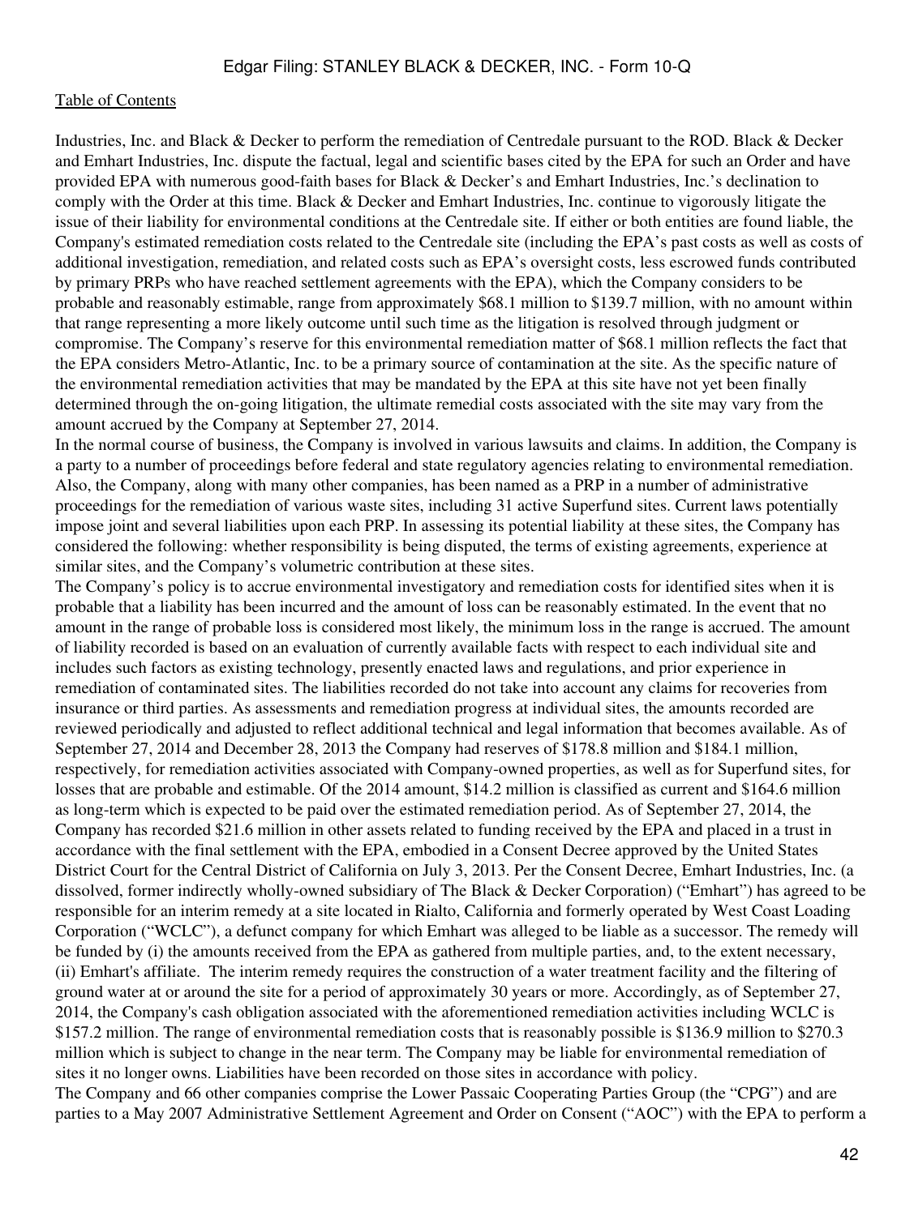Industries, Inc. and Black & Decker to perform the remediation of Centredale pursuant to the ROD. Black & Decker and Emhart Industries, Inc. dispute the factual, legal and scientific bases cited by the EPA for such an Order and have provided EPA with numerous good-faith bases for Black & Decker's and Emhart Industries, Inc.'s declination to comply with the Order at this time. Black & Decker and Emhart Industries, Inc. continue to vigorously litigate the issue of their liability for environmental conditions at the Centredale site. If either or both entities are found liable, the Company's estimated remediation costs related to the Centredale site (including the EPA's past costs as well as costs of additional investigation, remediation, and related costs such as EPA's oversight costs, less escrowed funds contributed by primary PRPs who have reached settlement agreements with the EPA), which the Company considers to be probable and reasonably estimable, range from approximately $68.1 million to $139.7 million, with no amount within that range representing a more likely outcome until such time as the litigation is resolved through judgment or compromise. The Company's reserve for this environmental remediation matter of $68.1 million reflects the fact that the EPA considers Metro-Atlantic, Inc. to be a primary source of contamination at the site. As the specific nature of the environmental remediation activities that may be mandated by the EPA at this site have not yet been finally determined through the on-going litigation, the ultimate remedial costs associated with the site may vary from the amount accrued by the Company at September 27, 2014.

In the normal course of business, the Company is involved in various lawsuits and claims. In addition, the Company is a party to a number of proceedings before federal and state regulatory agencies relating to environmental remediation. Also, the Company, along with many other companies, has been named as a PRP in a number of administrative proceedings for the remediation of various waste sites, including 31 active Superfund sites. Current laws potentially impose joint and several liabilities upon each PRP. In assessing its potential liability at these sites, the Company has considered the following: whether responsibility is being disputed, the terms of existing agreements, experience at similar sites, and the Company's volumetric contribution at these sites.

The Company's policy is to accrue environmental investigatory and remediation costs for identified sites when it is probable that a liability has been incurred and the amount of loss can be reasonably estimated. In the event that no amount in the range of probable loss is considered most likely, the minimum loss in the range is accrued. The amount of liability recorded is based on an evaluation of currently available facts with respect to each individual site and includes such factors as existing technology, presently enacted laws and regulations, and prior experience in remediation of contaminated sites. The liabilities recorded do not take into account any claims for recoveries from insurance or third parties. As assessments and remediation progress at individual sites, the amounts recorded are reviewed periodically and adjusted to reflect additional technical and legal information that becomes available. As of September 27, 2014 and December 28, 2013 the Company had reserves of $178.8 million and $184.1 million, respectively, for remediation activities associated with Company-owned properties, as well as for Superfund sites, for losses that are probable and estimable. Of the 2014 amount, $14.2 million is classified as current and $164.6 million as long-term which is expected to be paid over the estimated remediation period. As of September 27, 2014, the Company has recorded $21.6 million in other assets related to funding received by the EPA and placed in a trust in accordance with the final settlement with the EPA, embodied in a Consent Decree approved by the United States District Court for the Central District of California on July 3, 2013. Per the Consent Decree, Emhart Industries, Inc. (a dissolved, former indirectly wholly-owned subsidiary of The Black & Decker Corporation) ("Emhart") has agreed to be responsible for an interim remedy at a site located in Rialto, California and formerly operated by West Coast Loading Corporation ("WCLC"), a defunct company for which Emhart was alleged to be liable as a successor. The remedy will be funded by (i) the amounts received from the EPA as gathered from multiple parties, and, to the extent necessary, (ii) Emhart's affiliate. The interim remedy requires the construction of a water treatment facility and the filtering of ground water at or around the site for a period of approximately 30 years or more. Accordingly, as of September 27, 2014, the Company's cash obligation associated with the aforementioned remediation activities including WCLC is $157.2 million. The range of environmental remediation costs that is reasonably possible is $136.9 million to $270.3 million which is subject to change in the near term. The Company may be liable for environmental remediation of sites it no longer owns. Liabilities have been recorded on those sites in accordance with policy.

The Company and 66 other companies comprise the Lower Passaic Cooperating Parties Group (the "CPG") and are parties to a May 2007 Administrative Settlement Agreement and Order on Consent ("AOC") with the EPA to perform a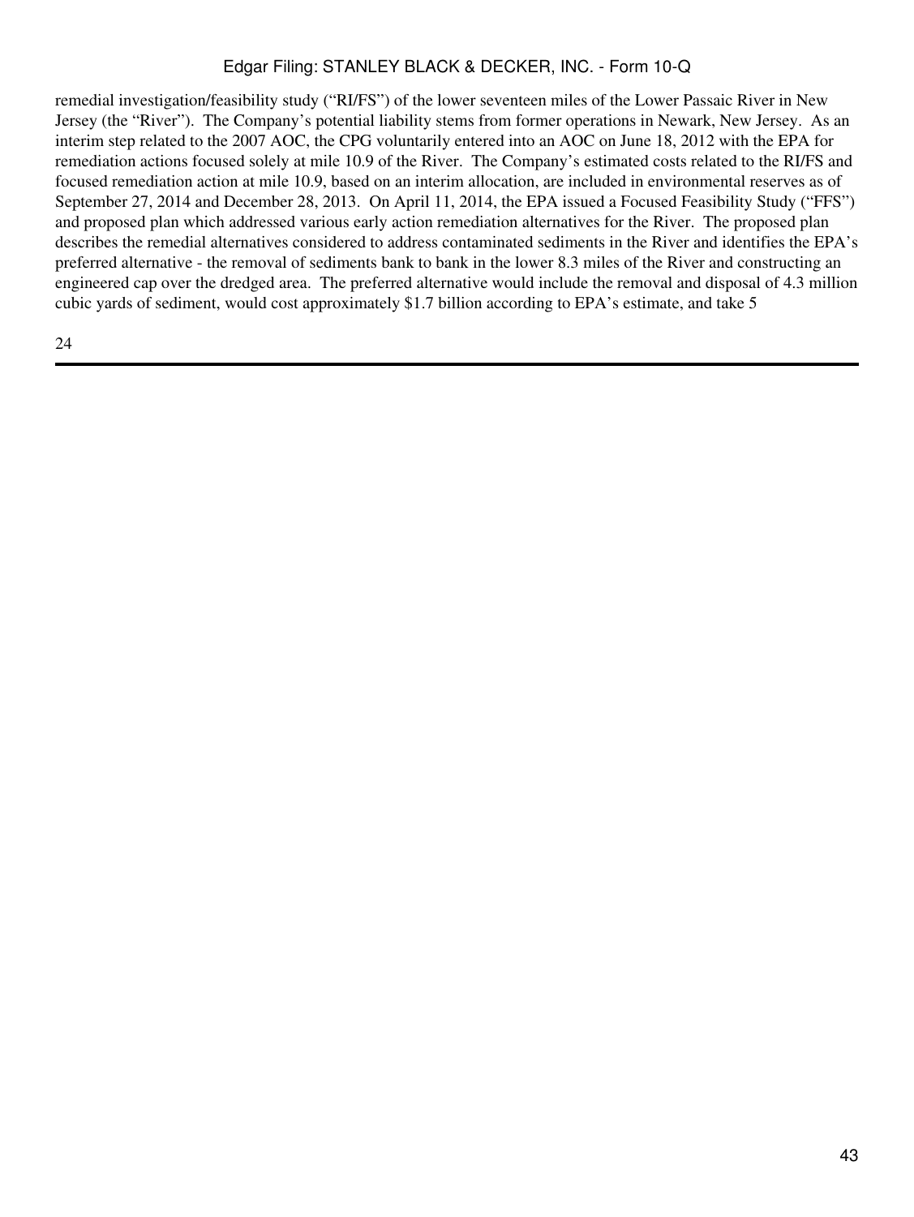remedial investigation/feasibility study (“RI/FS”) of the lower seventeen miles of the Lower Passaic River in New Jersey (the “River”). The Company’s potential liability stems from former operations in Newark, New Jersey. As an interim step related to the 2007 AOC, the CPG voluntarily entered into an AOC on June 18, 2012 with the EPA for remediation actions focused solely at mile 10.9 of the River. The Company’s estimated costs related to the RI/FS and focused remediation action at mile 10.9, based on an interim allocation, are included in environmental reserves as of September 27, 2014 and December 28, 2013. On April 11, 2014, the EPA issued a Focused Feasibility Study (“FFS”) and proposed plan which addressed various early action remediation alternatives for the River. The proposed plan describes the remedial alternatives considered to address contaminated sediments in the River and identifies the EPA’s preferred alternative - the removal of sediments bank to bank in the lower 8.3 miles of the River and constructing an engineered cap over the dredged area. The preferred alternative would include the removal and disposal of 4.3 million cubic yards of sediment, would cost approximately $1.7 billion according to EPA’s estimate, and take 5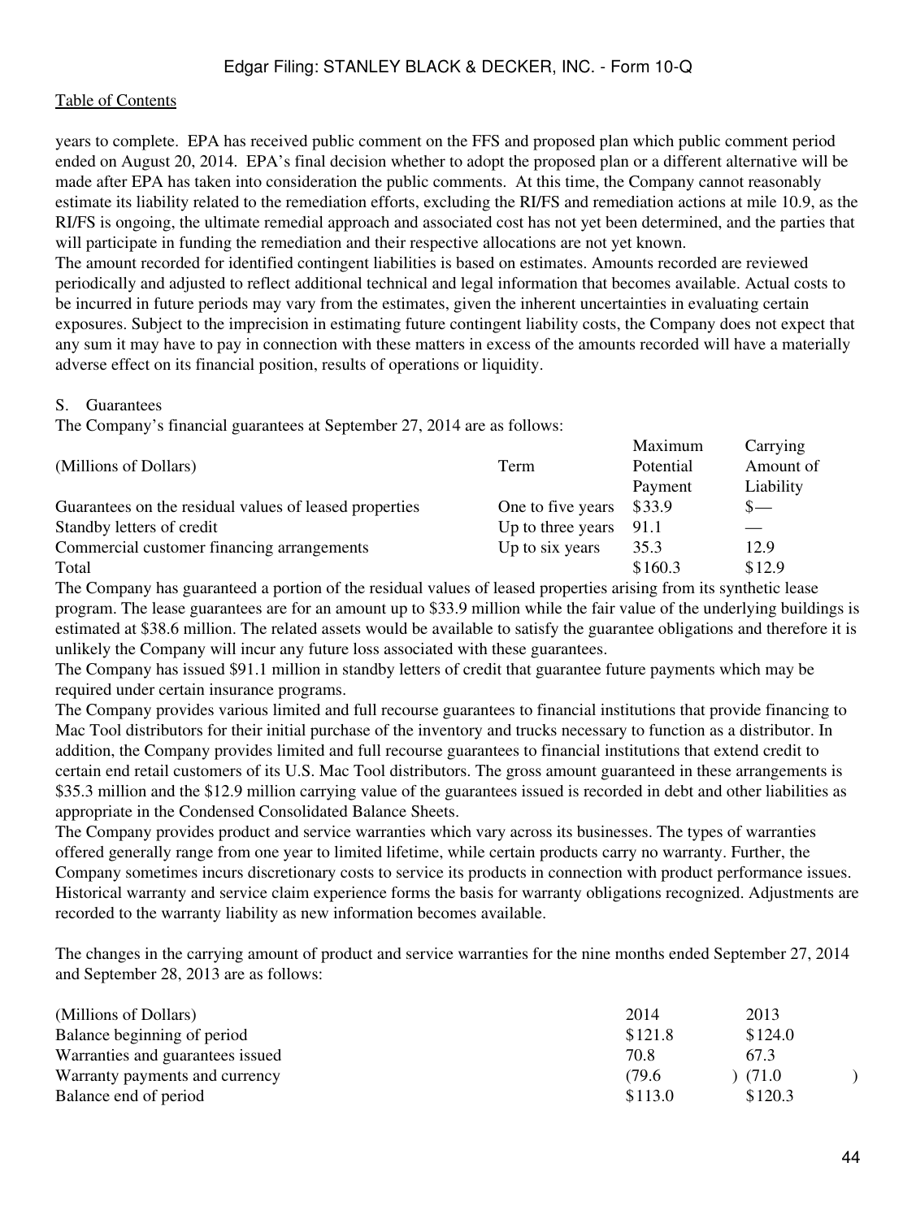years to complete. EPA has received public comment on the FFS and proposed plan which public comment period ended on August 20, 2014. EPA's final decision whether to adopt the proposed plan or a different alternative will be made after EPA has taken into consideration the public comments. At this time, the Company cannot reasonably estimate its liability related to the remediation efforts, excluding the RI/FS and remediation actions at mile 10.9, as the RI/FS is ongoing, the ultimate remedial approach and associated cost has not yet been determined, and the parties that will participate in funding the remediation and their respective allocations are not yet known.

The amount recorded for identified contingent liabilities is based on estimates. Amounts recorded are reviewed periodically and adjusted to reflect additional technical and legal information that becomes available. Actual costs to be incurred in future periods may vary from the estimates, given the inherent uncertainties in evaluating certain exposures. Subject to the imprecision in estimating future contingent liability costs, the Company does not expect that any sum it may have to pay in connection with these matters in excess of the amounts recorded will have a materially adverse effect on its financial position, results of operations or liquidity.

## S. Guarantees

The Company's financial guarantees at September 27, 2014 are as follows:

| (Millions of Dollars) | Term | Maximum Potential Payment | Carrying Amount of Liability |
|---|---|---|---|
| Guarantees on the residual values of leased properties | One to five years | $33.9 | $— |
| Standby letters of credit | Up to three years | 91.1 | — |
| Commercial customer financing arrangements | Up to six years | 35.3 | 12.9 |
| Total | | $160.3 | $12.9 |

The Company has guaranteed a portion of the residual values of leased properties arising from its synthetic lease program. The lease guarantees are for an amount up to $33.9 million while the fair value of the underlying buildings is estimated at $38.6 million. The related assets would be available to satisfy the guarantee obligations and therefore it is unlikely the Company will incur any future loss associated with these guarantees.

The Company has issued $91.1 million in standby letters of credit that guarantee future payments which may be required under certain insurance programs.

The Company provides various limited and full recourse guarantees to financial institutions that provide financing to Mac Tool distributors for their initial purchase of the inventory and trucks necessary to function as a distributor. In addition, the Company provides limited and full recourse guarantees to financial institutions that extend credit to certain end retail customers of its U.S. Mac Tool distributors. The gross amount guaranteed in these arrangements is $35.3 million and the $12.9 million carrying value of the guarantees issued is recorded in debt and other liabilities as appropriate in the Condensed Consolidated Balance Sheets.

The Company provides product and service warranties which vary across its businesses. The types of warranties offered generally range from one year to limited lifetime, while certain products carry no warranty. Further, the Company sometimes incurs discretionary costs to service its products in connection with product performance issues. Historical warranty and service claim experience forms the basis for warranty obligations recognized. Adjustments are recorded to the warranty liability as new information becomes available.

The changes in the carrying amount of product and service warranties for the nine months ended September 27, 2014 and September 28, 2013 are as follows:

| (Millions of Dollars) | 2014 | 2013 |
|---|---|---|
| Balance beginning of period | $121.8 | $124.0 |
| Warranties and guarantees issued | 70.8 | 67.3 |
| Warranty payments and currency | (79.6) | (71.0) |
| Balance end of period | $113.0 | $120.3 |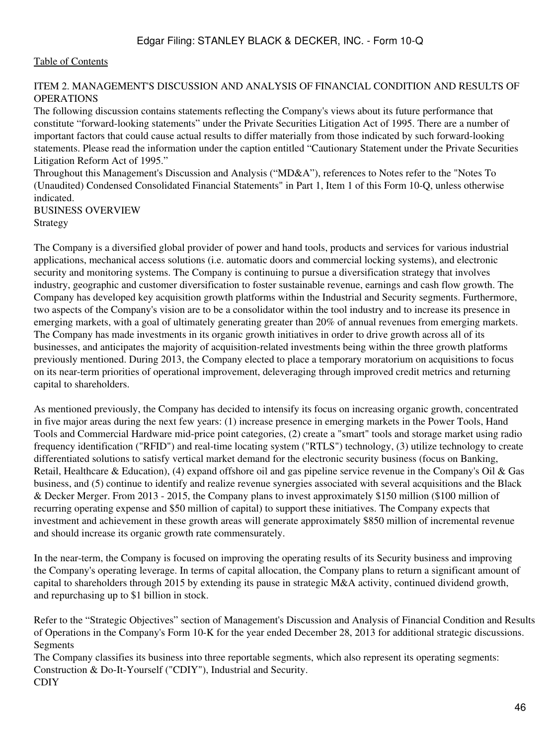[Table of Contents](#)

## ITEM 2. MANAGEMENT'S DISCUSSION AND ANALYSIS OF FINANCIAL CONDITION AND RESULTS OF OPERATIONS

The following discussion contains statements reflecting the Company's views about its future performance that constitute "forward-looking statements" under the Private Securities Litigation Act of 1995. There are a number of important factors that could cause actual results to differ materially from those indicated by such forward-looking statements. Please read the information under the caption entitled "Cautionary Statement under the Private Securities Litigation Reform Act of 1995."

Throughout this Management's Discussion and Analysis ("MD&A"), references to Notes refer to the "Notes To (Unaudited) Condensed Consolidated Financial Statements" in Part 1, Item 1 of this Form 10-Q, unless otherwise indicated.

### BUSINESS OVERVIEW

#### Strategy

The Company is a diversified global provider of power and hand tools, products and services for various industrial applications, mechanical access solutions (i.e. automatic doors and commercial locking systems), and electronic security and monitoring systems. The Company is continuing to pursue a diversification strategy that involves industry, geographic and customer diversification to foster sustainable revenue, earnings and cash flow growth. The Company has developed key acquisition growth platforms within the Industrial and Security segments. Furthermore, two aspects of the Company's vision are to be a consolidator within the tool industry and to increase its presence in emerging markets, with a goal of ultimately generating greater than 20% of annual revenues from emerging markets. The Company has made investments in its organic growth initiatives in order to drive growth across all of its businesses, and anticipates the majority of acquisition-related investments being within the three growth platforms previously mentioned. During 2013, the Company elected to place a temporary moratorium on acquisitions to focus on its near-term priorities of operational improvement, deleveraging through improved credit metrics and returning capital to shareholders.

As mentioned previously, the Company has decided to intensify its focus on increasing organic growth, concentrated in five major areas during the next few years: (1) increase presence in emerging markets in the Power Tools, Hand Tools and Commercial Hardware mid-price point categories, (2) create a "smart" tools and storage market using radio frequency identification ("RFID") and real-time locating system ("RTLS") technology, (3) utilize technology to create differentiated solutions to satisfy vertical market demand for the electronic security business (focus on Banking, Retail, Healthcare & Education), (4) expand offshore oil and gas pipeline service revenue in the Company's Oil & Gas business, and (5) continue to identify and realize revenue synergies associated with several acquisitions and the Black & Decker Merger. From 2013 - 2015, the Company plans to invest approximately $150 million ($100 million of recurring operating expense and $50 million of capital) to support these initiatives. The Company expects that investment and achievement in these growth areas will generate approximately $850 million of incremental revenue and should increase its organic growth rate commensurately.

In the near-term, the Company is focused on improving the operating results of its Security business and improving the Company's operating leverage. In terms of capital allocation, the Company plans to return a significant amount of capital to shareholders through 2015 by extending its pause in strategic M&A activity, continued dividend growth, and repurchasing up to $1 billion in stock.

Refer to the "Strategic Objectives" section of Management's Discussion and Analysis of Financial Condition and Results of Operations in the Company's Form 10-K for the year ended December 28, 2013 for additional strategic discussions.

#### Segments

The Company classifies its business into three reportable segments, which also represent its operating segments: Construction & Do-It-Yourself ("CDIY"), Industrial and Security.

#### CDIY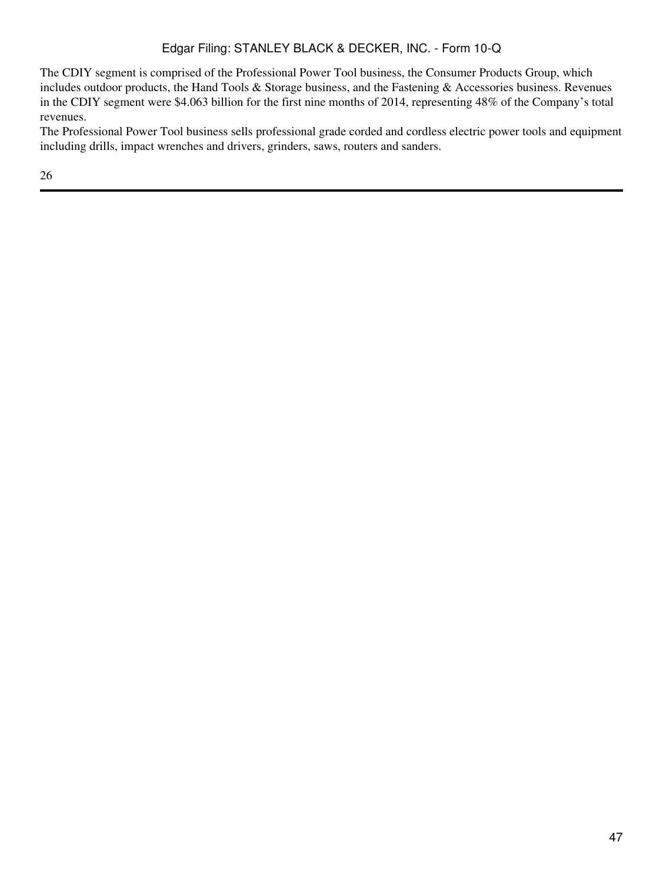The CDIY segment is comprised of the Professional Power Tool business, the Consumer Products Group, which includes outdoor products, the Hand Tools & Storage business, and the Fastening & Accessories business. Revenues in the CDIY segment were $4.063 billion for the first nine months of 2014, representing 48% of the Company's total revenues.

The Professional Power Tool business sells professional grade corded and cordless electric power tools and equipment including drills, impact wrenches and drivers, grinders, saws, routers and sanders.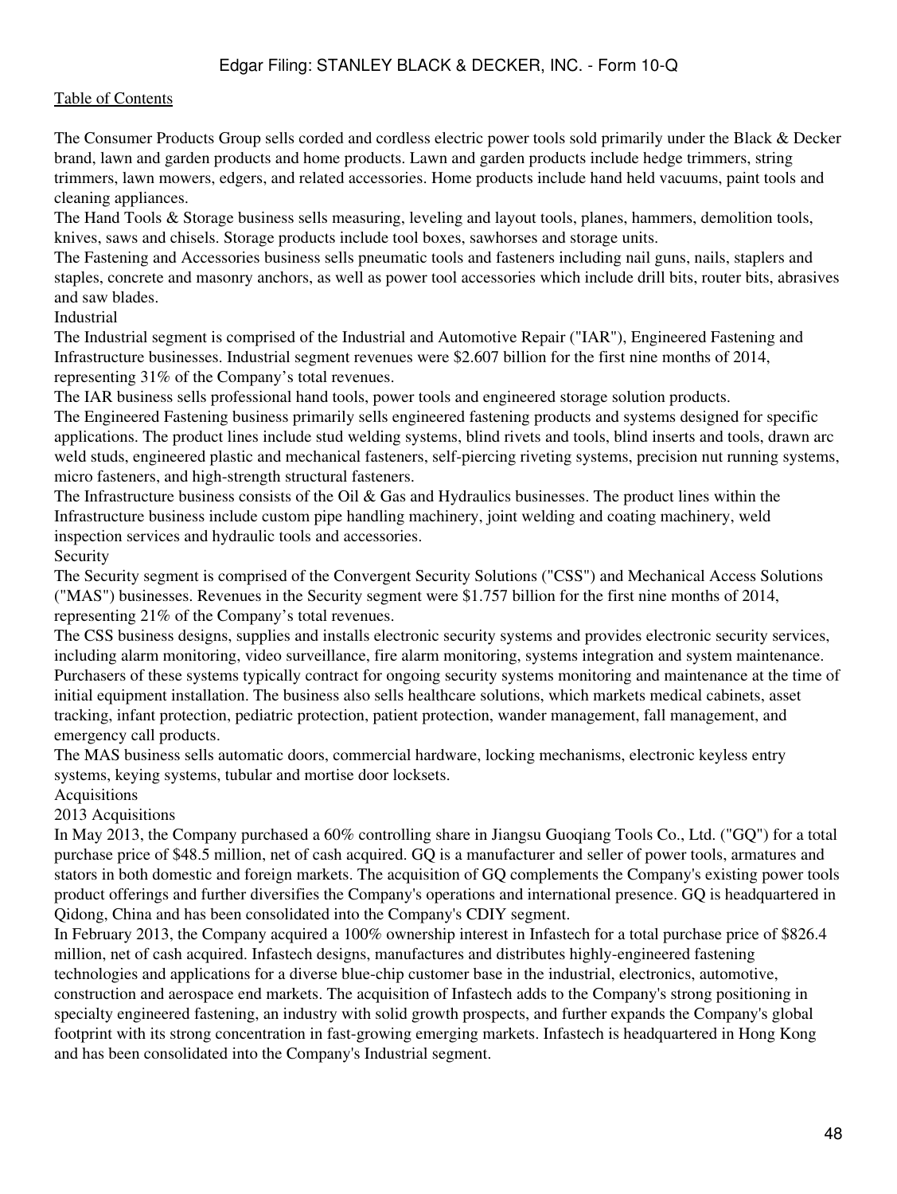The Consumer Products Group sells corded and cordless electric power tools sold primarily under the Black & Decker brand, lawn and garden products and home products. Lawn and garden products include hedge trimmers, string trimmers, lawn mowers, edgers, and related accessories. Home products include hand held vacuums, paint tools and cleaning appliances.

The Hand Tools & Storage business sells measuring, leveling and layout tools, planes, hammers, demolition tools, knives, saws and chisels. Storage products include tool boxes, sawhorses and storage units.

The Fastening and Accessories business sells pneumatic tools and fasteners including nail guns, nails, staplers and staples, concrete and masonry anchors, as well as power tool accessories which include drill bits, router bits, abrasives and saw blades.

Industrial

The Industrial segment is comprised of the Industrial and Automotive Repair ("IAR"), Engineered Fastening and Infrastructure businesses. Industrial segment revenues were $2.607 billion for the first nine months of 2014, representing 31% of the Company's total revenues.

The IAR business sells professional hand tools, power tools and engineered storage solution products.

The Engineered Fastening business primarily sells engineered fastening products and systems designed for specific applications. The product lines include stud welding systems, blind rivets and tools, blind inserts and tools, drawn arc weld studs, engineered plastic and mechanical fasteners, self-piercing riveting systems, precision nut running systems, micro fasteners, and high-strength structural fasteners.

The Infrastructure business consists of the Oil & Gas and Hydraulics businesses. The product lines within the Infrastructure business include custom pipe handling machinery, joint welding and coating machinery, weld inspection services and hydraulic tools and accessories.

Security

The Security segment is comprised of the Convergent Security Solutions ("CSS") and Mechanical Access Solutions ("MAS") businesses. Revenues in the Security segment were $1.757 billion for the first nine months of 2014, representing 21% of the Company's total revenues.

The CSS business designs, supplies and installs electronic security systems and provides electronic security services, including alarm monitoring, video surveillance, fire alarm monitoring, systems integration and system maintenance. Purchasers of these systems typically contract for ongoing security systems monitoring and maintenance at the time of initial equipment installation. The business also sells healthcare solutions, which markets medical cabinets, asset tracking, infant protection, pediatric protection, patient protection, wander management, fall management, and emergency call products.

The MAS business sells automatic doors, commercial hardware, locking mechanisms, electronic keyless entry systems, keying systems, tubular and mortise door locksets.

Acquisitions

2013 Acquisitions

In May 2013, the Company purchased a 60% controlling share in Jiangsu Guoqiang Tools Co., Ltd. ("GQ") for a total purchase price of $48.5 million, net of cash acquired. GQ is a manufacturer and seller of power tools, armatures and stators in both domestic and foreign markets. The acquisition of GQ complements the Company's existing power tools product offerings and further diversifies the Company's operations and international presence. GQ is headquartered in Qidong, China and has been consolidated into the Company's CDIY segment.

In February 2013, the Company acquired a 100% ownership interest in Infastech for a total purchase price of $826.4 million, net of cash acquired. Infastech designs, manufactures and distributes highly-engineered fastening technologies and applications for a diverse blue-chip customer base in the industrial, electronics, automotive, construction and aerospace end markets. The acquisition of Infastech adds to the Company's strong positioning in specialty engineered fastening, an industry with solid growth prospects, and further expands the Company's global footprint with its strong concentration in fast-growing emerging markets. Infastech is headquartered in Hong Kong and has been consolidated into the Company's Industrial segment.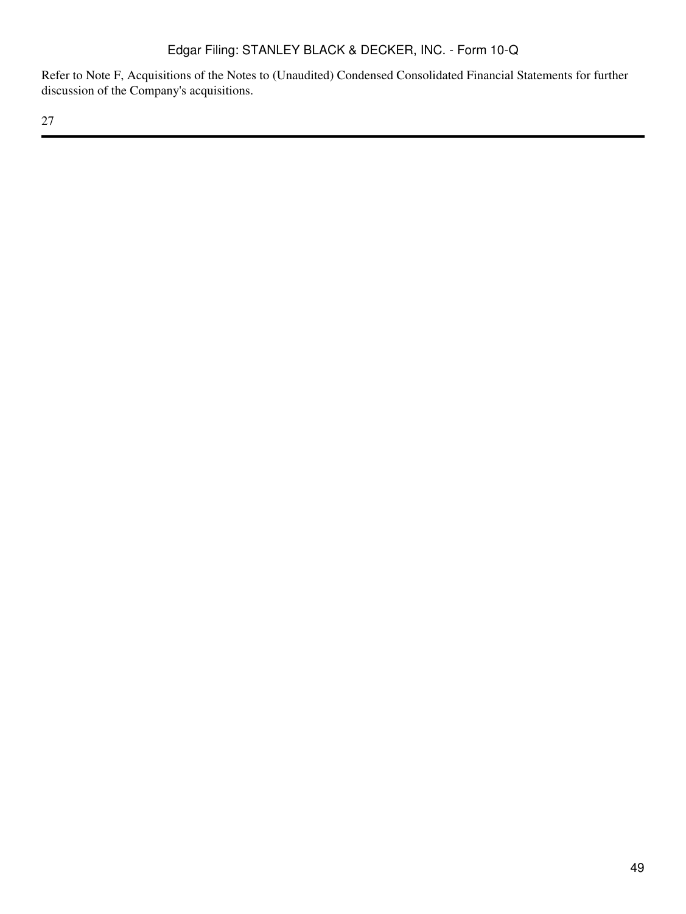Refer to Note F, Acquisitions of the Notes to (Unaudited) Condensed Consolidated Financial Statements for further discussion of the Company's acquisitions.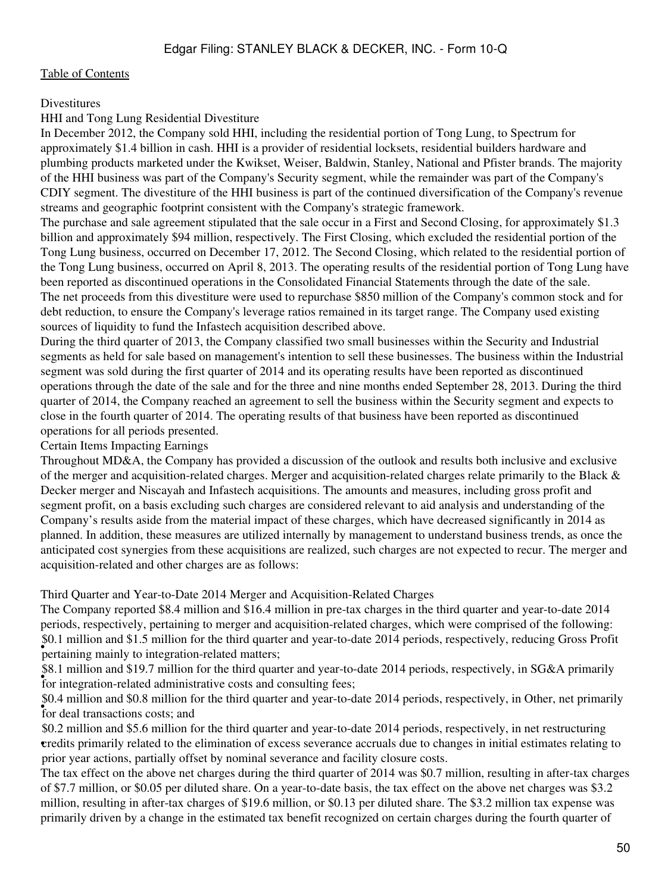[Table of Contents](#)

Divestitures

HHI and Tong Lung Residential Divestiture

In December 2012, the Company sold HHI, including the residential portion of Tong Lung, to Spectrum for approximately $1.4 billion in cash. HHI is a provider of residential locksets, residential builders hardware and plumbing products marketed under the Kwikset, Weiser, Baldwin, Stanley, National and Pfister brands. The majority of the HHI business was part of the Company's Security segment, while the remainder was part of the Company's CDIY segment. The divestiture of the HHI business is part of the continued diversification of the Company's revenue streams and geographic footprint consistent with the Company's strategic framework.

The purchase and sale agreement stipulated that the sale occur in a First and Second Closing, for approximately $1.3 billion and approximately $94 million, respectively. The First Closing, which excluded the residential portion of the Tong Lung business, occurred on December 17, 2012. The Second Closing, which related to the residential portion of the Tong Lung business, occurred on April 8, 2013. The operating results of the residential portion of Tong Lung have been reported as discontinued operations in the Consolidated Financial Statements through the date of the sale.

The net proceeds from this divestiture were used to repurchase $850 million of the Company's common stock and for debt reduction, to ensure the Company's leverage ratios remained in its target range. The Company used existing sources of liquidity to fund the Infastech acquisition described above.

During the third quarter of 2013, the Company classified two small businesses within the Security and Industrial segments as held for sale based on management's intention to sell these businesses. The business within the Industrial segment was sold during the first quarter of 2014 and its operating results have been reported as discontinued operations through the date of the sale and for the three and nine months ended September 28, 2013. During the third quarter of 2014, the Company reached an agreement to sell the business within the Security segment and expects to close in the fourth quarter of 2014. The operating results of that business have been reported as discontinued operations for all periods presented.

Certain Items Impacting Earnings

Throughout MD&A, the Company has provided a discussion of the outlook and results both inclusive and exclusive of the merger and acquisition-related charges. Merger and acquisition-related charges relate primarily to the Black & Decker merger and Niscayah and Infastech acquisitions. The amounts and measures, including gross profit and segment profit, on a basis excluding such charges are considered relevant to aid analysis and understanding of the Company's results aside from the material impact of these charges, which have decreased significantly in 2014 as planned. In addition, these measures are utilized internally by management to understand business trends, as once the anticipated cost synergies from these acquisitions are realized, such charges are not expected to recur. The merger and acquisition-related and other charges are as follows:

Third Quarter and Year-to-Date 2014 Merger and Acquisition-Related Charges

The Company reported $8.4 million and $16.4 million in pre-tax charges in the third quarter and year-to-date 2014 periods, respectively, pertaining to merger and acquisition-related charges, which were comprised of the following:

- $0.1 million and $1.5 million for the third quarter and year-to-date 2014 periods, respectively, reducing Gross Profit pertaining mainly to integration-related matters;
- $8.1 million and $19.7 million for the third quarter and year-to-date 2014 periods, respectively, in SG&A primarily for integration-related administrative costs and consulting fees;
- $0.4 million and $0.8 million for the third quarter and year-to-date 2014 periods, respectively, in Other, net primarily for deal transactions costs; and
- $0.2 million and $5.6 million for the third quarter and year-to-date 2014 periods, respectively, in net restructuring credits primarily related to the elimination of excess severance accruals due to changes in initial estimates relating to prior year actions, partially offset by nominal severance and facility closure costs.

The tax effect on the above net charges during the third quarter of 2014 was $0.7 million, resulting in after-tax charges of $7.7 million, or $0.05 per diluted share. On a year-to-date basis, the tax effect on the above net charges was $3.2 million, resulting in after-tax charges of $19.6 million, or $0.13 per diluted share. The $3.2 million tax expense was primarily driven by a change in the estimated tax benefit recognized on certain charges during the fourth quarter of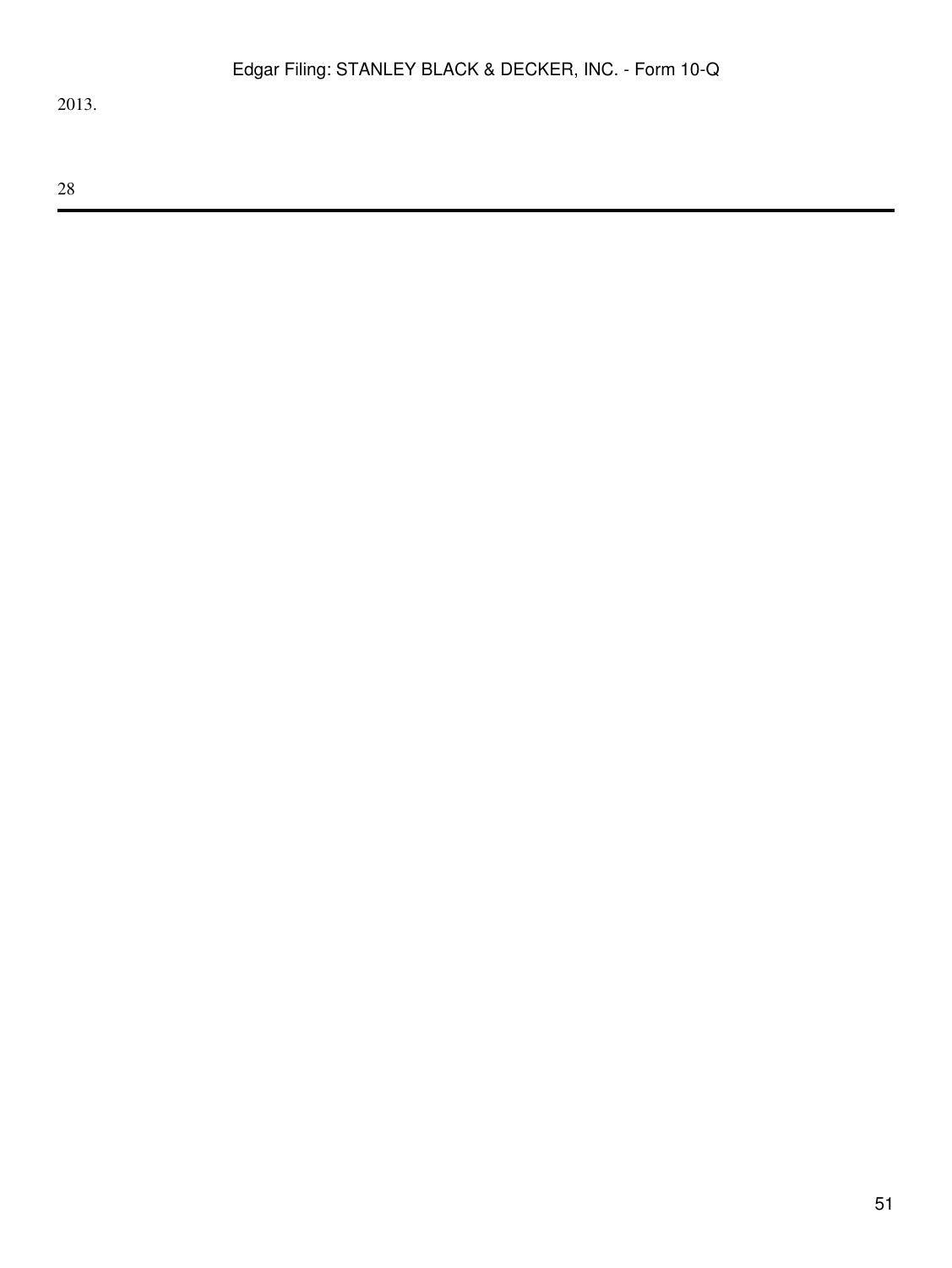2013.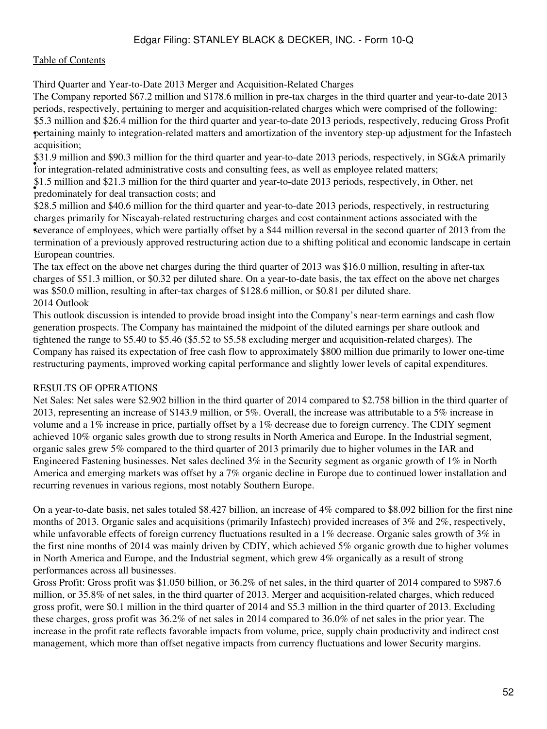Third Quarter and Year-to-Date 2013 Merger and Acquisition-Related Charges

The Company reported $67.2 million and $178.6 million in pre-tax charges in the third quarter and year-to-date 2013 periods, respectively, pertaining to merger and acquisition-related charges which were comprised of the following:

- $5.3 million and $26.4 million for the third quarter and year-to-date 2013 periods, respectively, reducing Gross Profit pertaining mainly to integration-related matters and amortization of the inventory step-up adjustment for the Infastech acquisition;
- $31.9 million and $90.3 million for the third quarter and year-to-date 2013 periods, respectively, in SG&A primarily for integration-related administrative costs and consulting fees, as well as employee related matters;
- $1.5 million and $21.3 million for the third quarter and year-to-date 2013 periods, respectively, in Other, net predominately for deal transaction costs; and
- $28.5 million and $40.6 million for the third quarter and year-to-date 2013 periods, respectively, in restructuring charges primarily for Niscayah-related restructuring charges and cost containment actions associated with the severance of employees, which were partially offset by a $44 million reversal in the second quarter of 2013 from the termination of a previously approved restructuring action due to a shifting political and economic landscape in certain European countries.

The tax effect on the above net charges during the third quarter of 2013 was $16.0 million, resulting in after-tax charges of $51.3 million, or $0.32 per diluted share. On a year-to-date basis, the tax effect on the above net charges was $50.0 million, resulting in after-tax charges of $128.6 million, or $0.81 per diluted share.

2014 Outlook

This outlook discussion is intended to provide broad insight into the Company's near-term earnings and cash flow generation prospects. The Company has maintained the midpoint of the diluted earnings per share outlook and tightened the range to $5.40 to $5.46 ($5.52 to $5.58 excluding merger and acquisition-related charges). The Company has raised its expectation of free cash flow to approximately $800 million due primarily to lower one-time restructuring payments, improved working capital performance and slightly lower levels of capital expenditures.

RESULTS OF OPERATIONS

Net Sales: Net sales were $2.902 billion in the third quarter of 2014 compared to $2.758 billion in the third quarter of 2013, representing an increase of $143.9 million, or 5%. Overall, the increase was attributable to a 5% increase in volume and a 1% increase in price, partially offset by a 1% decrease due to foreign currency. The CDIY segment achieved 10% organic sales growth due to strong results in North America and Europe. In the Industrial segment, organic sales grew 5% compared to the third quarter of 2013 primarily due to higher volumes in the IAR and Engineered Fastening businesses. Net sales declined 3% in the Security segment as organic growth of 1% in North America and emerging markets was offset by a 7% organic decline in Europe due to continued lower installation and recurring revenues in various regions, most notably Southern Europe.

On a year-to-date basis, net sales totaled $8.427 billion, an increase of 4% compared to $8.092 billion for the first nine months of 2013. Organic sales and acquisitions (primarily Infastech) provided increases of 3% and 2%, respectively, while unfavorable effects of foreign currency fluctuations resulted in a 1% decrease. Organic sales growth of 3% in the first nine months of 2014 was mainly driven by CDIY, which achieved 5% organic growth due to higher volumes in North America and Europe, and the Industrial segment, which grew 4% organically as a result of strong performances across all businesses.

Gross Profit: Gross profit was $1.050 billion, or 36.2% of net sales, in the third quarter of 2014 compared to $987.6 million, or 35.8% of net sales, in the third quarter of 2013. Merger and acquisition-related charges, which reduced gross profit, were $0.1 million in the third quarter of 2014 and $5.3 million in the third quarter of 2013. Excluding these charges, gross profit was 36.2% of net sales in 2014 compared to 36.0% of net sales in the prior year. The increase in the profit rate reflects favorable impacts from volume, price, supply chain productivity and indirect cost management, which more than offset negative impacts from currency fluctuations and lower Security margins.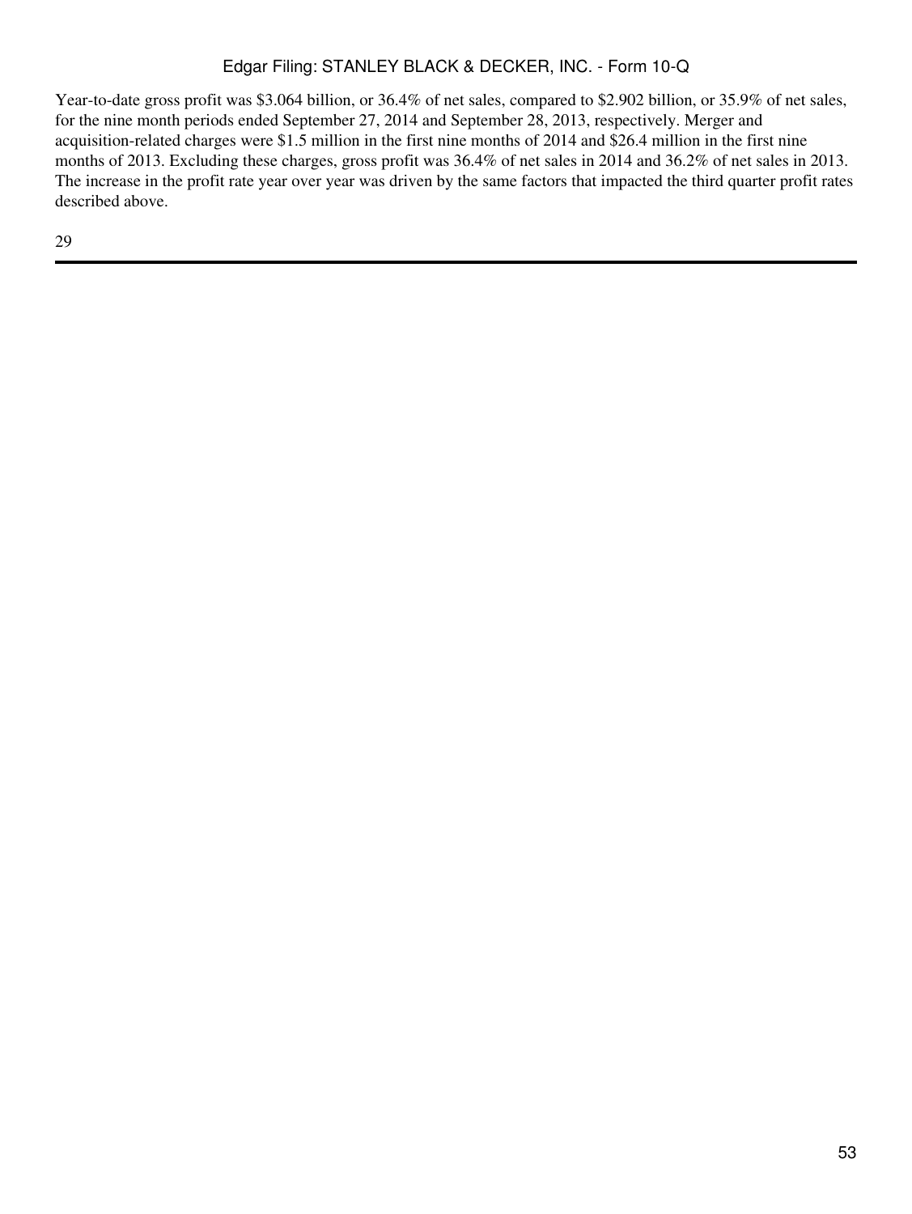Year-to-date gross profit was $3.064 billion, or 36.4% of net sales, compared to $2.902 billion, or 35.9% of net sales, for the nine month periods ended September 27, 2014 and September 28, 2013, respectively. Merger and acquisition-related charges were $1.5 million in the first nine months of 2014 and $26.4 million in the first nine months of 2013. Excluding these charges, gross profit was 36.4% of net sales in 2014 and 36.2% of net sales in 2013. The increase in the profit rate year over year was driven by the same factors that impacted the third quarter profit rates described above.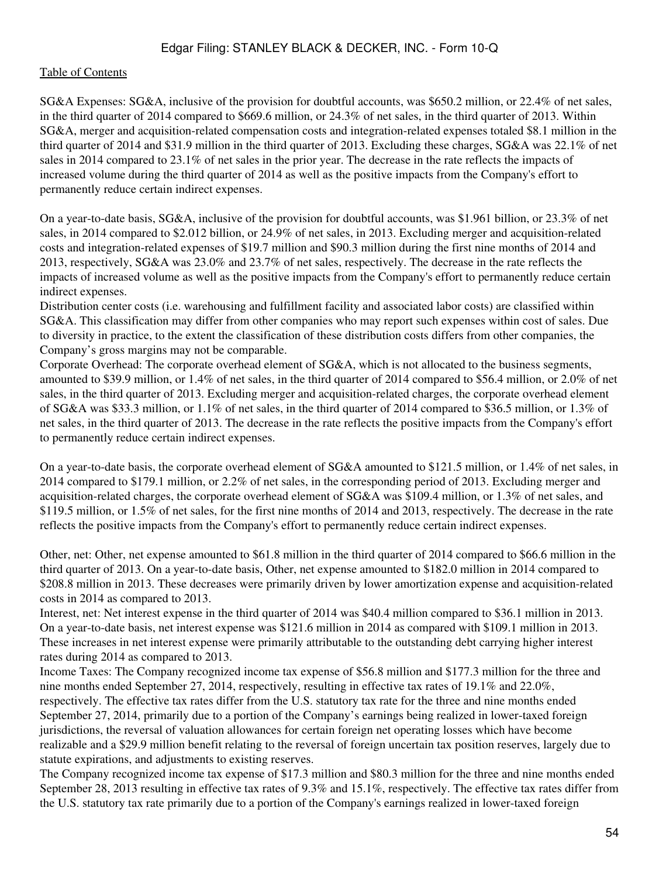[Table of Contents](#)

SG&A Expenses: SG&A, inclusive of the provision for doubtful accounts, was $650.2 million, or 22.4% of net sales, in the third quarter of 2014 compared to $669.6 million, or 24.3% of net sales, in the third quarter of 2013. Within SG&A, merger and acquisition-related compensation costs and integration-related expenses totaled $8.1 million in the third quarter of 2014 and $31.9 million in the third quarter of 2013. Excluding these charges, SG&A was 22.1% of net sales in 2014 compared to 23.1% of net sales in the prior year. The decrease in the rate reflects the impacts of increased volume during the third quarter of 2014 as well as the positive impacts from the Company's effort to permanently reduce certain indirect expenses.

On a year-to-date basis, SG&A, inclusive of the provision for doubtful accounts, was $1.961 billion, or 23.3% of net sales, in 2014 compared to $2.012 billion, or 24.9% of net sales, in 2013. Excluding merger and acquisition-related costs and integration-related expenses of $19.7 million and $90.3 million during the first nine months of 2014 and 2013, respectively, SG&A was 23.0% and 23.7% of net sales, respectively. The decrease in the rate reflects the impacts of increased volume as well as the positive impacts from the Company's effort to permanently reduce certain indirect expenses.
Distribution center costs (i.e. warehousing and fulfillment facility and associated labor costs) are classified within SG&A. This classification may differ from other companies who may report such expenses within cost of sales. Due to diversity in practice, to the extent the classification of these distribution costs differs from other companies, the Company's gross margins may not be comparable.
Corporate Overhead: The corporate overhead element of SG&A, which is not allocated to the business segments, amounted to $39.9 million, or 1.4% of net sales, in the third quarter of 2014 compared to $56.4 million, or 2.0% of net sales, in the third quarter of 2013. Excluding merger and acquisition-related charges, the corporate overhead element of SG&A was $33.3 million, or 1.1% of net sales, in the third quarter of 2014 compared to $36.5 million, or 1.3% of net sales, in the third quarter of 2013. The decrease in the rate reflects the positive impacts from the Company's effort to permanently reduce certain indirect expenses.

On a year-to-date basis, the corporate overhead element of SG&A amounted to $121.5 million, or 1.4% of net sales, in 2014 compared to $179.1 million, or 2.2% of net sales, in the corresponding period of 2013. Excluding merger and acquisition-related charges, the corporate overhead element of SG&A was $109.4 million, or 1.3% of net sales, and $119.5 million, or 1.5% of net sales, for the first nine months of 2014 and 2013, respectively. The decrease in the rate reflects the positive impacts from the Company's effort to permanently reduce certain indirect expenses.

Other, net: Other, net expense amounted to $61.8 million in the third quarter of 2014 compared to $66.6 million in the third quarter of 2013. On a year-to-date basis, Other, net expense amounted to $182.0 million in 2014 compared to $208.8 million in 2013. These decreases were primarily driven by lower amortization expense and acquisition-related costs in 2014 as compared to 2013.
Interest, net: Net interest expense in the third quarter of 2014 was $40.4 million compared to $36.1 million in 2013. On a year-to-date basis, net interest expense was $121.6 million in 2014 as compared with $109.1 million in 2013. These increases in net interest expense were primarily attributable to the outstanding debt carrying higher interest rates during 2014 as compared to 2013.
Income Taxes: The Company recognized income tax expense of $56.8 million and $177.3 million for the three and nine months ended September 27, 2014, respectively, resulting in effective tax rates of 19.1% and 22.0%, respectively. The effective tax rates differ from the U.S. statutory tax rate for the three and nine months ended September 27, 2014, primarily due to a portion of the Company's earnings being realized in lower-taxed foreign jurisdictions, the reversal of valuation allowances for certain foreign net operating losses which have become realizable and a $29.9 million benefit relating to the reversal of foreign uncertain tax position reserves, largely due to statute expirations, and adjustments to existing reserves.
The Company recognized income tax expense of $17.3 million and $80.3 million for the three and nine months ended September 28, 2013 resulting in effective tax rates of 9.3% and 15.1%, respectively. The effective tax rates differ from the U.S. statutory tax rate primarily due to a portion of the Company's earnings realized in lower-taxed foreign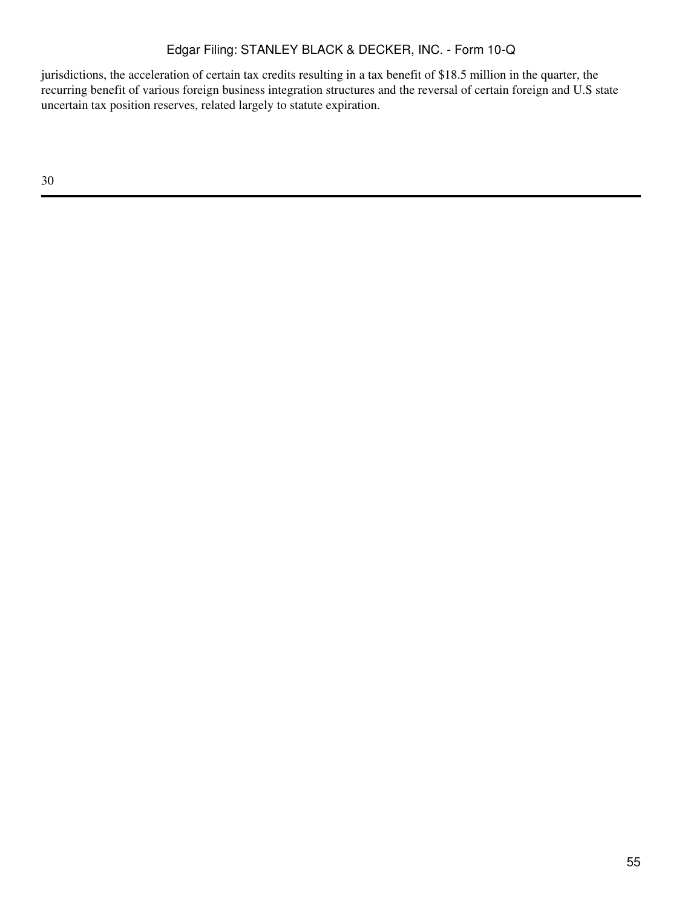jurisdictions, the acceleration of certain tax credits resulting in a tax benefit of $18.5 million in the quarter, the recurring benefit of various foreign business integration structures and the reversal of certain foreign and U.S state uncertain tax position reserves, related largely to statute expiration.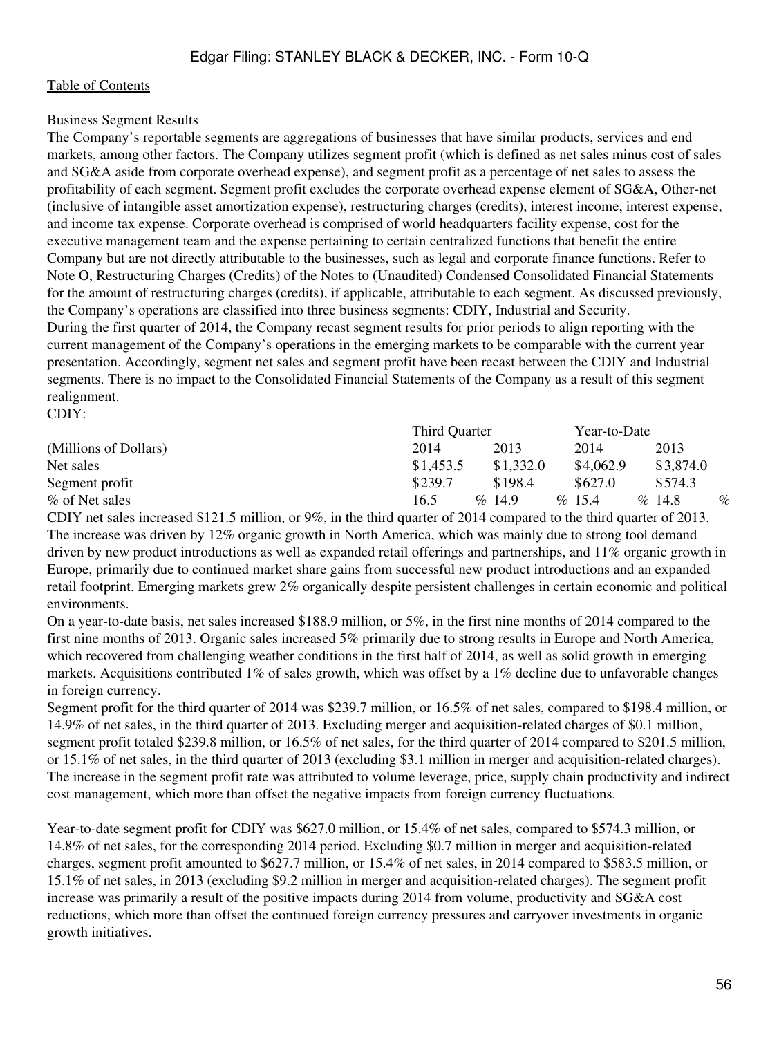Business Segment Results

The Company's reportable segments are aggregations of businesses that have similar products, services and end markets, among other factors. The Company utilizes segment profit (which is defined as net sales minus cost of sales and SG&A aside from corporate overhead expense), and segment profit as a percentage of net sales to assess the profitability of each segment. Segment profit excludes the corporate overhead expense element of SG&A, Other-net (inclusive of intangible asset amortization expense), restructuring charges (credits), interest income, interest expense, and income tax expense. Corporate overhead is comprised of world headquarters facility expense, cost for the executive management team and the expense pertaining to certain centralized functions that benefit the entire Company but are not directly attributable to the businesses, such as legal and corporate finance functions. Refer to Note O, Restructuring Charges (Credits) of the Notes to (Unaudited) Condensed Consolidated Financial Statements for the amount of restructuring charges (credits), if applicable, attributable to each segment. As discussed previously, the Company's operations are classified into three business segments: CDIY, Industrial and Security.

During the first quarter of 2014, the Company recast segment results for prior periods to align reporting with the current management of the Company's operations in the emerging markets to be comparable with the current year presentation. Accordingly, segment net sales and segment profit have been recast between the CDIY and Industrial segments. There is no impact to the Consolidated Financial Statements of the Company as a result of this segment realignment.

CDIY:

| | Third Quarter | | Year-to-Date | |
|---|---|---|---|---|
| (Millions of Dollars) | 2014 | 2013 | 2014 | 2013 |
| Net sales | $1,453.5 | $1,332.0 | $4,062.9 | $3,874.0 |
| Segment profit | $239.7 | $198.4 | $627.0 | $574.3 |
| % of Net sales | 16.5 % | 14.9 % | 15.4 % | 14.8 % |

CDIY net sales increased $121.5 million, or 9%, in the third quarter of 2014 compared to the third quarter of 2013. The increase was driven by 12% organic growth in North America, which was mainly due to strong tool demand driven by new product introductions as well as expanded retail offerings and partnerships, and 11% organic growth in Europe, primarily due to continued market share gains from successful new product introductions and an expanded retail footprint. Emerging markets grew 2% organically despite persistent challenges in certain economic and political environments.

On a year-to-date basis, net sales increased $188.9 million, or 5%, in the first nine months of 2014 compared to the first nine months of 2013. Organic sales increased 5% primarily due to strong results in Europe and North America, which recovered from challenging weather conditions in the first half of 2014, as well as solid growth in emerging markets. Acquisitions contributed 1% of sales growth, which was offset by a 1% decline due to unfavorable changes in foreign currency.

Segment profit for the third quarter of 2014 was $239.7 million, or 16.5% of net sales, compared to $198.4 million, or 14.9% of net sales, in the third quarter of 2013. Excluding merger and acquisition-related charges of $0.1 million, segment profit totaled $239.8 million, or 16.5% of net sales, for the third quarter of 2014 compared to $201.5 million, or 15.1% of net sales, in the third quarter of 2013 (excluding $3.1 million in merger and acquisition-related charges). The increase in the segment profit rate was attributed to volume leverage, price, supply chain productivity and indirect cost management, which more than offset the negative impacts from foreign currency fluctuations.

Year-to-date segment profit for CDIY was $627.0 million, or 15.4% of net sales, compared to $574.3 million, or 14.8% of net sales, for the corresponding 2014 period. Excluding $0.7 million in merger and acquisition-related charges, segment profit amounted to $627.7 million, or 15.4% of net sales, in 2014 compared to $583.5 million, or 15.1% of net sales, in 2013 (excluding $9.2 million in merger and acquisition-related charges). The segment profit increase was primarily a result of the positive impacts during 2014 from volume, productivity and SG&A cost reductions, which more than offset the continued foreign currency pressures and carryover investments in organic growth initiatives.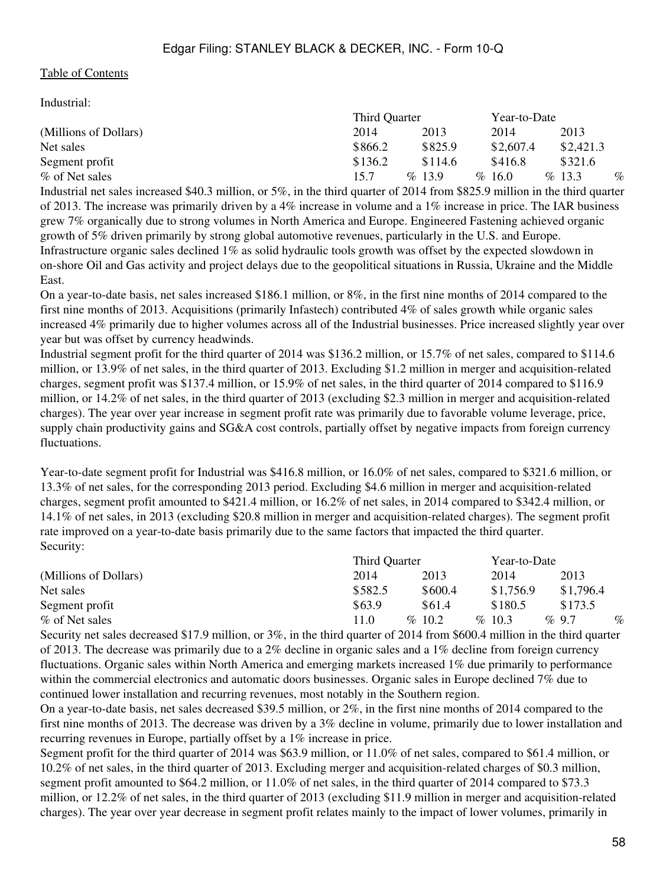Industrial:

| (Millions of Dollars) | Third Quarter 2014 | Third Quarter 2013 | Year-to-Date 2014 | Year-to-Date 2013 |
|---|---|---|---|---|
| Net sales | $866.2 | $825.9 | $2,607.4 | $2,421.3 |
| Segment profit | $136.2 | $114.6 | $416.8 | $321.6 |
| % of Net sales | 15.7 % | 13.9 % | 16.0 % | 13.3 % |

Industrial net sales increased $40.3 million, or 5%, in the third quarter of 2014 from $825.9 million in the third quarter of 2013. The increase was primarily driven by a 4% increase in volume and a 1% increase in price. The IAR business grew 7% organically due to strong volumes in North America and Europe. Engineered Fastening achieved organic growth of 5% driven primarily by strong global automotive revenues, particularly in the U.S. and Europe. Infrastructure organic sales declined 1% as solid hydraulic tools growth was offset by the expected slowdown in on-shore Oil and Gas activity and project delays due to the geopolitical situations in Russia, Ukraine and the Middle East.

On a year-to-date basis, net sales increased $186.1 million, or 8%, in the first nine months of 2014 compared to the first nine months of 2013. Acquisitions (primarily Infastech) contributed 4% of sales growth while organic sales increased 4% primarily due to higher volumes across all of the Industrial businesses. Price increased slightly year over year but was offset by currency headwinds.

Industrial segment profit for the third quarter of 2014 was $136.2 million, or 15.7% of net sales, compared to $114.6 million, or 13.9% of net sales, in the third quarter of 2013. Excluding $1.2 million in merger and acquisition-related charges, segment profit was $137.4 million, or 15.9% of net sales, in the third quarter of 2014 compared to $116.9 million, or 14.2% of net sales, in the third quarter of 2013 (excluding $2.3 million in merger and acquisition-related charges). The year over year increase in segment profit rate was primarily due to favorable volume leverage, price, supply chain productivity gains and SG&A cost controls, partially offset by negative impacts from foreign currency fluctuations.

Year-to-date segment profit for Industrial was $416.8 million, or 16.0% of net sales, compared to $321.6 million, or 13.3% of net sales, for the corresponding 2013 period. Excluding $4.6 million in merger and acquisition-related charges, segment profit amounted to $421.4 million, or 16.2% of net sales, in 2014 compared to $342.4 million, or 14.1% of net sales, in 2013 (excluding $20.8 million in merger and acquisition-related charges). The segment profit rate improved on a year-to-date basis primarily due to the same factors that impacted the third quarter.

Security:

| (Millions of Dollars) | Third Quarter 2014 | Third Quarter 2013 | Year-to-Date 2014 | Year-to-Date 2013 |
|---|---|---|---|---|
| Net sales | $582.5 | $600.4 | $1,756.9 | $1,796.4 |
| Segment profit | $63.9 | $61.4 | $180.5 | $173.5 |
| % of Net sales | 11.0 % | 10.2 % | 10.3 % | 9.7 % |

Security net sales decreased $17.9 million, or 3%, in the third quarter of 2014 from $600.4 million in the third quarter of 2013. The decrease was primarily due to a 2% decline in organic sales and a 1% decline from foreign currency fluctuations. Organic sales within North America and emerging markets increased 1% due primarily to performance within the commercial electronics and automatic doors businesses. Organic sales in Europe declined 7% due to continued lower installation and recurring revenues, most notably in the Southern region.

On a year-to-date basis, net sales decreased $39.5 million, or 2%, in the first nine months of 2014 compared to the first nine months of 2013. The decrease was driven by a 3% decline in volume, primarily due to lower installation and recurring revenues in Europe, partially offset by a 1% increase in price.

Segment profit for the third quarter of 2014 was $63.9 million, or 11.0% of net sales, compared to $61.4 million, or 10.2% of net sales, in the third quarter of 2013. Excluding merger and acquisition-related charges of $0.3 million, segment profit amounted to $64.2 million, or 11.0% of net sales, in the third quarter of 2014 compared to $73.3 million, or 12.2% of net sales, in the third quarter of 2013 (excluding $11.9 million in merger and acquisition-related charges). The year over year decrease in segment profit relates mainly to the impact of lower volumes, primarily in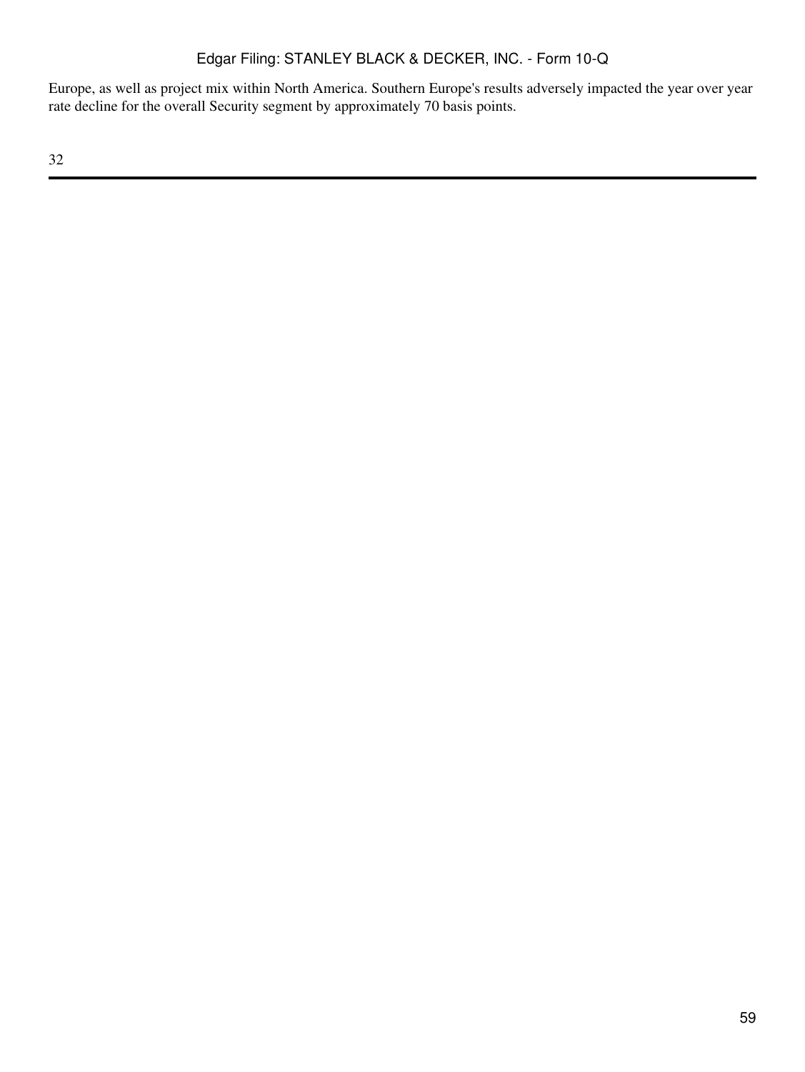Europe, as well as project mix within North America. Southern Europe's results adversely impacted the year over year rate decline for the overall Security segment by approximately 70 basis points.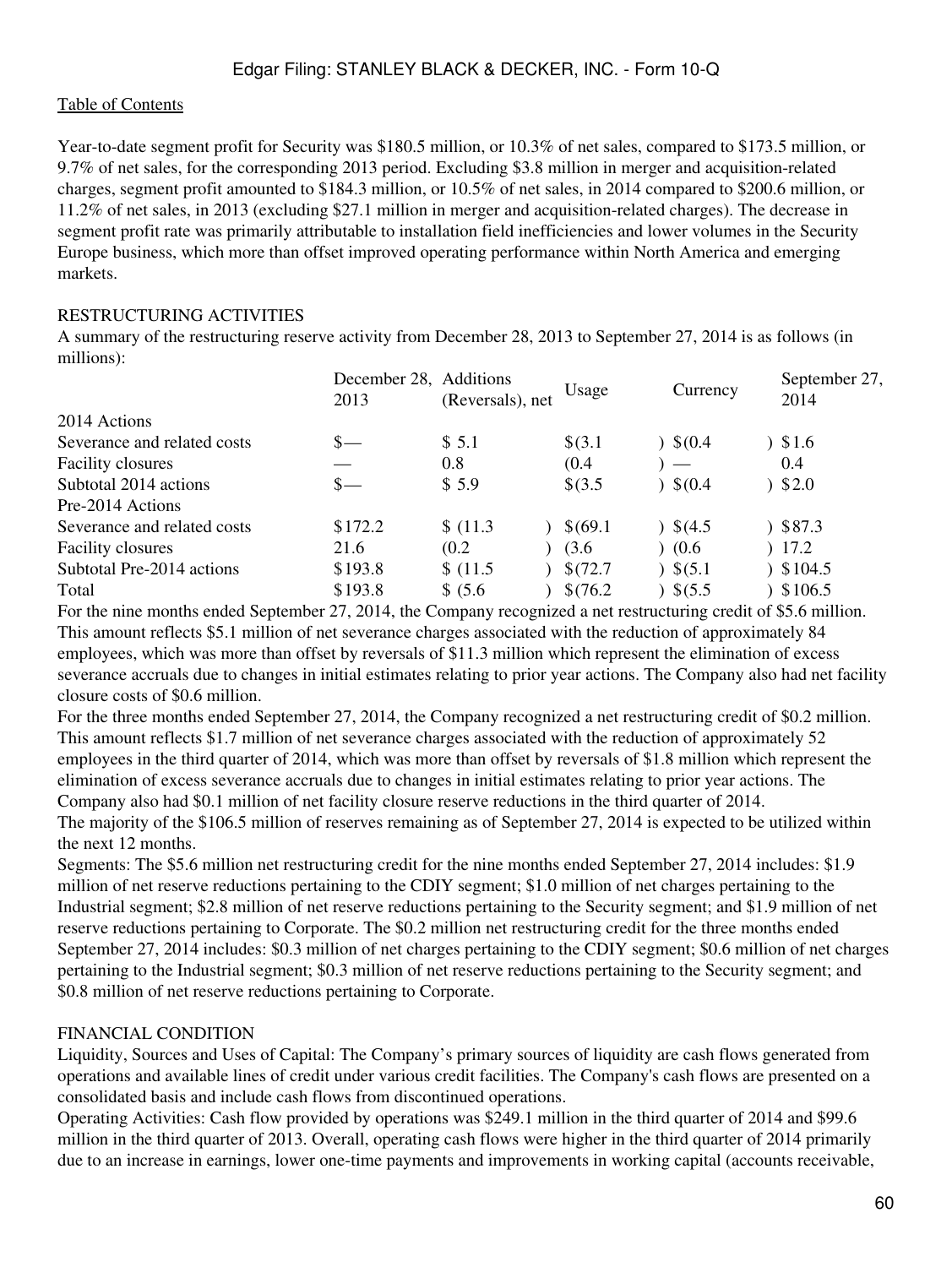Year-to-date segment profit for Security was $180.5 million, or 10.3% of net sales, compared to $173.5 million, or 9.7% of net sales, for the corresponding 2013 period. Excluding $3.8 million in merger and acquisition-related charges, segment profit amounted to $184.3 million, or 10.5% of net sales, in 2014 compared to $200.6 million, or 11.2% of net sales, in 2013 (excluding $27.1 million in merger and acquisition-related charges). The decrease in segment profit rate was primarily attributable to installation field inefficiencies and lower volumes in the Security Europe business, which more than offset improved operating performance within North America and emerging markets.

RESTRUCTURING ACTIVITIES

A summary of the restructuring reserve activity from December 28, 2013 to September 27, 2014 is as follows (in millions):

| | December 28, 2013 | Additions (Reversals), net | Usage | Currency | September 27, 2014 |
|---|---|---|---|---|---|
| 2014 Actions | | | | | |
| Severance and related costs | $— | $ 5.1 | $(3.1) | $(0.4) | $1.6 |
| Facility closures | — | 0.8 | (0.4) | — | 0.4 |
| Subtotal 2014 actions | $— | $ 5.9 | $(3.5) | $(0.4) | $2.0 |
| Pre-2014 Actions | | | | | |
| Severance and related costs | $172.2 | $ (11.3) | $(69.1) | $(4.5) | $87.3 |
| Facility closures | 21.6 | (0.2) | (3.6) | (0.6) | 17.2 |
| Subtotal Pre-2014 actions | $193.8 | $ (11.5) | $(72.7) | $(5.1) | $104.5 |
| Total | $193.8 | $ (5.6) | $(76.2) | $(5.5) | $106.5 |

For the nine months ended September 27, 2014, the Company recognized a net restructuring credit of $5.6 million. This amount reflects $5.1 million of net severance charges associated with the reduction of approximately 84 employees, which was more than offset by reversals of $11.3 million which represent the elimination of excess severance accruals due to changes in initial estimates relating to prior year actions. The Company also had net facility closure costs of $0.6 million.

For the three months ended September 27, 2014, the Company recognized a net restructuring credit of $0.2 million. This amount reflects $1.7 million of net severance charges associated with the reduction of approximately 52 employees in the third quarter of 2014, which was more than offset by reversals of $1.8 million which represent the elimination of excess severance accruals due to changes in initial estimates relating to prior year actions. The Company also had $0.1 million of net facility closure reserve reductions in the third quarter of 2014.

The majority of the $106.5 million of reserves remaining as of September 27, 2014 is expected to be utilized within the next 12 months.

Segments: The $5.6 million net restructuring credit for the nine months ended September 27, 2014 includes: $1.9 million of net reserve reductions pertaining to the CDIY segment; $1.0 million of net charges pertaining to the Industrial segment; $2.8 million of net reserve reductions pertaining to the Security segment; and $1.9 million of net reserve reductions pertaining to Corporate. The $0.2 million net restructuring credit for the three months ended September 27, 2014 includes: $0.3 million of net charges pertaining to the CDIY segment; $0.6 million of net charges pertaining to the Industrial segment; $0.3 million of net reserve reductions pertaining to the Security segment; and $0.8 million of net reserve reductions pertaining to Corporate.

FINANCIAL CONDITION

Liquidity, Sources and Uses of Capital: The Company's primary sources of liquidity are cash flows generated from operations and available lines of credit under various credit facilities. The Company's cash flows are presented on a consolidated basis and include cash flows from discontinued operations.

Operating Activities: Cash flow provided by operations was $249.1 million in the third quarter of 2014 and $99.6 million in the third quarter of 2013. Overall, operating cash flows were higher in the third quarter of 2014 primarily due to an increase in earnings, lower one-time payments and improvements in working capital (accounts receivable,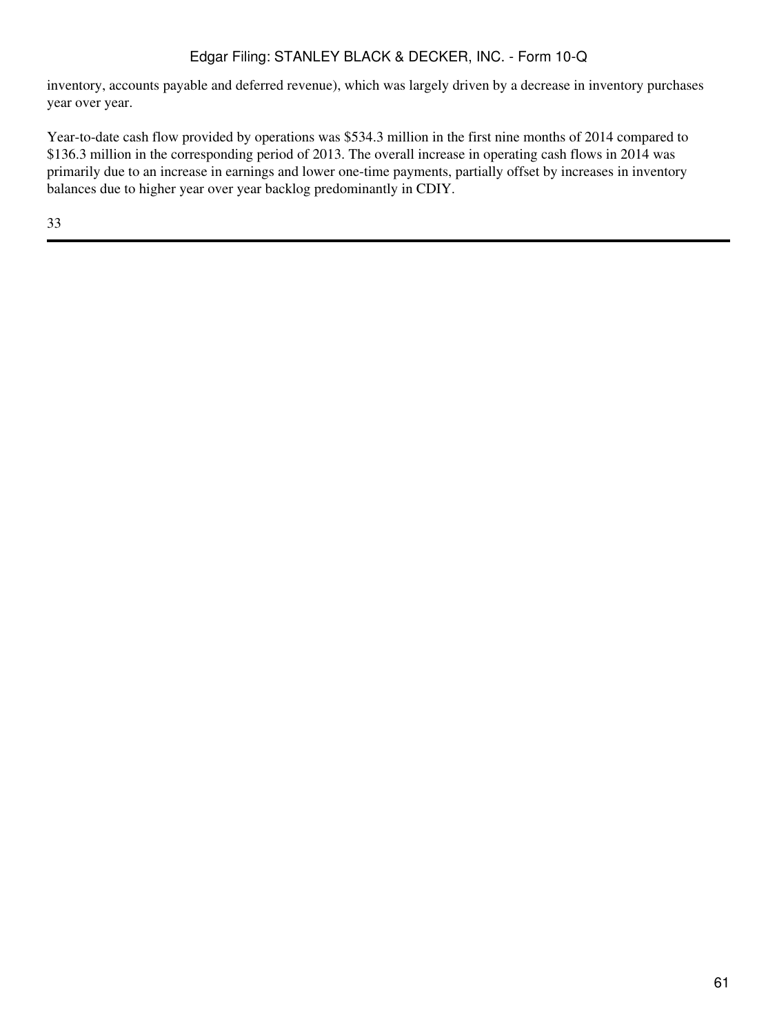inventory, accounts payable and deferred revenue), which was largely driven by a decrease in inventory purchases year over year.

Year-to-date cash flow provided by operations was $534.3 million in the first nine months of 2014 compared to $136.3 million in the corresponding period of 2013. The overall increase in operating cash flows in 2014 was primarily due to an increase in earnings and lower one-time payments, partially offset by increases in inventory balances due to higher year over year backlog predominantly in CDIY.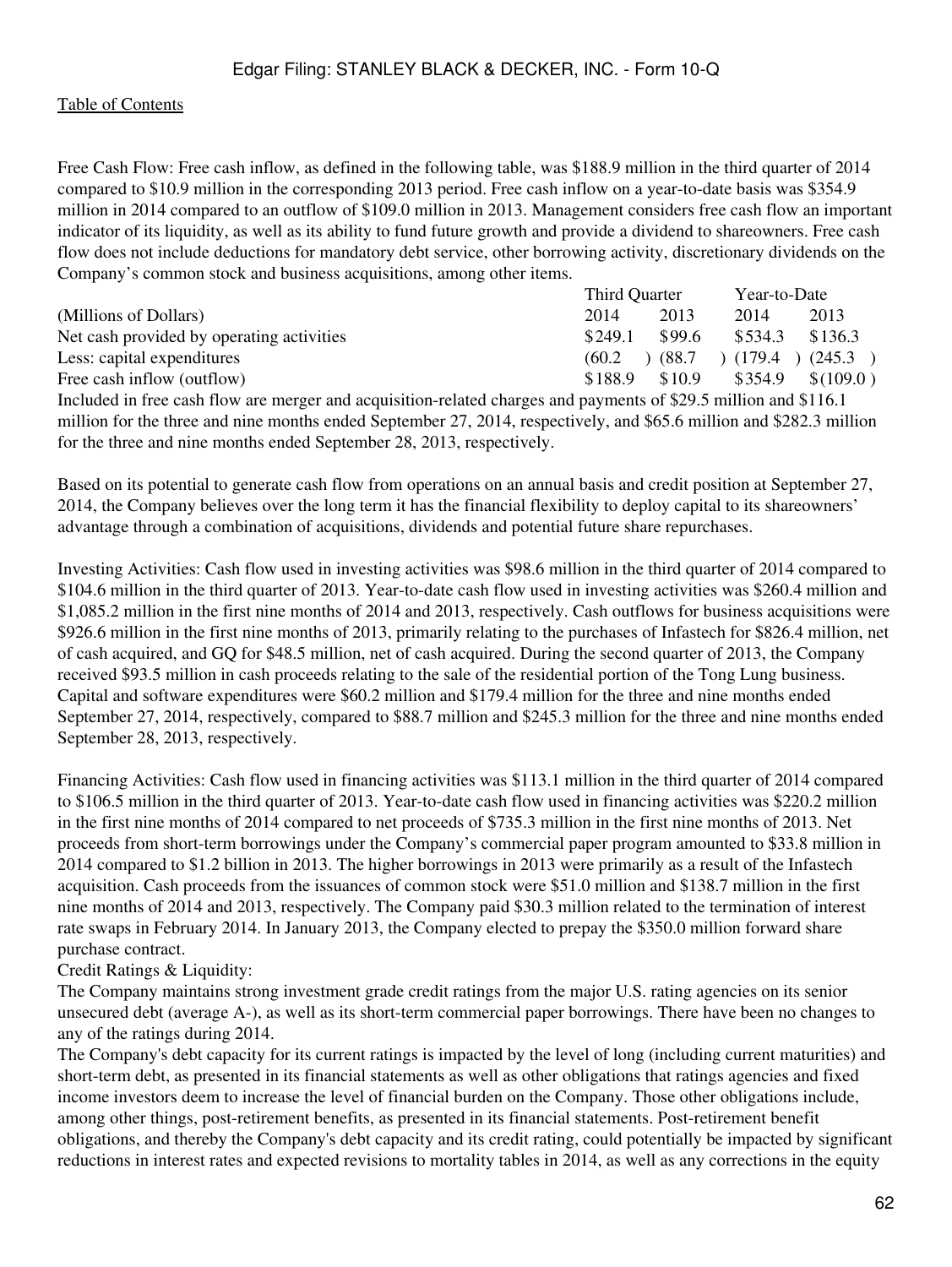Free Cash Flow: Free cash inflow, as defined in the following table, was $188.9 million in the third quarter of 2014 compared to $10.9 million in the corresponding 2013 period. Free cash inflow on a year-to-date basis was $354.9 million in 2014 compared to an outflow of $109.0 million in 2013. Management considers free cash flow an important indicator of its liquidity, as well as its ability to fund future growth and provide a dividend to shareowners. Free cash flow does not include deductions for mandatory debt service, other borrowing activity, discretionary dividends on the Company's common stock and business acquisitions, among other items.

| | Third Quarter | | Year-to-Date | |
|---|---|---|---|---|
| (Millions of Dollars) | 2014 | 2013 | 2014 | 2013 |
| Net cash provided by operating activities | $249.1 | $99.6 | $534.3 | $136.3 |
| Less: capital expenditures | (60.2) | (88.7) | (179.4) | (245.3) |
| Free cash inflow (outflow) | $188.9 | $10.9 | $354.9 | $(109.0) |

Included in free cash flow are merger and acquisition-related charges and payments of $29.5 million and $116.1 million for the three and nine months ended September 27, 2014, respectively, and $65.6 million and $282.3 million for the three and nine months ended September 28, 2013, respectively.

Based on its potential to generate cash flow from operations on an annual basis and credit position at September 27, 2014, the Company believes over the long term it has the financial flexibility to deploy capital to its shareowners' advantage through a combination of acquisitions, dividends and potential future share repurchases.

Investing Activities: Cash flow used in investing activities was $98.6 million in the third quarter of 2014 compared to $104.6 million in the third quarter of 2013. Year-to-date cash flow used in investing activities was $260.4 million and $1,085.2 million in the first nine months of 2014 and 2013, respectively. Cash outflows for business acquisitions were $926.6 million in the first nine months of 2013, primarily relating to the purchases of Infastech for $826.4 million, net of cash acquired, and GQ for $48.5 million, net of cash acquired. During the second quarter of 2013, the Company received $93.5 million in cash proceeds relating to the sale of the residential portion of the Tong Lung business. Capital and software expenditures were $60.2 million and $179.4 million for the three and nine months ended September 27, 2014, respectively, compared to $88.7 million and $245.3 million for the three and nine months ended September 28, 2013, respectively.

Financing Activities: Cash flow used in financing activities was $113.1 million in the third quarter of 2014 compared to $106.5 million in the third quarter of 2013. Year-to-date cash flow used in financing activities was $220.2 million in the first nine months of 2014 compared to net proceeds of $735.3 million in the first nine months of 2013. Net proceeds from short-term borrowings under the Company's commercial paper program amounted to $33.8 million in 2014 compared to $1.2 billion in 2013. The higher borrowings in 2013 were primarily as a result of the Infastech acquisition. Cash proceeds from the issuances of common stock were $51.0 million and $138.7 million in the first nine months of 2014 and 2013, respectively. The Company paid $30.3 million related to the termination of interest rate swaps in February 2014. In January 2013, the Company elected to prepay the $350.0 million forward share purchase contract.

Credit Ratings & Liquidity:

The Company maintains strong investment grade credit ratings from the major U.S. rating agencies on its senior unsecured debt (average A-), as well as its short-term commercial paper borrowings. There have been no changes to any of the ratings during 2014.

The Company's debt capacity for its current ratings is impacted by the level of long (including current maturities) and short-term debt, as presented in its financial statements as well as other obligations that ratings agencies and fixed income investors deem to increase the level of financial burden on the Company. Those other obligations include, among other things, post-retirement benefits, as presented in its financial statements. Post-retirement benefit obligations, and thereby the Company's debt capacity and its credit rating, could potentially be impacted by significant reductions in interest rates and expected revisions to mortality tables in 2014, as well as any corrections in the equity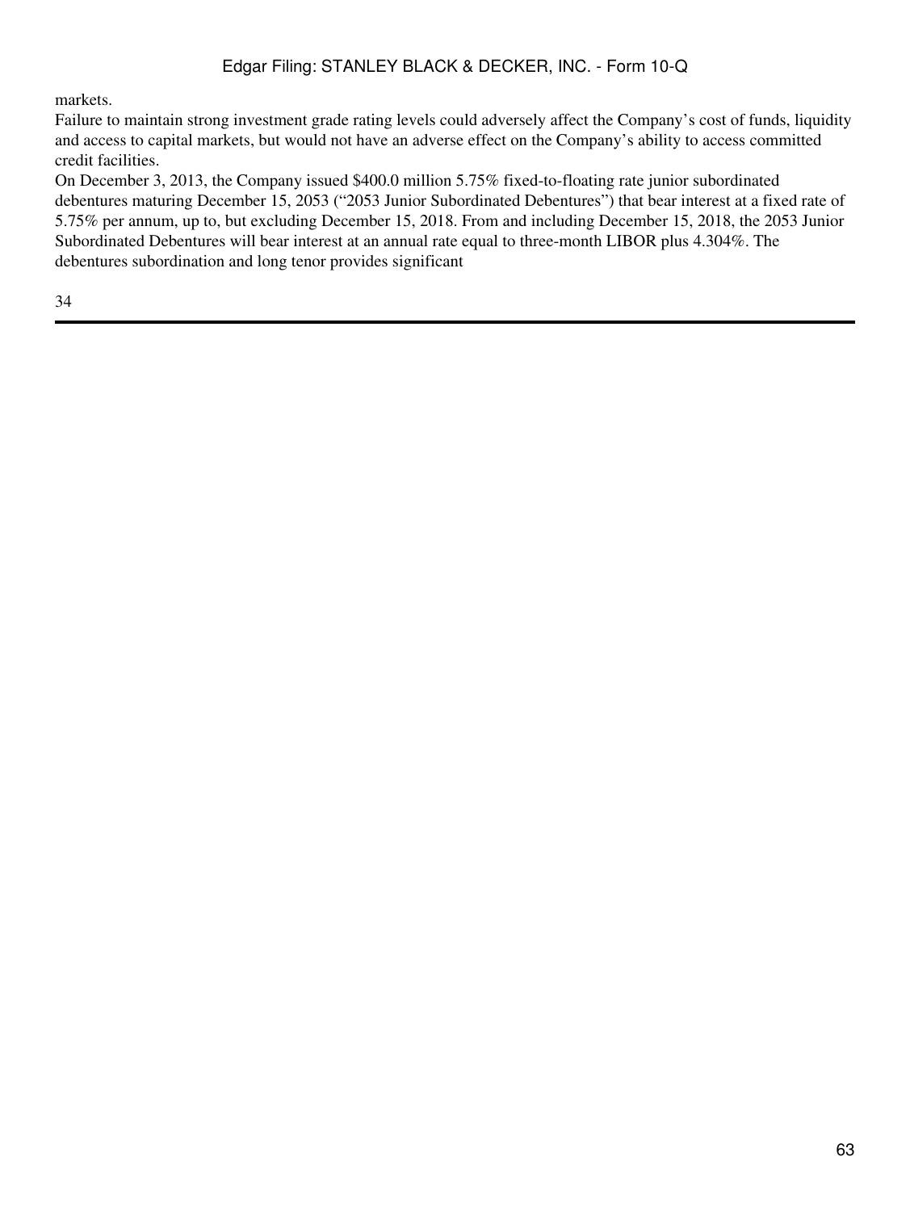markets.

Failure to maintain strong investment grade rating levels could adversely affect the Company’s cost of funds, liquidity and access to capital markets, but would not have an adverse effect on the Company’s ability to access committed credit facilities.

On December 3, 2013, the Company issued $400.0 million 5.75% fixed-to-floating rate junior subordinated debentures maturing December 15, 2053 (“2053 Junior Subordinated Debentures”) that bear interest at a fixed rate of 5.75% per annum, up to, but excluding December 15, 2018. From and including December 15, 2018, the 2053 Junior Subordinated Debentures will bear interest at an annual rate equal to three-month LIBOR plus 4.304%. The debentures subordination and long tenor provides significant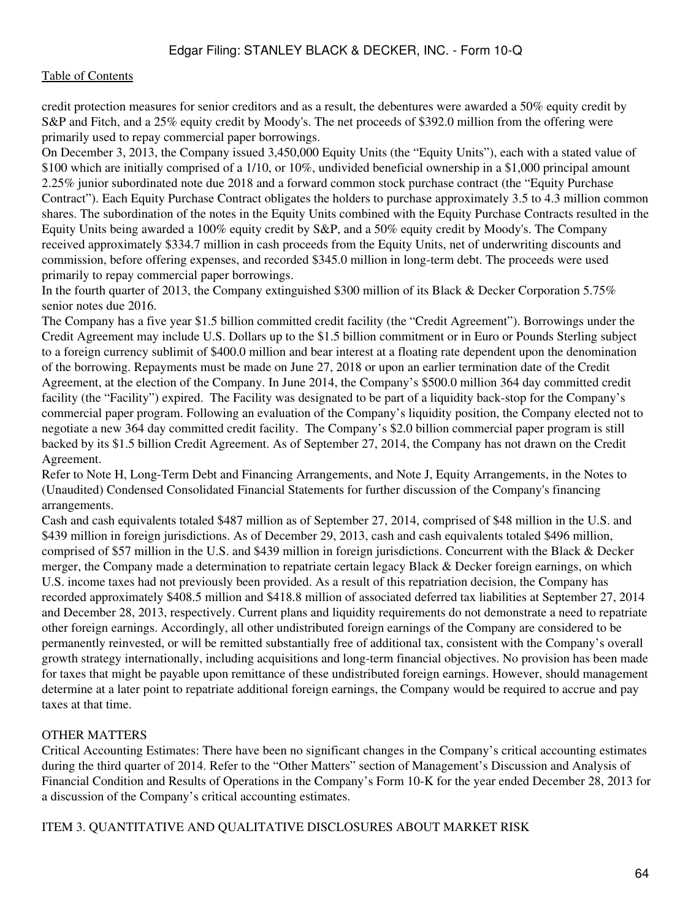credit protection measures for senior creditors and as a result, the debentures were awarded a 50% equity credit by S&P and Fitch, and a 25% equity credit by Moody's. The net proceeds of $392.0 million from the offering were primarily used to repay commercial paper borrowings.

On December 3, 2013, the Company issued 3,450,000 Equity Units (the "Equity Units"), each with a stated value of $100 which are initially comprised of a 1/10, or 10%, undivided beneficial ownership in a $1,000 principal amount 2.25% junior subordinated note due 2018 and a forward common stock purchase contract (the "Equity Purchase Contract"). Each Equity Purchase Contract obligates the holders to purchase approximately 3.5 to 4.3 million common shares. The subordination of the notes in the Equity Units combined with the Equity Purchase Contracts resulted in the Equity Units being awarded a 100% equity credit by S&P, and a 50% equity credit by Moody's. The Company received approximately $334.7 million in cash proceeds from the Equity Units, net of underwriting discounts and commission, before offering expenses, and recorded $345.0 million in long-term debt. The proceeds were used primarily to repay commercial paper borrowings.

In the fourth quarter of 2013, the Company extinguished $300 million of its Black & Decker Corporation 5.75% senior notes due 2016.

The Company has a five year $1.5 billion committed credit facility (the "Credit Agreement"). Borrowings under the Credit Agreement may include U.S. Dollars up to the $1.5 billion commitment or in Euro or Pounds Sterling subject to a foreign currency sublimit of $400.0 million and bear interest at a floating rate dependent upon the denomination of the borrowing. Repayments must be made on June 27, 2018 or upon an earlier termination date of the Credit Agreement, at the election of the Company. In June 2014, the Company's $500.0 million 364 day committed credit facility (the "Facility") expired. The Facility was designated to be part of a liquidity back-stop for the Company's commercial paper program. Following an evaluation of the Company's liquidity position, the Company elected not to negotiate a new 364 day committed credit facility. The Company's $2.0 billion commercial paper program is still backed by its $1.5 billion Credit Agreement. As of September 27, 2014, the Company has not drawn on the Credit Agreement.

Refer to Note H, Long-Term Debt and Financing Arrangements, and Note J, Equity Arrangements, in the Notes to (Unaudited) Condensed Consolidated Financial Statements for further discussion of the Company's financing arrangements.

Cash and cash equivalents totaled $487 million as of September 27, 2014, comprised of $48 million in the U.S. and $439 million in foreign jurisdictions. As of December 29, 2013, cash and cash equivalents totaled $496 million, comprised of $57 million in the U.S. and $439 million in foreign jurisdictions. Concurrent with the Black & Decker merger, the Company made a determination to repatriate certain legacy Black & Decker foreign earnings, on which U.S. income taxes had not previously been provided. As a result of this repatriation decision, the Company has recorded approximately $408.5 million and $418.8 million of associated deferred tax liabilities at September 27, 2014 and December 28, 2013, respectively. Current plans and liquidity requirements do not demonstrate a need to repatriate other foreign earnings. Accordingly, all other undistributed foreign earnings of the Company are considered to be permanently reinvested, or will be remitted substantially free of additional tax, consistent with the Company's overall growth strategy internationally, including acquisitions and long-term financial objectives. No provision has been made for taxes that might be payable upon remittance of these undistributed foreign earnings. However, should management determine at a later point to repatriate additional foreign earnings, the Company would be required to accrue and pay taxes at that time.

## OTHER MATTERS

Critical Accounting Estimates: There have been no significant changes in the Company's critical accounting estimates during the third quarter of 2014. Refer to the "Other Matters" section of Management's Discussion and Analysis of Financial Condition and Results of Operations in the Company's Form 10-K for the year ended December 28, 2013 for a discussion of the Company's critical accounting estimates.

## ITEM 3. QUANTITATIVE AND QUALITATIVE DISCLOSURES ABOUT MARKET RISK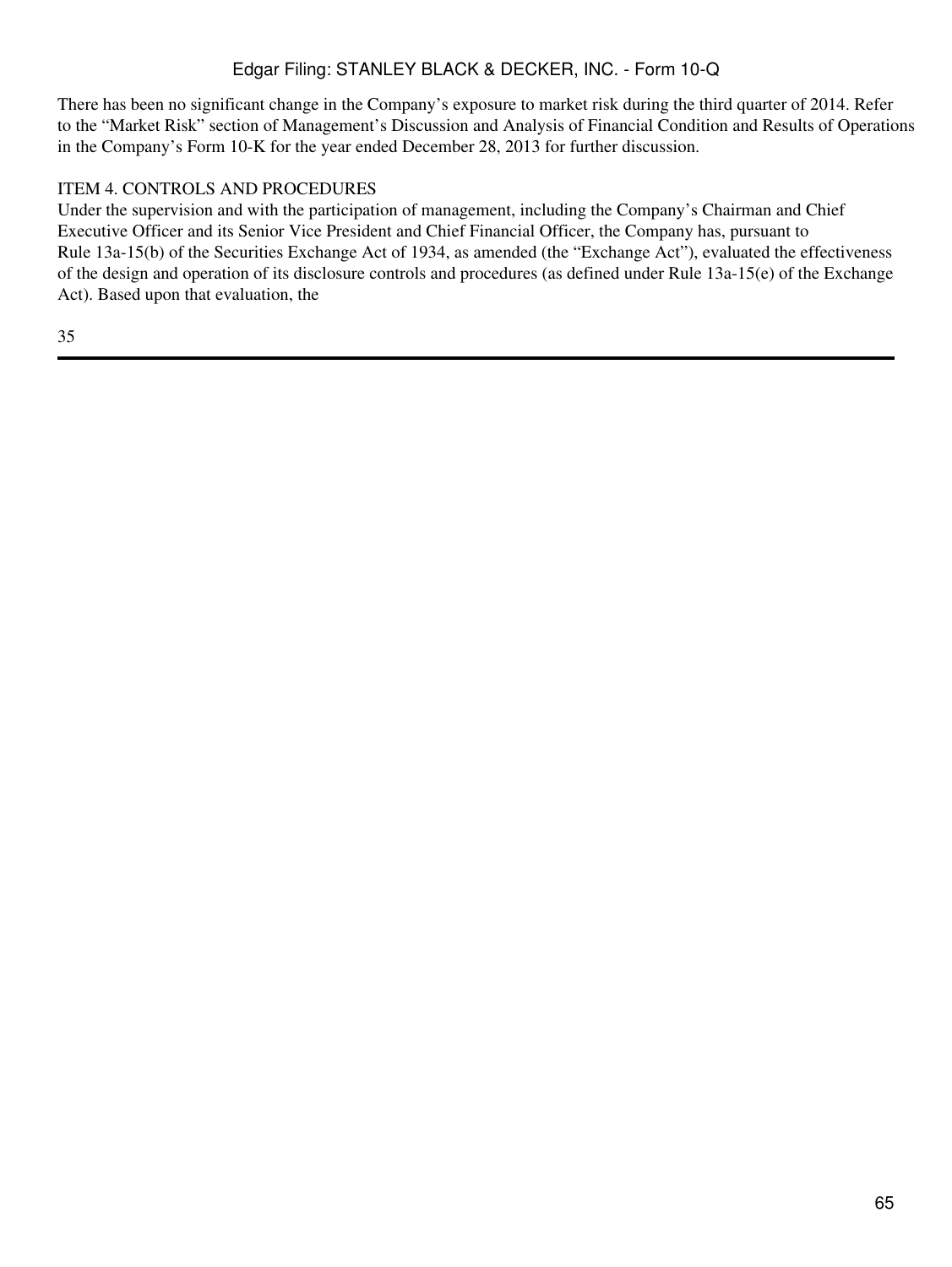There has been no significant change in the Company's exposure to market risk during the third quarter of 2014. Refer to the "Market Risk" section of Management's Discussion and Analysis of Financial Condition and Results of Operations in the Company's Form 10-K for the year ended December 28, 2013 for further discussion.

## ITEM 4. CONTROLS AND PROCEDURES

Under the supervision and with the participation of management, including the Company's Chairman and Chief Executive Officer and its Senior Vice President and Chief Financial Officer, the Company has, pursuant to Rule 13a-15(b) of the Securities Exchange Act of 1934, as amended (the "Exchange Act"), evaluated the effectiveness of the design and operation of its disclosure controls and procedures (as defined under Rule 13a-15(e) of the Exchange Act). Based upon that evaluation, the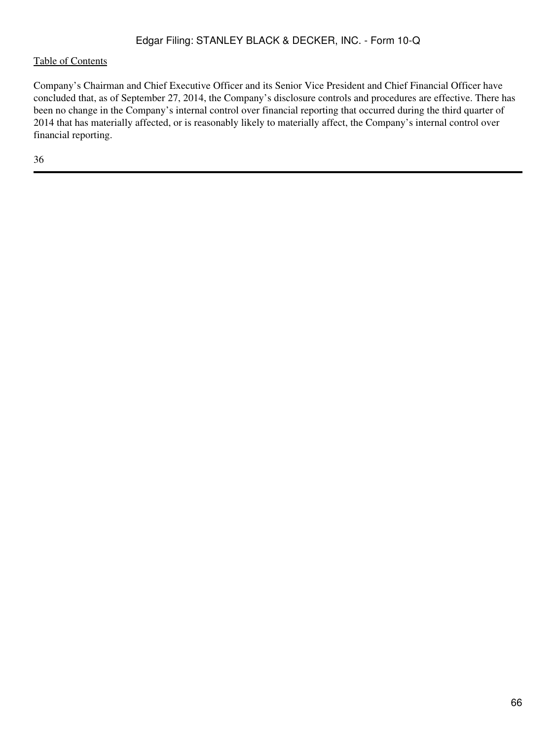Company's Chairman and Chief Executive Officer and its Senior Vice President and Chief Financial Officer have concluded that, as of September 27, 2014, the Company's disclosure controls and procedures are effective. There has been no change in the Company's internal control over financial reporting that occurred during the third quarter of 2014 that has materially affected, or is reasonably likely to materially affect, the Company's internal control over financial reporting.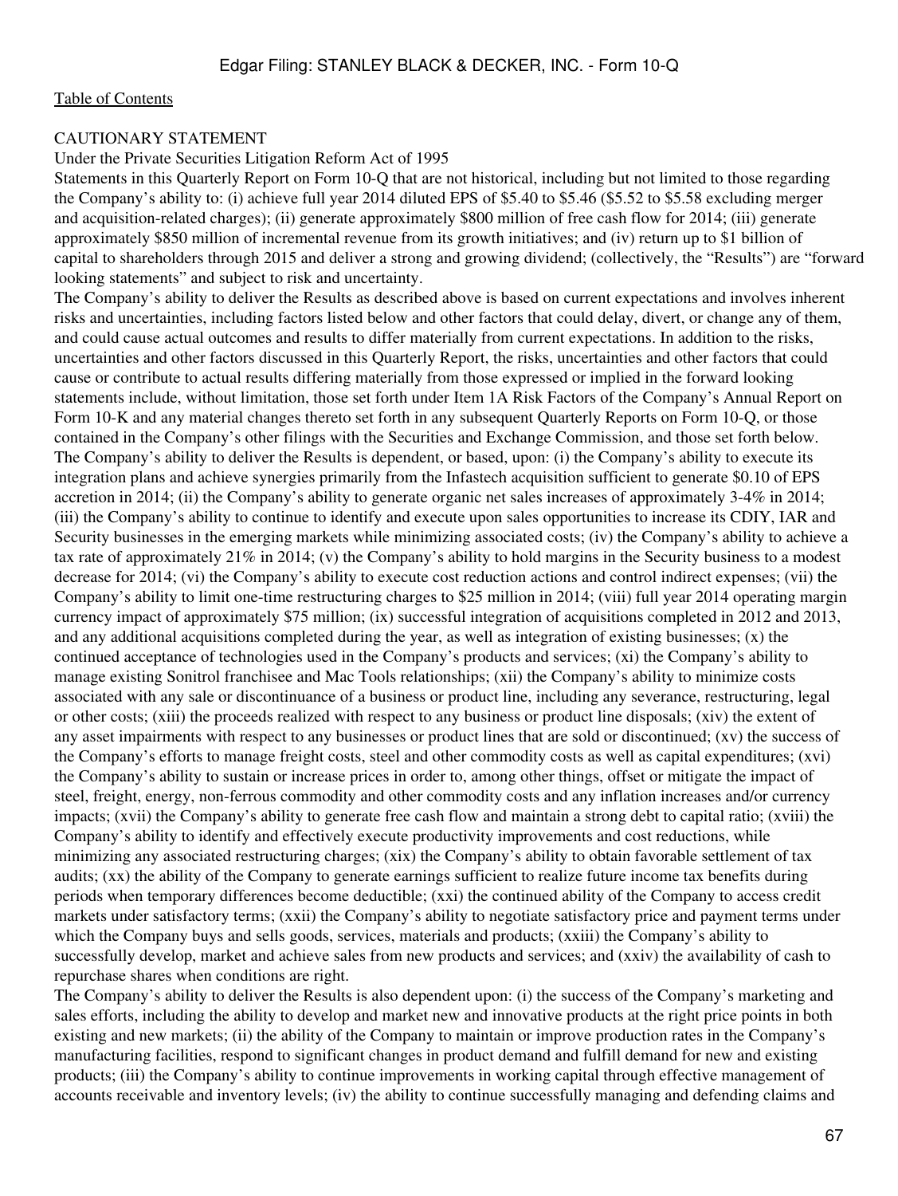[Table of Contents](#)

CAUTIONARY STATEMENT

Under the Private Securities Litigation Reform Act of 1995

Statements in this Quarterly Report on Form 10-Q that are not historical, including but not limited to those regarding the Company's ability to: (i) achieve full year 2014 diluted EPS of \$5.40 to \$5.46 (\$5.52 to \$5.58 excluding merger and acquisition-related charges); (ii) generate approximately \$800 million of free cash flow for 2014; (iii) generate approximately \$850 million of incremental revenue from its growth initiatives; and (iv) return up to \$1 billion of capital to shareholders through 2015 and deliver a strong and growing dividend; (collectively, the "Results") are "forward looking statements" and subject to risk and uncertainty.

The Company's ability to deliver the Results as described above is based on current expectations and involves inherent risks and uncertainties, including factors listed below and other factors that could delay, divert, or change any of them, and could cause actual outcomes and results to differ materially from current expectations. In addition to the risks, uncertainties and other factors discussed in this Quarterly Report, the risks, uncertainties and other factors that could cause or contribute to actual results differing materially from those expressed or implied in the forward looking statements include, without limitation, those set forth under Item 1A Risk Factors of the Company's Annual Report on Form 10-K and any material changes thereto set forth in any subsequent Quarterly Reports on Form 10-Q, or those contained in the Company's other filings with the Securities and Exchange Commission, and those set forth below.

The Company's ability to deliver the Results is dependent, or based, upon: (i) the Company's ability to execute its integration plans and achieve synergies primarily from the Infastech acquisition sufficient to generate \$0.10 of EPS accretion in 2014; (ii) the Company's ability to generate organic net sales increases of approximately 3-4% in 2014; (iii) the Company's ability to continue to identify and execute upon sales opportunities to increase its CDIY, IAR and Security businesses in the emerging markets while minimizing associated costs; (iv) the Company's ability to achieve a tax rate of approximately 21% in 2014; (v) the Company's ability to hold margins in the Security business to a modest decrease for 2014; (vi) the Company's ability to execute cost reduction actions and control indirect expenses; (vii) the Company's ability to limit one-time restructuring charges to \$25 million in 2014; (viii) full year 2014 operating margin currency impact of approximately \$75 million; (ix) successful integration of acquisitions completed in 2012 and 2013, and any additional acquisitions completed during the year, as well as integration of existing businesses; (x) the continued acceptance of technologies used in the Company's products and services; (xi) the Company's ability to manage existing Sonitrol franchisee and Mac Tools relationships; (xii) the Company's ability to minimize costs associated with any sale or discontinuance of a business or product line, including any severance, restructuring, legal or other costs; (xiii) the proceeds realized with respect to any business or product line disposals; (xiv) the extent of any asset impairments with respect to any businesses or product lines that are sold or discontinued; (xv) the success of the Company's efforts to manage freight costs, steel and other commodity costs as well as capital expenditures; (xvi) the Company's ability to sustain or increase prices in order to, among other things, offset or mitigate the impact of steel, freight, energy, non-ferrous commodity and other commodity costs and any inflation increases and/or currency impacts; (xvii) the Company's ability to generate free cash flow and maintain a strong debt to capital ratio; (xviii) the Company's ability to identify and effectively execute productivity improvements and cost reductions, while minimizing any associated restructuring charges; (xix) the Company's ability to obtain favorable settlement of tax audits; (xx) the ability of the Company to generate earnings sufficient to realize future income tax benefits during periods when temporary differences become deductible; (xxi) the continued ability of the Company to access credit markets under satisfactory terms; (xxii) the Company's ability to negotiate satisfactory price and payment terms under which the Company buys and sells goods, services, materials and products; (xxiii) the Company's ability to successfully develop, market and achieve sales from new products and services; and (xxiv) the availability of cash to repurchase shares when conditions are right.

The Company's ability to deliver the Results is also dependent upon: (i) the success of the Company's marketing and sales efforts, including the ability to develop and market new and innovative products at the right price points in both existing and new markets; (ii) the ability of the Company to maintain or improve production rates in the Company's manufacturing facilities, respond to significant changes in product demand and fulfill demand for new and existing products; (iii) the Company's ability to continue improvements in working capital through effective management of accounts receivable and inventory levels; (iv) the ability to continue successfully managing and defending claims and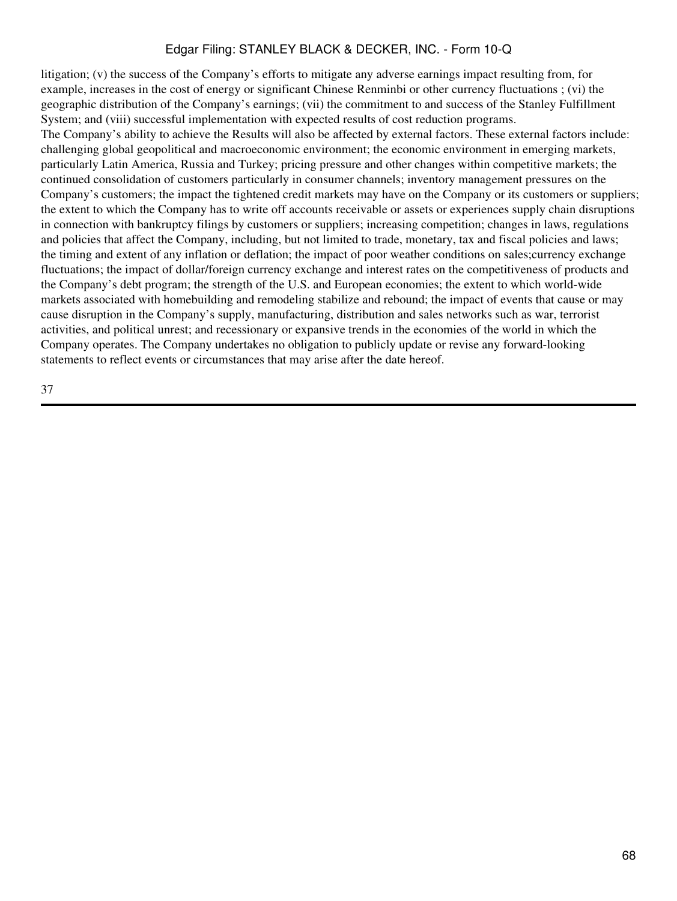litigation; (v) the success of the Company's efforts to mitigate any adverse earnings impact resulting from, for example, increases in the cost of energy or significant Chinese Renminbi or other currency fluctuations ; (vi) the geographic distribution of the Company's earnings; (vii) the commitment to and success of the Stanley Fulfillment System; and (viii) successful implementation with expected results of cost reduction programs.

The Company's ability to achieve the Results will also be affected by external factors. These external factors include: challenging global geopolitical and macroeconomic environment; the economic environment in emerging markets, particularly Latin America, Russia and Turkey; pricing pressure and other changes within competitive markets; the continued consolidation of customers particularly in consumer channels; inventory management pressures on the Company's customers; the impact the tightened credit markets may have on the Company or its customers or suppliers; the extent to which the Company has to write off accounts receivable or assets or experiences supply chain disruptions in connection with bankruptcy filings by customers or suppliers; increasing competition; changes in laws, regulations and policies that affect the Company, including, but not limited to trade, monetary, tax and fiscal policies and laws; the timing and extent of any inflation or deflation; the impact of poor weather conditions on sales;currency exchange fluctuations; the impact of dollar/foreign currency exchange and interest rates on the competitiveness of products and the Company's debt program; the strength of the U.S. and European economies; the extent to which world-wide markets associated with homebuilding and remodeling stabilize and rebound; the impact of events that cause or may cause disruption in the Company's supply, manufacturing, distribution and sales networks such as war, terrorist activities, and political unrest; and recessionary or expansive trends in the economies of the world in which the Company operates. The Company undertakes no obligation to publicly update or revise any forward-looking statements to reflect events or circumstances that may arise after the date hereof.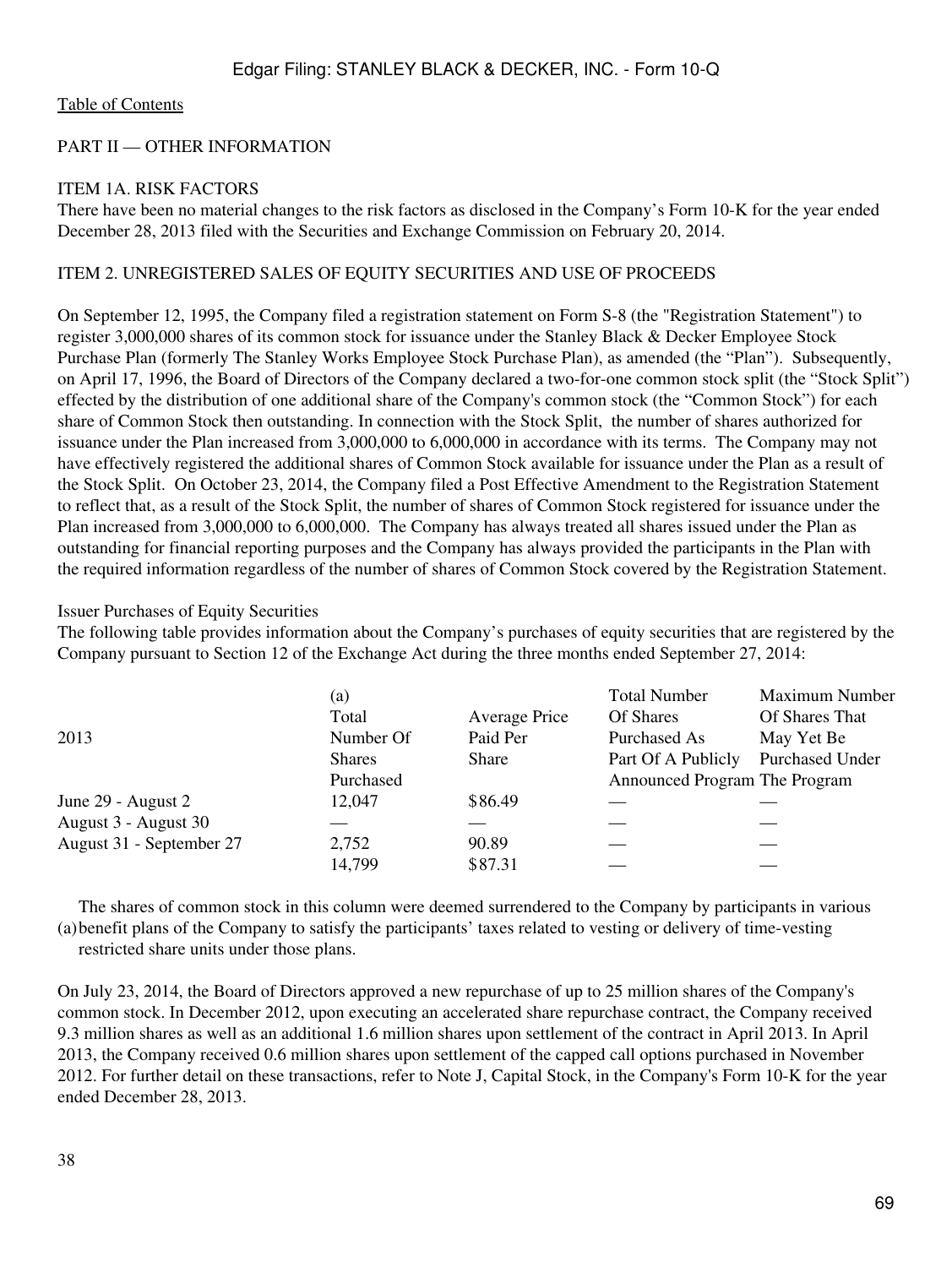[Table of Contents](#)

PART II — OTHER INFORMATION

ITEM 1A. RISK FACTORS

There have been no material changes to the risk factors as disclosed in the Company's Form 10-K for the year ended December 28, 2013 filed with the Securities and Exchange Commission on February 20, 2014.

ITEM 2. UNREGISTERED SALES OF EQUITY SECURITIES AND USE OF PROCEEDS

On September 12, 1995, the Company filed a registration statement on Form S-8 (the "Registration Statement") to register 3,000,000 shares of its common stock for issuance under the Stanley Black & Decker Employee Stock Purchase Plan (formerly The Stanley Works Employee Stock Purchase Plan), as amended (the "Plan"). Subsequently, on April 17, 1996, the Board of Directors of the Company declared a two-for-one common stock split (the "Stock Split") effected by the distribution of one additional share of the Company's common stock (the "Common Stock") for each share of Common Stock then outstanding. In connection with the Stock Split, the number of shares authorized for issuance under the Plan increased from 3,000,000 to 6,000,000 in accordance with its terms. The Company may not have effectively registered the additional shares of Common Stock available for issuance under the Plan as a result of the Stock Split. On October 23, 2014, the Company filed a Post Effective Amendment to the Registration Statement to reflect that, as a result of the Stock Split, the number of shares of Common Stock registered for issuance under the Plan increased from 3,000,000 to 6,000,000. The Company has always treated all shares issued under the Plan as outstanding for financial reporting purposes and the Company has always provided the participants in the Plan with the required information regardless of the number of shares of Common Stock covered by the Registration Statement.

Issuer Purchases of Equity Securities

The following table provides information about the Company's purchases of equity securities that are registered by the Company pursuant to Section 12 of the Exchange Act during the three months ended September 27, 2014:

| 2013 | (a) Total Number Of Shares Purchased | Average Price Paid Per Share | Total Number Of Shares Purchased As Part Of A Publicly Announced Program | Maximum Number Of Shares That May Yet Be Purchased Under The Program |
|---|---|---|---|---|
| June 29 - August 2 | 12,047 | $86.49 | — | — |
| August 3 - August 30 | — | — | — | — |
| August 31 - September 27 | 2,752 | 90.89 | — | — |
| | 14,799 | $87.31 | — | — |

(a) The shares of common stock in this column were deemed surrendered to the Company by participants in various benefit plans of the Company to satisfy the participants' taxes related to vesting or delivery of time-vesting restricted share units under those plans.

On July 23, 2014, the Board of Directors approved a new repurchase of up to 25 million shares of the Company's common stock. In December 2012, upon executing an accelerated share repurchase contract, the Company received 9.3 million shares as well as an additional 1.6 million shares upon settlement of the contract in April 2013. In April 2013, the Company received 0.6 million shares upon settlement of the capped call options purchased in November 2012. For further detail on these transactions, refer to Note J, Capital Stock, in the Company's Form 10-K for the year ended December 28, 2013.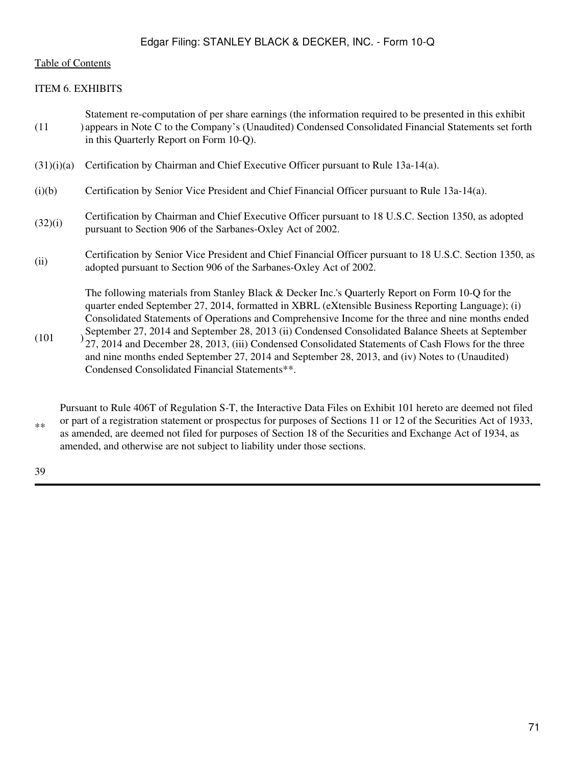[Table of Contents](#)

ITEM 6. EXHIBITS

| | |
|---|---|
| (11) | Statement re-computation of per share earnings (the information required to be presented in this exhibit appears in Note C to the Company's (Unaudited) Condensed Consolidated Financial Statements set forth in this Quarterly Report on Form 10-Q). |
| (31)(i)(a) | Certification by Chairman and Chief Executive Officer pursuant to Rule 13a-14(a). |
| (i)(b) | Certification by Senior Vice President and Chief Financial Officer pursuant to Rule 13a-14(a). |
| (32)(i) | Certification by Chairman and Chief Executive Officer pursuant to 18 U.S.C. Section 1350, as adopted pursuant to Section 906 of the Sarbanes-Oxley Act of 2002. |
| (ii) | Certification by Senior Vice President and Chief Financial Officer pursuant to 18 U.S.C. Section 1350, as adopted pursuant to Section 906 of the Sarbanes-Oxley Act of 2002. |
| (101) | The following materials from Stanley Black & Decker Inc.'s Quarterly Report on Form 10-Q for the quarter ended September 27, 2014, formatted in XBRL (eXtensible Business Reporting Language); (i) Consolidated Statements of Operations and Comprehensive Income for the three and nine months ended September 27, 2014 and September 28, 2013 (ii) Condensed Consolidated Balance Sheets at September 27, 2014 and December 28, 2013, (iii) Condensed Consolidated Statements of Cash Flows for the three and nine months ended September 27, 2014 and September 28, 2013, and (iv) Notes to (Unaudited) Condensed Consolidated Financial Statements**. |

** Pursuant to Rule 406T of Regulation S-T, the Interactive Data Files on Exhibit 101 hereto are deemed not filed or part of a registration statement or prospectus for purposes of Sections 11 or 12 of the Securities Act of 1933, as amended, are deemed not filed for purposes of Section 18 of the Securities and Exchange Act of 1934, as amended, and otherwise are not subject to liability under those sections.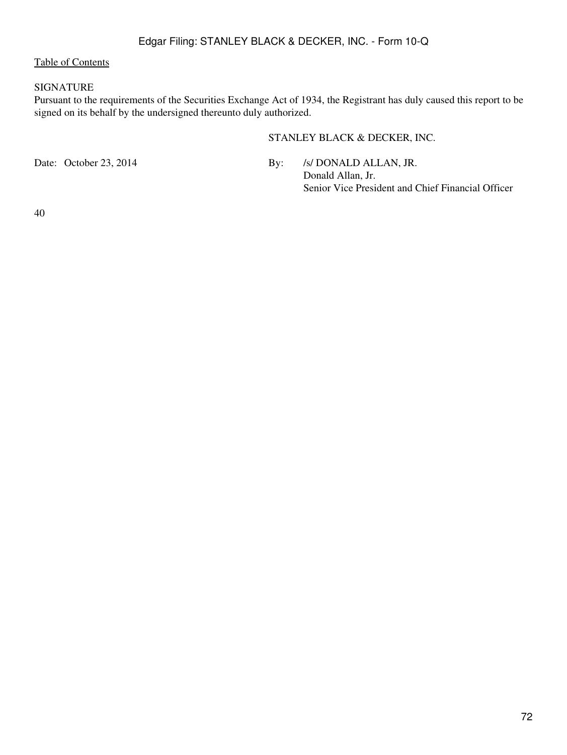[Table of Contents](#)

SIGNATURE

Pursuant to the requirements of the Securities Exchange Act of 1934, the Registrant has duly caused this report to be signed on its behalf by the undersigned thereunto duly authorized.

STANLEY BLACK & DECKER, INC.

| | | |
|---|---|---|
| Date: October 23, 2014 | By: | /s/ DONALD ALLAN, JR. |
| | | Donald Allan, Jr. |
| | | Senior Vice President and Chief Financial Officer |